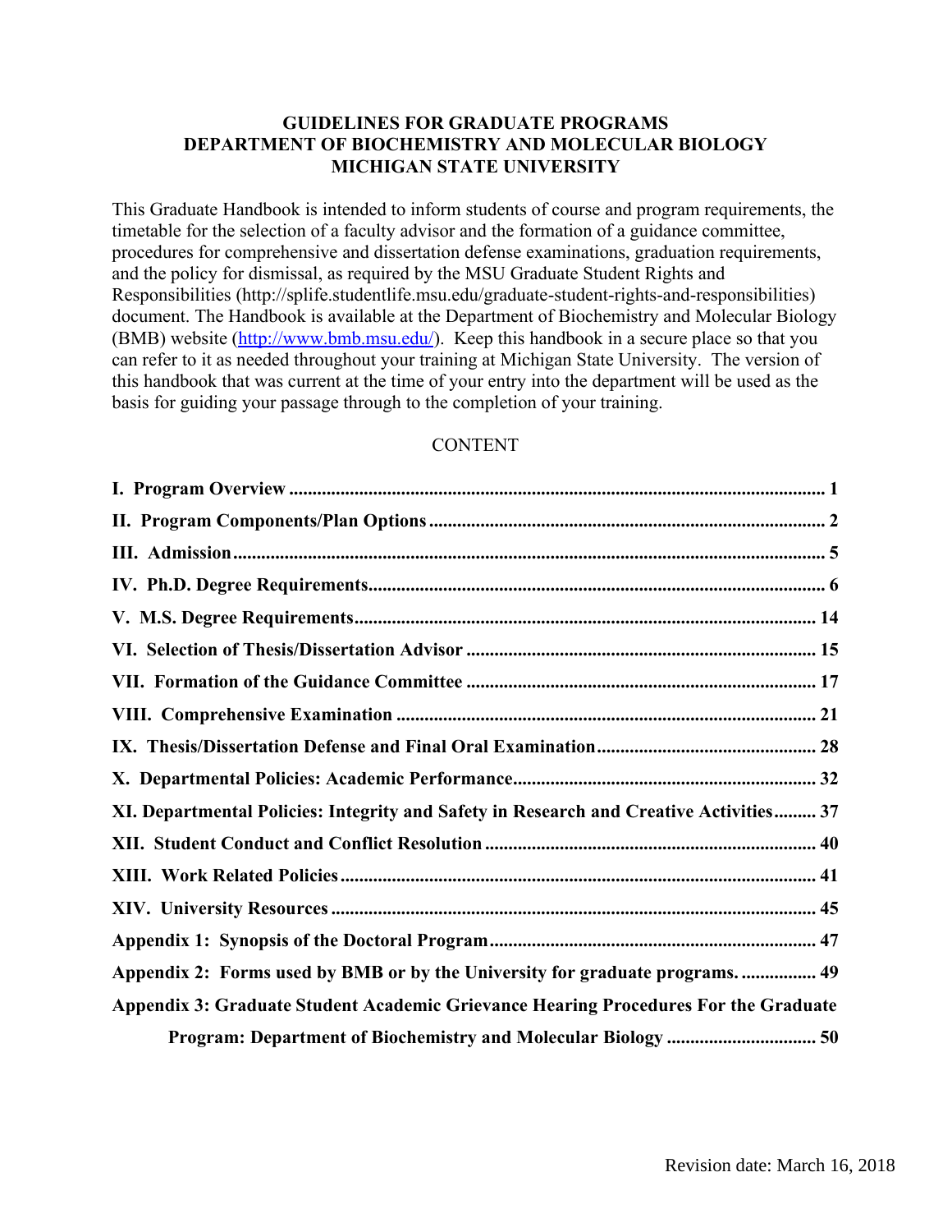# GUIDELINES FOR GRADUATE PROGRAMS
# DEPARTMENT OF BIOCHEMISTRY AND MOLECULAR BIOLOGY
# MICHIGAN STATE UNIVERSITY

This Graduate Handbook is intended to inform students of course and program requirements, the timetable for the selection of a faculty advisor and the formation of a guidance committee, procedures for comprehensive and dissertation defense examinations, graduation requirements, and the policy for dismissal, as required by the MSU Graduate Student Rights and Responsibilities (http://splife.studentlife.msu.edu/graduate-student-rights-and-responsibilities) document. The Handbook is available at the Department of Biochemistry and Molecular Biology (BMB) website (http://www.bmb.msu.edu/). Keep this handbook in a secure place so that you can refer to it as needed throughout your training at Michigan State University. The version of this handbook that was current at the time of your entry into the department will be used as the basis for guiding your passage through to the completion of your training.

CONTENT

**I. Program Overview** .......... 1

**II. Program Components/Plan Options** .......... 2

**III. Admission** .......... 5

**IV. Ph.D. Degree Requirements** .......... 6

**V. M.S. Degree Requirements** .......... 14

**VI. Selection of Thesis/Dissertation Advisor** .......... 15

**VII. Formation of the Guidance Committee** .......... 17

**VIII. Comprehensive Examination** .......... 21

**IX. Thesis/Dissertation Defense and Final Oral Examination** .......... 28

**X. Departmental Policies: Academic Performance** .......... 32

**XI. Departmental Policies: Integrity and Safety in Research and Creative Activities** .......... 37

**XII. Student Conduct and Conflict Resolution** .......... 40

**XIII. Work Related Policies** .......... 41

**XIV. University Resources** .......... 45

**Appendix 1: Synopsis of the Doctoral Program** .......... 47

**Appendix 2: Forms used by BMB or by the University for graduate programs.** .......... 49

**Appendix 3: Graduate Student Academic Grievance Hearing Procedures For the Graduate Program: Department of Biochemistry and Molecular Biology** .......... 50

Revision date: March 16, 2018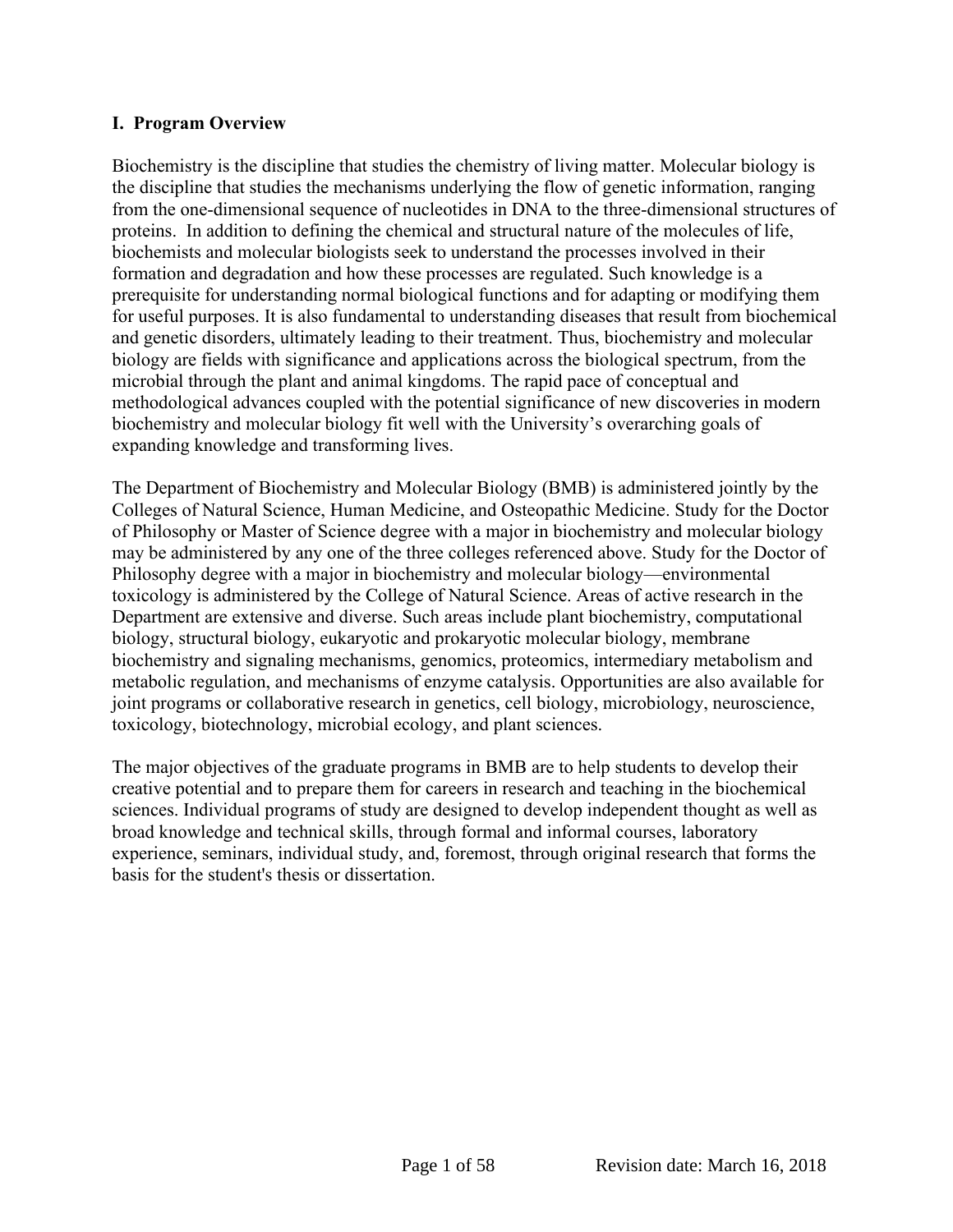## I. Program Overview

Biochemistry is the discipline that studies the chemistry of living matter. Molecular biology is the discipline that studies the mechanisms underlying the flow of genetic information, ranging from the one-dimensional sequence of nucleotides in DNA to the three-dimensional structures of proteins. In addition to defining the chemical and structural nature of the molecules of life, biochemists and molecular biologists seek to understand the processes involved in their formation and degradation and how these processes are regulated. Such knowledge is a prerequisite for understanding normal biological functions and for adapting or modifying them for useful purposes. It is also fundamental to understanding diseases that result from biochemical and genetic disorders, ultimately leading to their treatment. Thus, biochemistry and molecular biology are fields with significance and applications across the biological spectrum, from the microbial through the plant and animal kingdoms. The rapid pace of conceptual and methodological advances coupled with the potential significance of new discoveries in modern biochemistry and molecular biology fit well with the University's overarching goals of expanding knowledge and transforming lives.

The Department of Biochemistry and Molecular Biology (BMB) is administered jointly by the Colleges of Natural Science, Human Medicine, and Osteopathic Medicine. Study for the Doctor of Philosophy or Master of Science degree with a major in biochemistry and molecular biology may be administered by any one of the three colleges referenced above. Study for the Doctor of Philosophy degree with a major in biochemistry and molecular biology—environmental toxicology is administered by the College of Natural Science. Areas of active research in the Department are extensive and diverse. Such areas include plant biochemistry, computational biology, structural biology, eukaryotic and prokaryotic molecular biology, membrane biochemistry and signaling mechanisms, genomics, proteomics, intermediary metabolism and metabolic regulation, and mechanisms of enzyme catalysis. Opportunities are also available for joint programs or collaborative research in genetics, cell biology, microbiology, neuroscience, toxicology, biotechnology, microbial ecology, and plant sciences.

The major objectives of the graduate programs in BMB are to help students to develop their creative potential and to prepare them for careers in research and teaching in the biochemical sciences. Individual programs of study are designed to develop independent thought as well as broad knowledge and technical skills, through formal and informal courses, laboratory experience, seminars, individual study, and, foremost, through original research that forms the basis for the student's thesis or dissertation.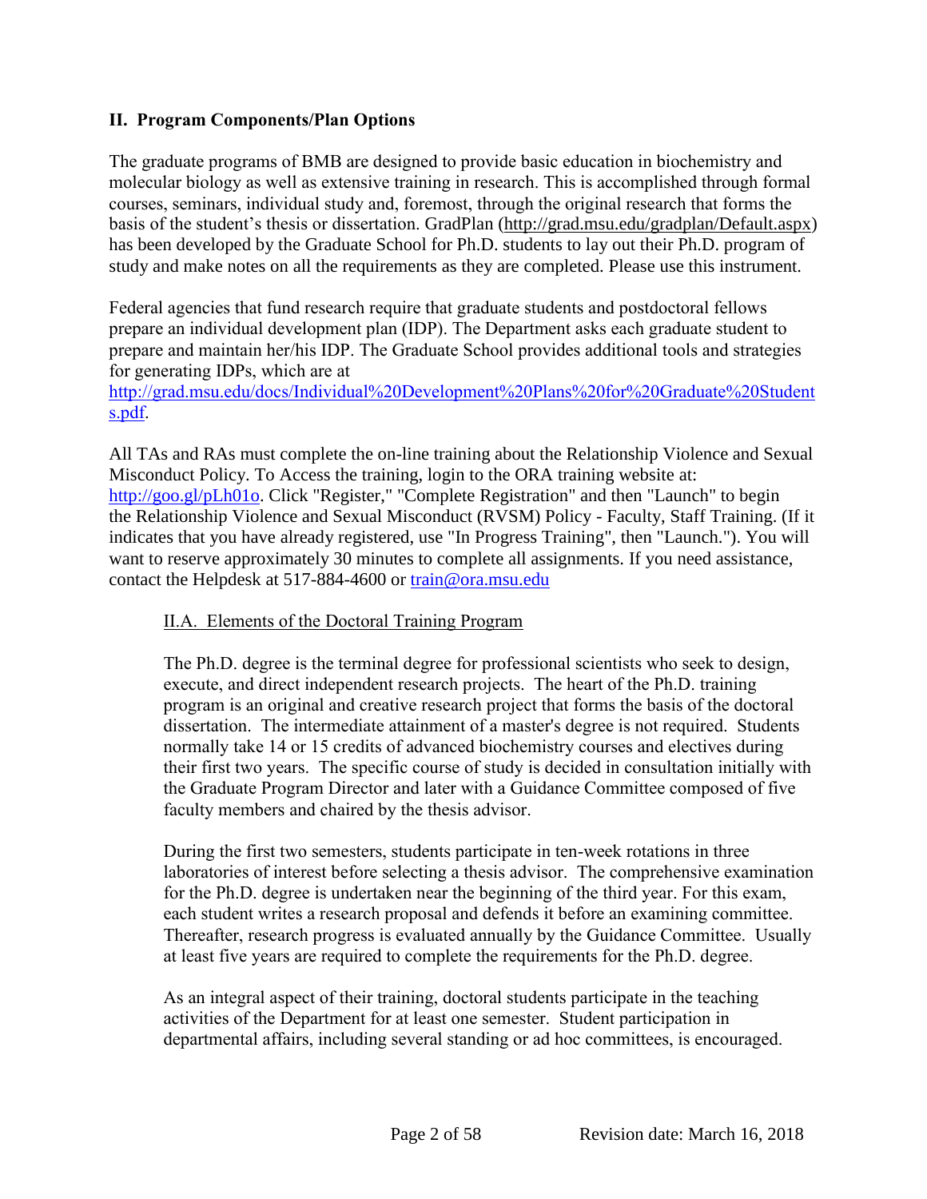## II. Program Components/Plan Options

The graduate programs of BMB are designed to provide basic education in biochemistry and molecular biology as well as extensive training in research. This is accomplished through formal courses, seminars, individual study and, foremost, through the original research that forms the basis of the student's thesis or dissertation. GradPlan (http://grad.msu.edu/gradplan/Default.aspx) has been developed by the Graduate School for Ph.D. students to lay out their Ph.D. program of study and make notes on all the requirements as they are completed. Please use this instrument.

Federal agencies that fund research require that graduate students and postdoctoral fellows prepare an individual development plan (IDP). The Department asks each graduate student to prepare and maintain her/his IDP. The Graduate School provides additional tools and strategies for generating IDPs, which are at http://grad.msu.edu/docs/Individual%20Development%20Plans%20for%20Graduate%20Students.pdf.

All TAs and RAs must complete the on-line training about the Relationship Violence and Sexual Misconduct Policy. To Access the training, login to the ORA training website at: http://goo.gl/pLh01o. Click "Register," "Complete Registration" and then "Launch" to begin the Relationship Violence and Sexual Misconduct (RVSM) Policy - Faculty, Staff Training. (If it indicates that you have already registered, use "In Progress Training", then "Launch."). You will want to reserve approximately 30 minutes to complete all assignments. If you need assistance, contact the Helpdesk at 517-884-4600 or train@ora.msu.edu

### II.A. Elements of the Doctoral Training Program

The Ph.D. degree is the terminal degree for professional scientists who seek to design, execute, and direct independent research projects. The heart of the Ph.D. training program is an original and creative research project that forms the basis of the doctoral dissertation. The intermediate attainment of a master's degree is not required. Students normally take 14 or 15 credits of advanced biochemistry courses and electives during their first two years. The specific course of study is decided in consultation initially with the Graduate Program Director and later with a Guidance Committee composed of five faculty members and chaired by the thesis advisor.

During the first two semesters, students participate in ten-week rotations in three laboratories of interest before selecting a thesis advisor. The comprehensive examination for the Ph.D. degree is undertaken near the beginning of the third year. For this exam, each student writes a research proposal and defends it before an examining committee. Thereafter, research progress is evaluated annually by the Guidance Committee. Usually at least five years are required to complete the requirements for the Ph.D. degree.

As an integral aspect of their training, doctoral students participate in the teaching activities of the Department for at least one semester. Student participation in departmental affairs, including several standing or ad hoc committees, is encouraged.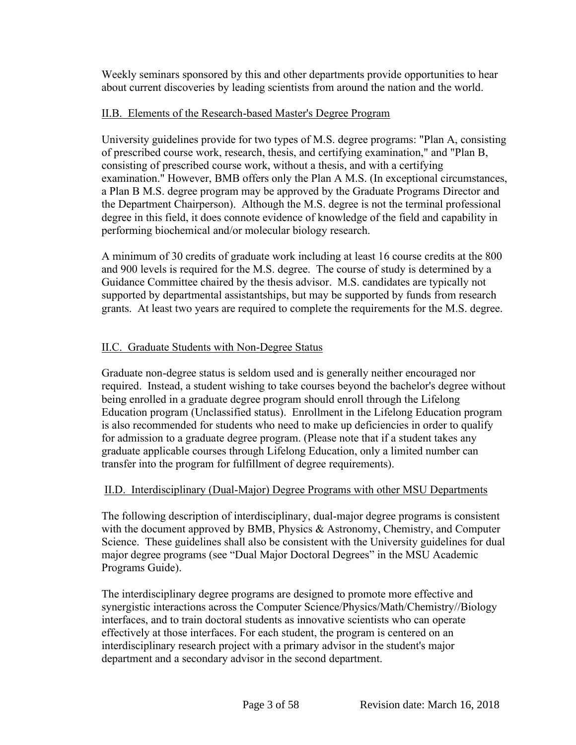Weekly seminars sponsored by this and other departments provide opportunities to hear about current discoveries by leading scientists from around the nation and the world.

## II.B. Elements of the Research-based Master's Degree Program

University guidelines provide for two types of M.S. degree programs: "Plan A, consisting of prescribed course work, research, thesis, and certifying examination," and "Plan B, consisting of prescribed course work, without a thesis, and with a certifying examination." However, BMB offers only the Plan A M.S. (In exceptional circumstances, a Plan B M.S. degree program may be approved by the Graduate Programs Director and the Department Chairperson). Although the M.S. degree is not the terminal professional degree in this field, it does connote evidence of knowledge of the field and capability in performing biochemical and/or molecular biology research.

A minimum of 30 credits of graduate work including at least 16 course credits at the 800 and 900 levels is required for the M.S. degree. The course of study is determined by a Guidance Committee chaired by the thesis advisor. M.S. candidates are typically not supported by departmental assistantships, but may be supported by funds from research grants. At least two years are required to complete the requirements for the M.S. degree.

## II.C. Graduate Students with Non-Degree Status

Graduate non-degree status is seldom used and is generally neither encouraged nor required. Instead, a student wishing to take courses beyond the bachelor's degree without being enrolled in a graduate degree program should enroll through the Lifelong Education program (Unclassified status). Enrollment in the Lifelong Education program is also recommended for students who need to make up deficiencies in order to qualify for admission to a graduate degree program. (Please note that if a student takes any graduate applicable courses through Lifelong Education, only a limited number can transfer into the program for fulfillment of degree requirements).

## II.D. Interdisciplinary (Dual-Major) Degree Programs with other MSU Departments

The following description of interdisciplinary, dual-major degree programs is consistent with the document approved by BMB, Physics & Astronomy, Chemistry, and Computer Science. These guidelines shall also be consistent with the University guidelines for dual major degree programs (see "Dual Major Doctoral Degrees" in the MSU Academic Programs Guide).

The interdisciplinary degree programs are designed to promote more effective and synergistic interactions across the Computer Science/Physics/Math/Chemistry//Biology interfaces, and to train doctoral students as innovative scientists who can operate effectively at those interfaces. For each student, the program is centered on an interdisciplinary research project with a primary advisor in the student's major department and a secondary advisor in the second department.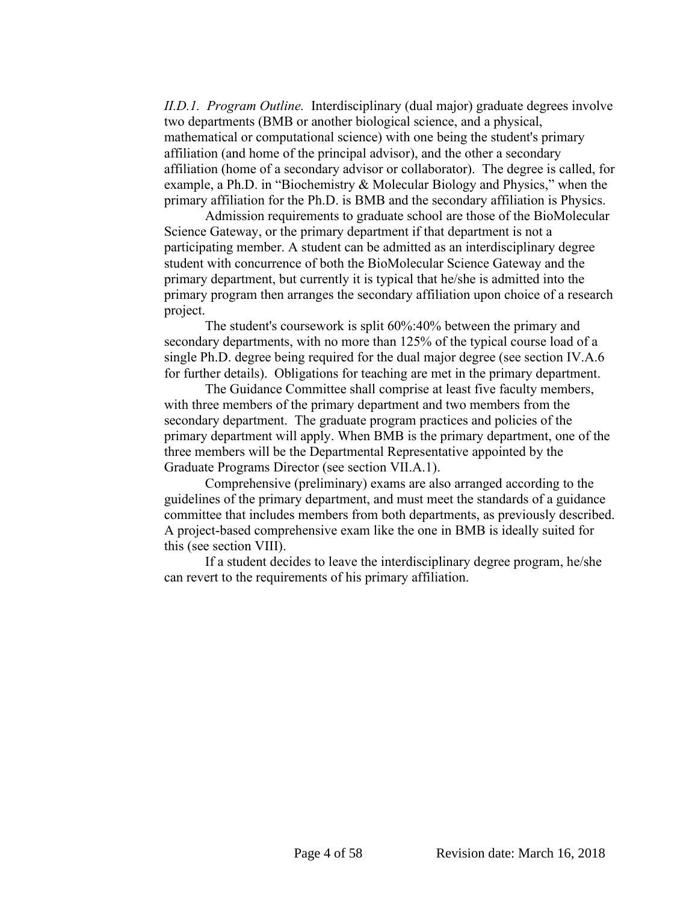*II.D.1. Program Outline.* Interdisciplinary (dual major) graduate degrees involve two departments (BMB or another biological science, and a physical, mathematical or computational science) with one being the student's primary affiliation (and home of the principal advisor), and the other a secondary affiliation (home of a secondary advisor or collaborator). The degree is called, for example, a Ph.D. in "Biochemistry & Molecular Biology and Physics," when the primary affiliation for the Ph.D. is BMB and the secondary affiliation is Physics.

Admission requirements to graduate school are those of the BioMolecular Science Gateway, or the primary department if that department is not a participating member. A student can be admitted as an interdisciplinary degree student with concurrence of both the BioMolecular Science Gateway and the primary department, but currently it is typical that he/she is admitted into the primary program then arranges the secondary affiliation upon choice of a research project.

The student's coursework is split 60%:40% between the primary and secondary departments, with no more than 125% of the typical course load of a single Ph.D. degree being required for the dual major degree (see section IV.A.6 for further details). Obligations for teaching are met in the primary department.

The Guidance Committee shall comprise at least five faculty members, with three members of the primary department and two members from the secondary department. The graduate program practices and policies of the primary department will apply. When BMB is the primary department, one of the three members will be the Departmental Representative appointed by the Graduate Programs Director (see section VII.A.1).

Comprehensive (preliminary) exams are also arranged according to the guidelines of the primary department, and must meet the standards of a guidance committee that includes members from both departments, as previously described. A project-based comprehensive exam like the one in BMB is ideally suited for this (see section VIII).

If a student decides to leave the interdisciplinary degree program, he/she can revert to the requirements of his primary affiliation.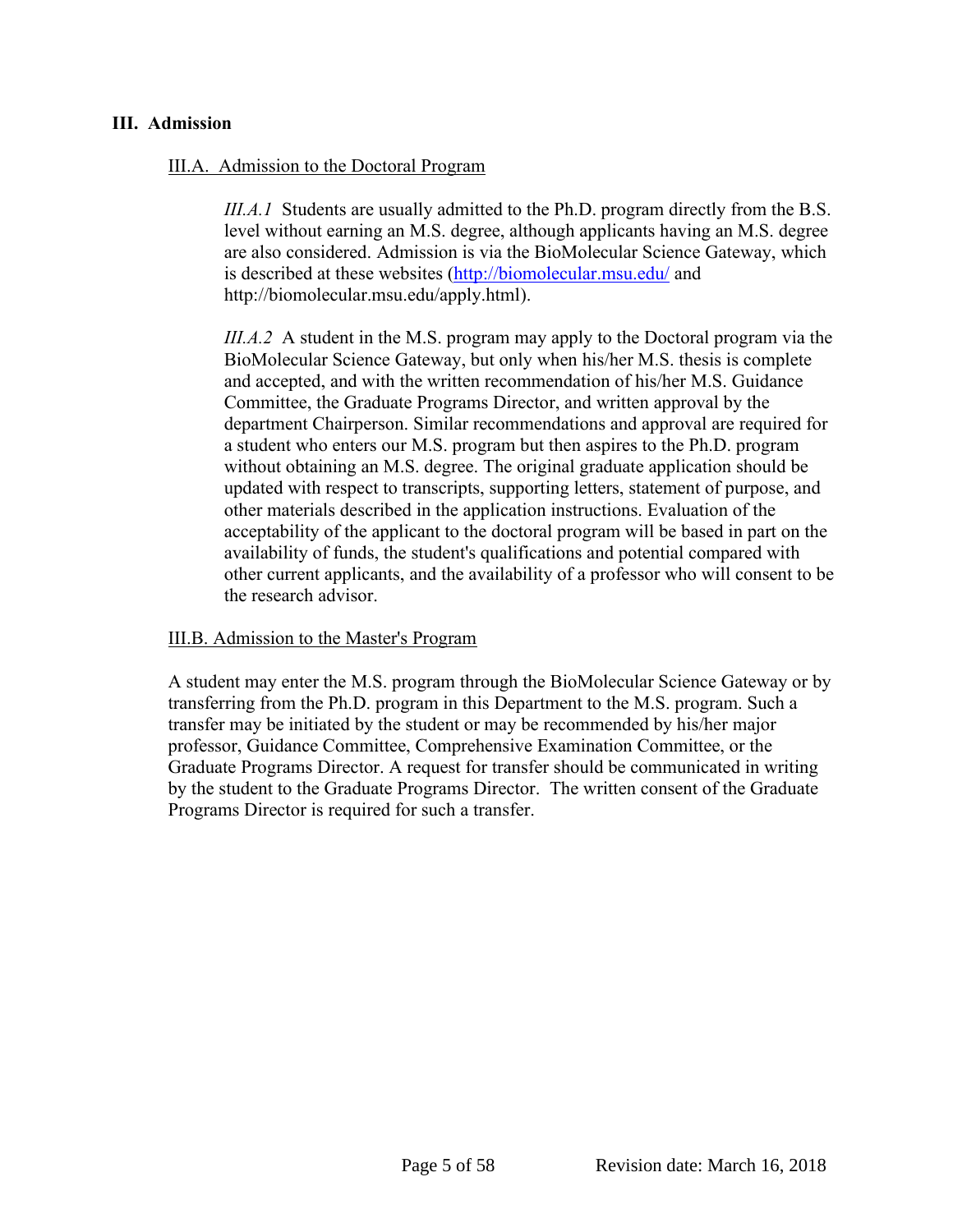## III. Admission

### III.A. Admission to the Doctoral Program

*III.A.1* Students are usually admitted to the Ph.D. program directly from the B.S. level without earning an M.S. degree, although applicants having an M.S. degree are also considered. Admission is via the BioMolecular Science Gateway, which is described at these websites (http://biomolecular.msu.edu/ and http://biomolecular.msu.edu/apply.html).

*III.A.2* A student in the M.S. program may apply to the Doctoral program via the BioMolecular Science Gateway, but only when his/her M.S. thesis is complete and accepted, and with the written recommendation of his/her M.S. Guidance Committee, the Graduate Programs Director, and written approval by the department Chairperson. Similar recommendations and approval are required for a student who enters our M.S. program but then aspires to the Ph.D. program without obtaining an M.S. degree. The original graduate application should be updated with respect to transcripts, supporting letters, statement of purpose, and other materials described in the application instructions. Evaluation of the acceptability of the applicant to the doctoral program will be based in part on the availability of funds, the student's qualifications and potential compared with other current applicants, and the availability of a professor who will consent to be the research advisor.

### III.B. Admission to the Master's Program

A student may enter the M.S. program through the BioMolecular Science Gateway or by transferring from the Ph.D. program in this Department to the M.S. program. Such a transfer may be initiated by the student or may be recommended by his/her major professor, Guidance Committee, Comprehensive Examination Committee, or the Graduate Programs Director. A request for transfer should be communicated in writing by the student to the Graduate Programs Director. The written consent of the Graduate Programs Director is required for such a transfer.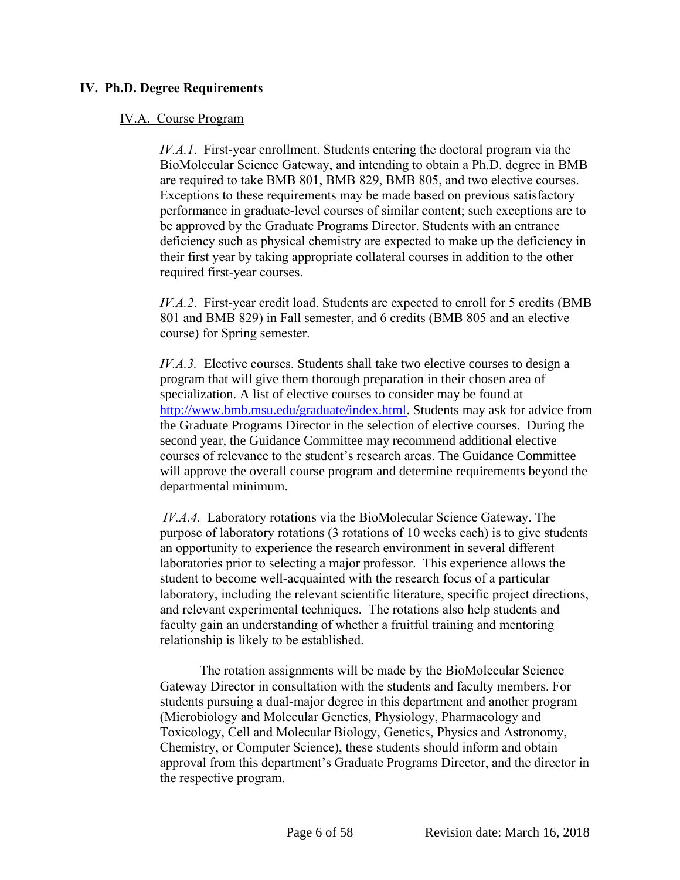## IV. Ph.D. Degree Requirements

### IV.A. Course Program

*IV.A.1*. First-year enrollment. Students entering the doctoral program via the BioMolecular Science Gateway, and intending to obtain a Ph.D. degree in BMB are required to take BMB 801, BMB 829, BMB 805, and two elective courses. Exceptions to these requirements may be made based on previous satisfactory performance in graduate-level courses of similar content; such exceptions are to be approved by the Graduate Programs Director. Students with an entrance deficiency such as physical chemistry are expected to make up the deficiency in their first year by taking appropriate collateral courses in addition to the other required first-year courses.

*IV.A.2*. First-year credit load. Students are expected to enroll for 5 credits (BMB 801 and BMB 829) in Fall semester, and 6 credits (BMB 805 and an elective course) for Spring semester.

*IV.A.3.* Elective courses. Students shall take two elective courses to design a program that will give them thorough preparation in their chosen area of specialization. A list of elective courses to consider may be found at [http://www.bmb.msu.edu/graduate/index.html](http://www.bmb.msu.edu/graduate/index.html). Students may ask for advice from the Graduate Programs Director in the selection of elective courses. During the second year, the Guidance Committee may recommend additional elective courses of relevance to the student's research areas. The Guidance Committee will approve the overall course program and determine requirements beyond the departmental minimum.

*IV.A.4.* Laboratory rotations via the BioMolecular Science Gateway. The purpose of laboratory rotations (3 rotations of 10 weeks each) is to give students an opportunity to experience the research environment in several different laboratories prior to selecting a major professor. This experience allows the student to become well-acquainted with the research focus of a particular laboratory, including the relevant scientific literature, specific project directions, and relevant experimental techniques. The rotations also help students and faculty gain an understanding of whether a fruitful training and mentoring relationship is likely to be established.

The rotation assignments will be made by the BioMolecular Science Gateway Director in consultation with the students and faculty members. For students pursuing a dual-major degree in this department and another program (Microbiology and Molecular Genetics, Physiology, Pharmacology and Toxicology, Cell and Molecular Biology, Genetics, Physics and Astronomy, Chemistry, or Computer Science), these students should inform and obtain approval from this department's Graduate Programs Director, and the director in the respective program.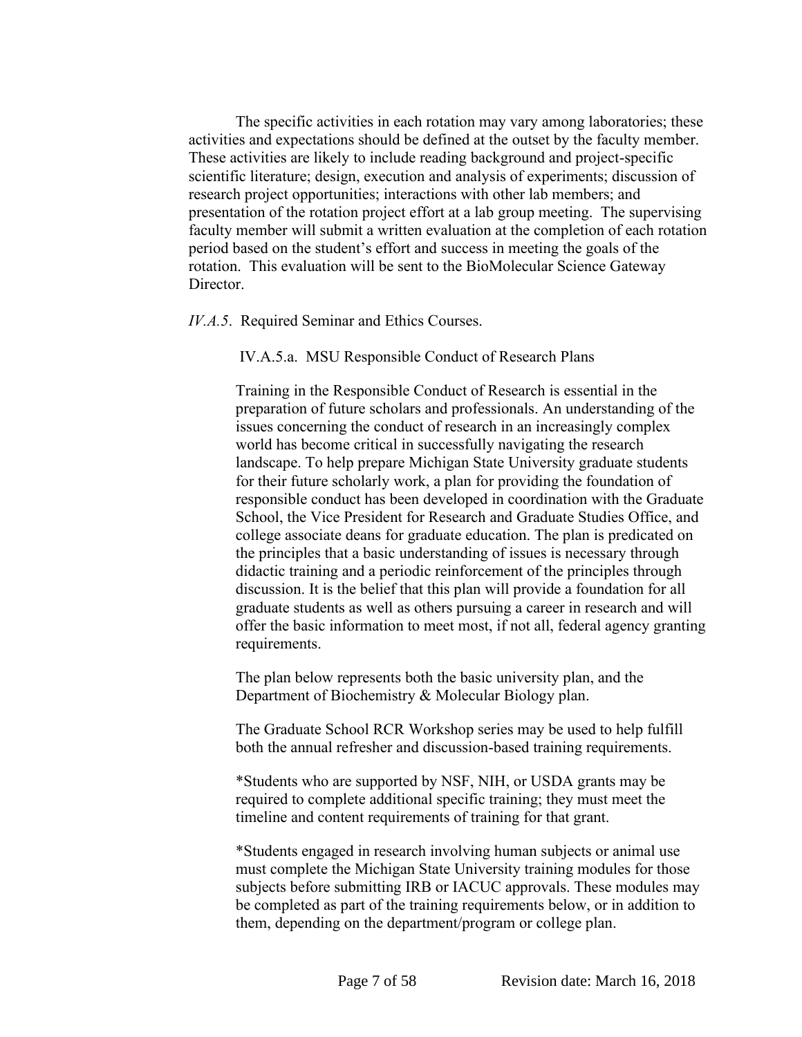The specific activities in each rotation may vary among laboratories; these activities and expectations should be defined at the outset by the faculty member. These activities are likely to include reading background and project-specific scientific literature; design, execution and analysis of experiments; discussion of research project opportunities; interactions with other lab members; and presentation of the rotation project effort at a lab group meeting. The supervising faculty member will submit a written evaluation at the completion of each rotation period based on the student's effort and success in meeting the goals of the rotation. This evaluation will be sent to the BioMolecular Science Gateway Director.

*IV.A.5*. Required Seminar and Ethics Courses.

IV.A.5.a. MSU Responsible Conduct of Research Plans

Training in the Responsible Conduct of Research is essential in the preparation of future scholars and professionals. An understanding of the issues concerning the conduct of research in an increasingly complex world has become critical in successfully navigating the research landscape. To help prepare Michigan State University graduate students for their future scholarly work, a plan for providing the foundation of responsible conduct has been developed in coordination with the Graduate School, the Vice President for Research and Graduate Studies Office, and college associate deans for graduate education. The plan is predicated on the principles that a basic understanding of issues is necessary through didactic training and a periodic reinforcement of the principles through discussion. It is the belief that this plan will provide a foundation for all graduate students as well as others pursuing a career in research and will offer the basic information to meet most, if not all, federal agency granting requirements.

The plan below represents both the basic university plan, and the Department of Biochemistry & Molecular Biology plan.

The Graduate School RCR Workshop series may be used to help fulfill both the annual refresher and discussion-based training requirements.

*Students who are supported by NSF, NIH, or USDA grants may be required to complete additional specific training; they must meet the timeline and content requirements of training for that grant.

*Students engaged in research involving human subjects or animal use must complete the Michigan State University training modules for those subjects before submitting IRB or IACUC approvals. These modules may be completed as part of the training requirements below, or in addition to them, depending on the department/program or college plan.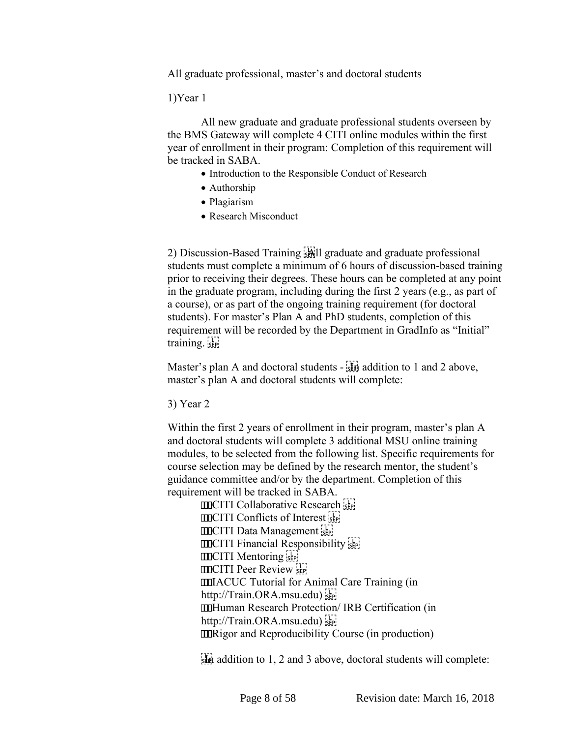All graduate professional, master's and doctoral students

1)Year 1

All new graduate and graduate professional students overseen by the BMS Gateway will complete 4 CITI online modules within the first year of enrollment in their program: Completion of this requirement will be tracked in SABA.

- Introduction to the Responsible Conduct of Research
- Authorship
- Plagiarism
- Research Misconduct

2) Discussion-Based Training All graduate and graduate professional students must complete a minimum of 6 hours of discussion-based training prior to receiving their degrees. These hours can be completed at any point in the graduate program, including during the first 2 years (e.g., as part of a course), or as part of the ongoing training requirement (for doctoral students). For master's Plan A and PhD students, completion of this requirement will be recorded by the Department in GradInfo as "Initial" training.

Master's plan A and doctoral students - In addition to 1 and 2 above, master's plan A and doctoral students will complete:

3) Year 2

Within the first 2 years of enrollment in their program, master's plan A and doctoral students will complete 3 additional MSU online training modules, to be selected from the following list. Specific requirements for course selection may be defined by the research mentor, the student's guidance committee and/or by the department. Completion of this requirement will be tracked in SABA.

- CITI Collaborative Research
- CITI Conflicts of Interest
- CITI Data Management
- CITI Financial Responsibility
- CITI Mentoring
- CITI Peer Review
- IACUC Tutorial for Animal Care Training (in http://Train.ORA.msu.edu)
- Human Research Protection/ IRB Certification (in http://Train.ORA.msu.edu)
- Rigor and Reproducibility Course (in production)

In addition to 1, 2 and 3 above, doctoral students will complete: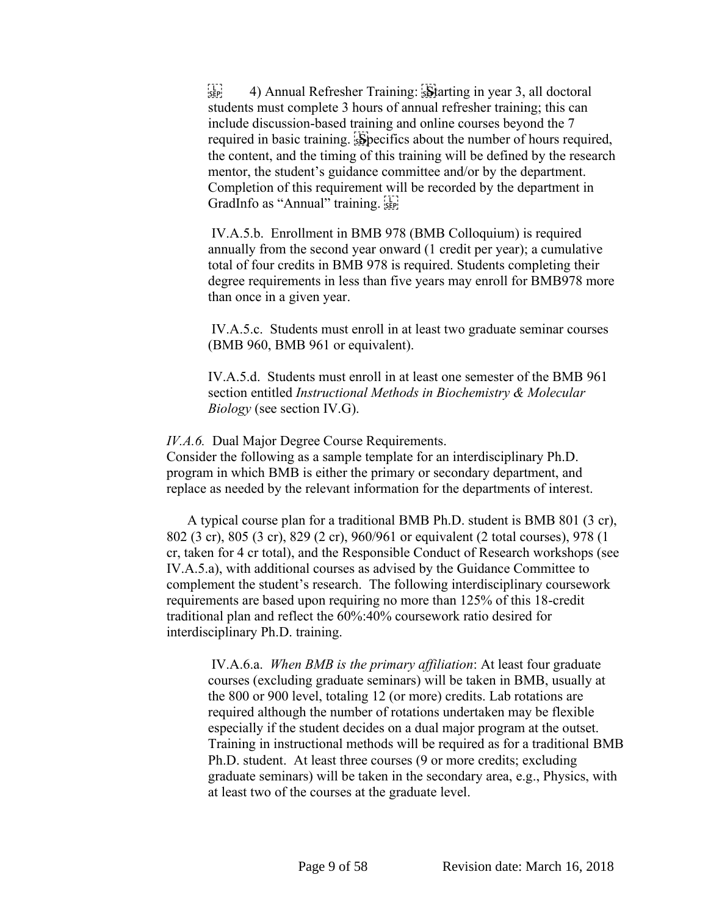4) Annual Refresher Training: Starting in year 3, all doctoral students must complete 3 hours of annual refresher training; this can include discussion-based training and online courses beyond the 7 required in basic training. Specifics about the number of hours required, the content, and the timing of this training will be defined by the research mentor, the student's guidance committee and/or by the department. Completion of this requirement will be recorded by the department in GradInfo as "Annual" training.

IV.A.5.b. Enrollment in BMB 978 (BMB Colloquium) is required annually from the second year onward (1 credit per year); a cumulative total of four credits in BMB 978 is required. Students completing their degree requirements in less than five years may enroll for BMB978 more than once in a given year.

IV.A.5.c. Students must enroll in at least two graduate seminar courses (BMB 960, BMB 961 or equivalent).

IV.A.5.d. Students must enroll in at least one semester of the BMB 961 section entitled *Instructional Methods in Biochemistry & Molecular Biology* (see section IV.G).

*IV.A.6.* Dual Major Degree Course Requirements.
Consider the following as a sample template for an interdisciplinary Ph.D. program in which BMB is either the primary or secondary department, and replace as needed by the relevant information for the departments of interest.

A typical course plan for a traditional BMB Ph.D. student is BMB 801 (3 cr), 802 (3 cr), 805 (3 cr), 829 (2 cr), 960/961 or equivalent (2 total courses), 978 (1 cr, taken for 4 cr total), and the Responsible Conduct of Research workshops (see IV.A.5.a), with additional courses as advised by the Guidance Committee to complement the student's research. The following interdisciplinary coursework requirements are based upon requiring no more than 125% of this 18-credit traditional plan and reflect the 60%:40% coursework ratio desired for interdisciplinary Ph.D. training.

IV.A.6.a. *When BMB is the primary affiliation*: At least four graduate courses (excluding graduate seminars) will be taken in BMB, usually at the 800 or 900 level, totaling 12 (or more) credits. Lab rotations are required although the number of rotations undertaken may be flexible especially if the student decides on a dual major program at the outset. Training in instructional methods will be required as for a traditional BMB Ph.D. student. At least three courses (9 or more credits; excluding graduate seminars) will be taken in the secondary area, e.g., Physics, with at least two of the courses at the graduate level.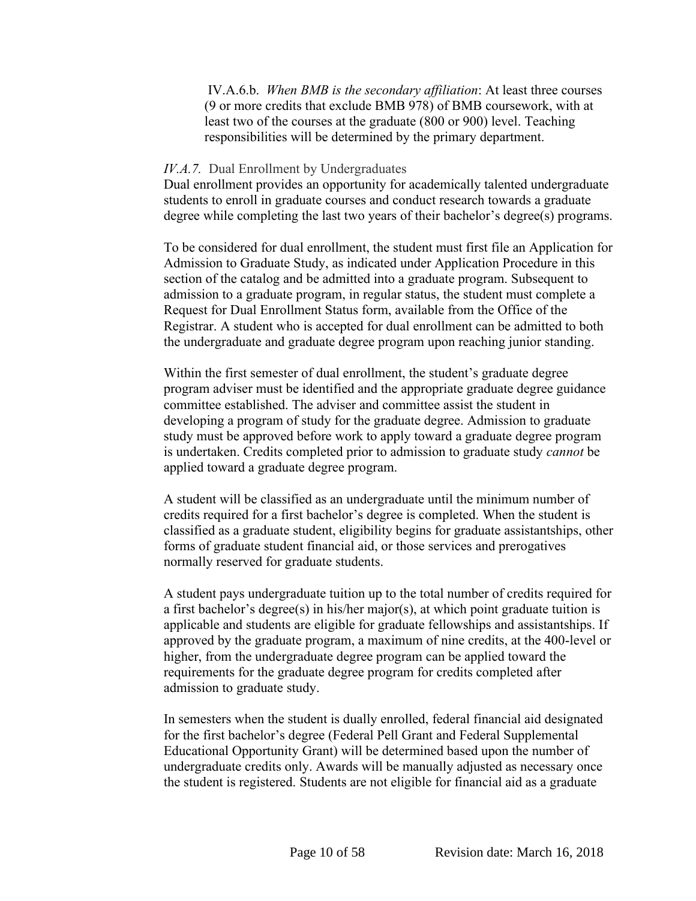IV.A.6.b. *When BMB is the secondary affiliation*: At least three courses (9 or more credits that exclude BMB 978) of BMB coursework, with at least two of the courses at the graduate (800 or 900) level. Teaching responsibilities will be determined by the primary department.

### *IV.A.7.* Dual Enrollment by Undergraduates

Dual enrollment provides an opportunity for academically talented undergraduate students to enroll in graduate courses and conduct research towards a graduate degree while completing the last two years of their bachelor's degree(s) programs.

To be considered for dual enrollment, the student must first file an Application for Admission to Graduate Study, as indicated under Application Procedure in this section of the catalog and be admitted into a graduate program. Subsequent to admission to a graduate program, in regular status, the student must complete a Request for Dual Enrollment Status form, available from the Office of the Registrar. A student who is accepted for dual enrollment can be admitted to both the undergraduate and graduate degree program upon reaching junior standing.

Within the first semester of dual enrollment, the student's graduate degree program adviser must be identified and the appropriate graduate degree guidance committee established. The adviser and committee assist the student in developing a program of study for the graduate degree. Admission to graduate study must be approved before work to apply toward a graduate degree program is undertaken. Credits completed prior to admission to graduate study *cannot* be applied toward a graduate degree program.

A student will be classified as an undergraduate until the minimum number of credits required for a first bachelor's degree is completed. When the student is classified as a graduate student, eligibility begins for graduate assistantships, other forms of graduate student financial aid, or those services and prerogatives normally reserved for graduate students.

A student pays undergraduate tuition up to the total number of credits required for a first bachelor's degree(s) in his/her major(s), at which point graduate tuition is applicable and students are eligible for graduate fellowships and assistantships. If approved by the graduate program, a maximum of nine credits, at the 400-level or higher, from the undergraduate degree program can be applied toward the requirements for the graduate degree program for credits completed after admission to graduate study.

In semesters when the student is dually enrolled, federal financial aid designated for the first bachelor's degree (Federal Pell Grant and Federal Supplemental Educational Opportunity Grant) will be determined based upon the number of undergraduate credits only. Awards will be manually adjusted as necessary once the student is registered. Students are not eligible for financial aid as a graduate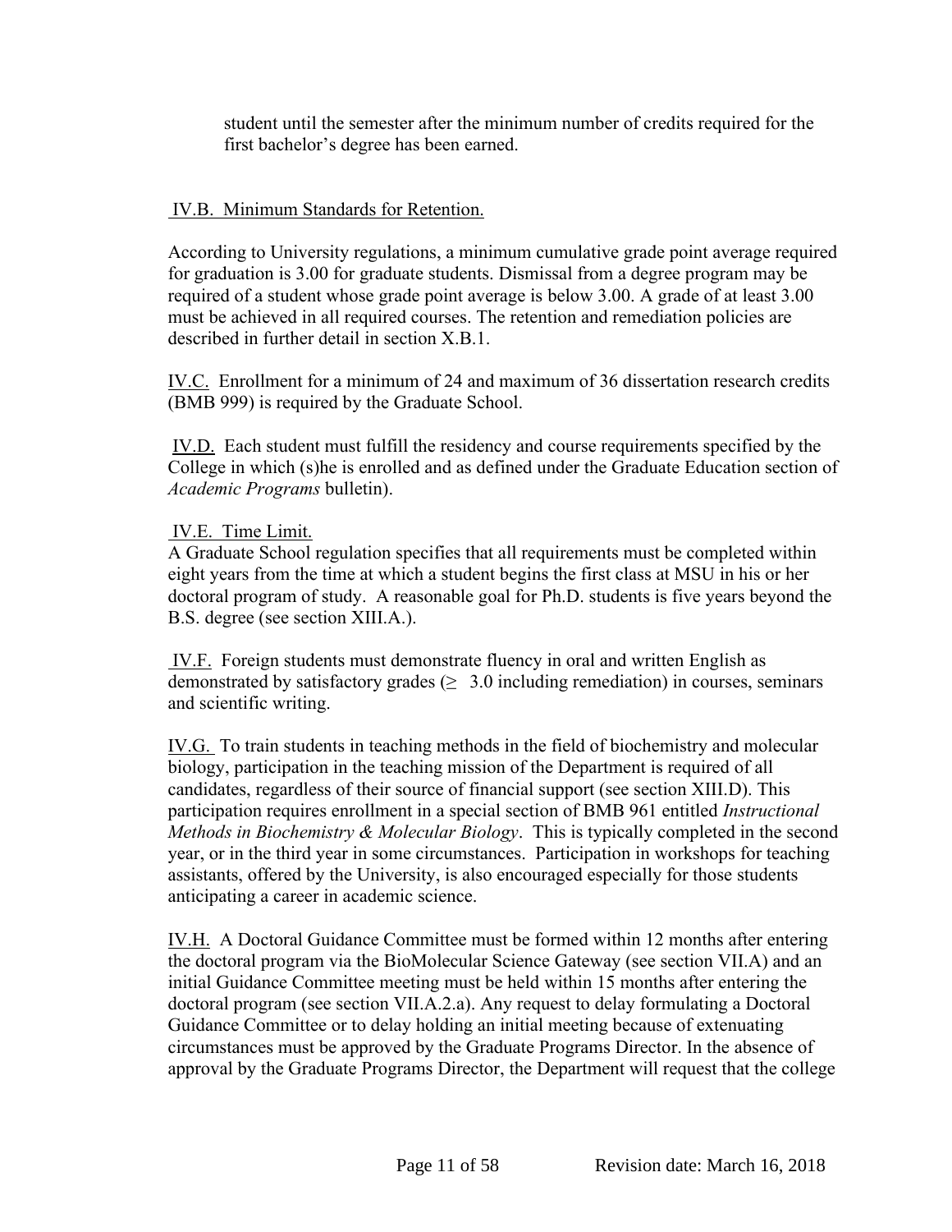student until the semester after the minimum number of credits required for the first bachelor's degree has been earned.

IV.B. Minimum Standards for Retention.

According to University regulations, a minimum cumulative grade point average required for graduation is 3.00 for graduate students. Dismissal from a degree program may be required of a student whose grade point average is below 3.00. A grade of at least 3.00 must be achieved in all required courses. The retention and remediation policies are described in further detail in section X.B.1.

IV.C. Enrollment for a minimum of 24 and maximum of 36 dissertation research credits (BMB 999) is required by the Graduate School.

IV.D. Each student must fulfill the residency and course requirements specified by the College in which (s)he is enrolled and as defined under the Graduate Education section of *Academic Programs* bulletin).

IV.E. Time Limit.
A Graduate School regulation specifies that all requirements must be completed within eight years from the time at which a student begins the first class at MSU in his or her doctoral program of study. A reasonable goal for Ph.D. students is five years beyond the B.S. degree (see section XIII.A.).

IV.F. Foreign students must demonstrate fluency in oral and written English as demonstrated by satisfactory grades (≥ 3.0 including remediation) in courses, seminars and scientific writing.

IV.G. To train students in teaching methods in the field of biochemistry and molecular biology, participation in the teaching mission of the Department is required of all candidates, regardless of their source of financial support (see section XIII.D). This participation requires enrollment in a special section of BMB 961 entitled *Instructional Methods in Biochemistry & Molecular Biology*. This is typically completed in the second year, or in the third year in some circumstances. Participation in workshops for teaching assistants, offered by the University, is also encouraged especially for those students anticipating a career in academic science.

IV.H. A Doctoral Guidance Committee must be formed within 12 months after entering the doctoral program via the BioMolecular Science Gateway (see section VII.A) and an initial Guidance Committee meeting must be held within 15 months after entering the doctoral program (see section VII.A.2.a). Any request to delay formulating a Doctoral Guidance Committee or to delay holding an initial meeting because of extenuating circumstances must be approved by the Graduate Programs Director. In the absence of approval by the Graduate Programs Director, the Department will request that the college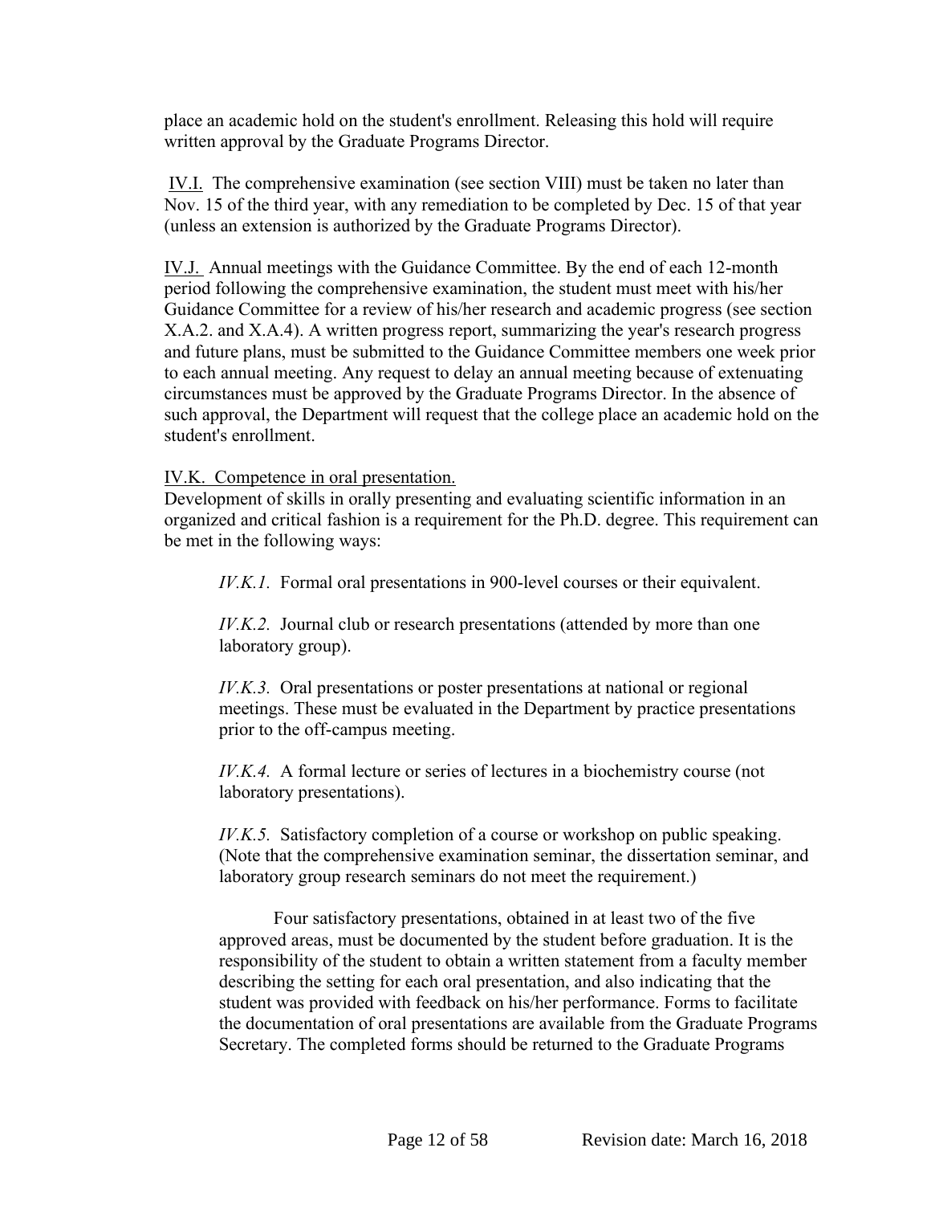place an academic hold on the student's enrollment. Releasing this hold will require written approval by the Graduate Programs Director.

<u>IV.I.</u> The comprehensive examination (see section VIII) must be taken no later than Nov. 15 of the third year, with any remediation to be completed by Dec. 15 of that year (unless an extension is authorized by the Graduate Programs Director).

<u>IV.J.</u> Annual meetings with the Guidance Committee. By the end of each 12-month period following the comprehensive examination, the student must meet with his/her Guidance Committee for a review of his/her research and academic progress (see section X.A.2. and X.A.4). A written progress report, summarizing the year's research progress and future plans, must be submitted to the Guidance Committee members one week prior to each annual meeting. Any request to delay an annual meeting because of extenuating circumstances must be approved by the Graduate Programs Director. In the absence of such approval, the Department will request that the college place an academic hold on the student's enrollment.

<u>IV.K. Competence in oral presentation.</u>
Development of skills in orally presenting and evaluating scientific information in an organized and critical fashion is a requirement for the Ph.D. degree. This requirement can be met in the following ways:

> *IV.K.1.* Formal oral presentations in 900-level courses or their equivalent.
>
> *IV.K.2.* Journal club or research presentations (attended by more than one laboratory group).
>
> *IV.K.3.* Oral presentations or poster presentations at national or regional meetings. These must be evaluated in the Department by practice presentations prior to the off-campus meeting.
>
> *IV.K.4.* A formal lecture or series of lectures in a biochemistry course (not laboratory presentations).
>
> *IV.K.5.* Satisfactory completion of a course or workshop on public speaking. (Note that the comprehensive examination seminar, the dissertation seminar, and laboratory group research seminars do not meet the requirement.)
>
> Four satisfactory presentations, obtained in at least two of the five approved areas, must be documented by the student before graduation. It is the responsibility of the student to obtain a written statement from a faculty member describing the setting for each oral presentation, and also indicating that the student was provided with feedback on his/her performance. Forms to facilitate the documentation of oral presentations are available from the Graduate Programs Secretary. The completed forms should be returned to the Graduate Programs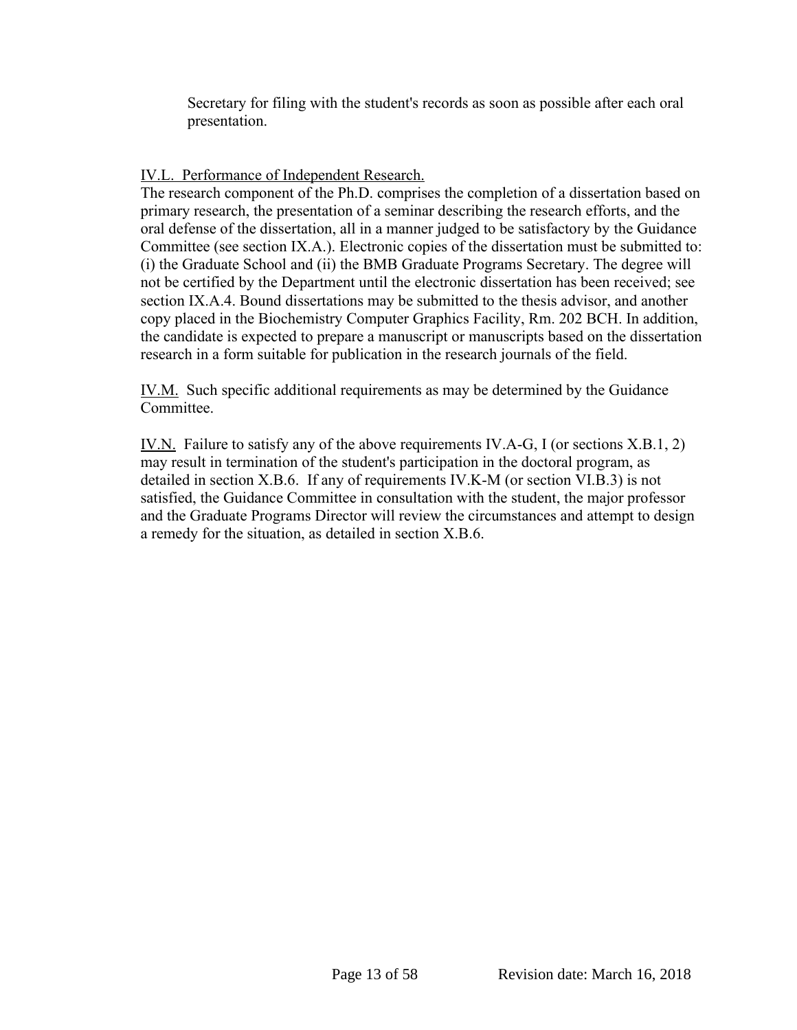Secretary for filing with the student's records as soon as possible after each oral presentation.

IV.L. Performance of Independent Research.

The research component of the Ph.D. comprises the completion of a dissertation based on primary research, the presentation of a seminar describing the research efforts, and the oral defense of the dissertation, all in a manner judged to be satisfactory by the Guidance Committee (see section IX.A.). Electronic copies of the dissertation must be submitted to: (i) the Graduate School and (ii) the BMB Graduate Programs Secretary. The degree will not be certified by the Department until the electronic dissertation has been received; see section IX.A.4. Bound dissertations may be submitted to the thesis advisor, and another copy placed in the Biochemistry Computer Graphics Facility, Rm. 202 BCH. In addition, the candidate is expected to prepare a manuscript or manuscripts based on the dissertation research in a form suitable for publication in the research journals of the field.

IV.M. Such specific additional requirements as may be determined by the Guidance Committee.

IV.N. Failure to satisfy any of the above requirements IV.A-G, I (or sections X.B.1, 2) may result in termination of the student's participation in the doctoral program, as detailed in section X.B.6. If any of requirements IV.K-M (or section VI.B.3) is not satisfied, the Guidance Committee in consultation with the student, the major professor and the Graduate Programs Director will review the circumstances and attempt to design a remedy for the situation, as detailed in section X.B.6.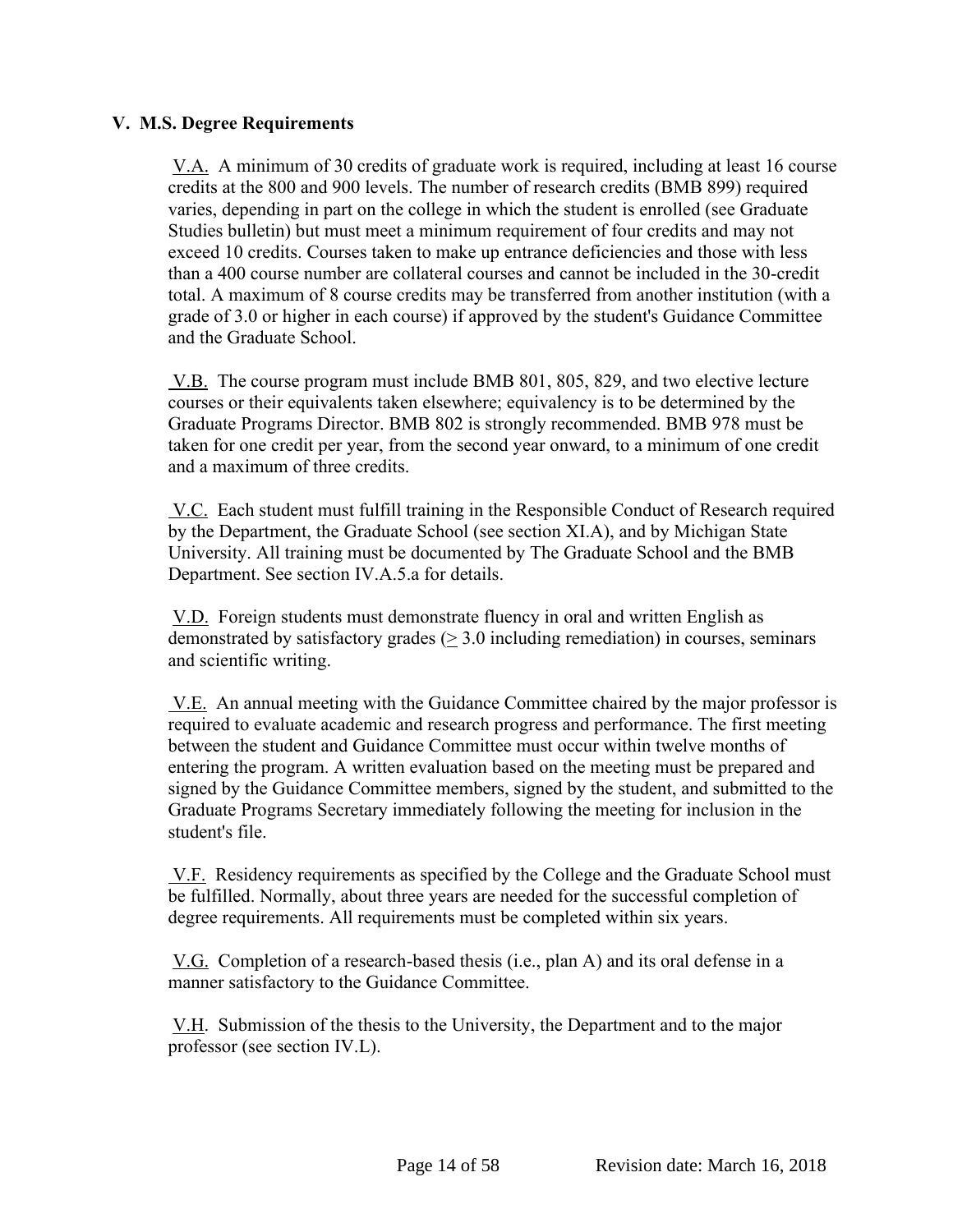## V. M.S. Degree Requirements

V.A. A minimum of 30 credits of graduate work is required, including at least 16 course credits at the 800 and 900 levels. The number of research credits (BMB 899) required varies, depending in part on the college in which the student is enrolled (see Graduate Studies bulletin) but must meet a minimum requirement of four credits and may not exceed 10 credits. Courses taken to make up entrance deficiencies and those with less than a 400 course number are collateral courses and cannot be included in the 30-credit total. A maximum of 8 course credits may be transferred from another institution (with a grade of 3.0 or higher in each course) if approved by the student's Guidance Committee and the Graduate School.

V.B. The course program must include BMB 801, 805, 829, and two elective lecture courses or their equivalents taken elsewhere; equivalency is to be determined by the Graduate Programs Director. BMB 802 is strongly recommended. BMB 978 must be taken for one credit per year, from the second year onward, to a minimum of one credit and a maximum of three credits.

V.C. Each student must fulfill training in the Responsible Conduct of Research required by the Department, the Graduate School (see section XI.A), and by Michigan State University. All training must be documented by The Graduate School and the BMB Department. See section IV.A.5.a for details.

V.D. Foreign students must demonstrate fluency in oral and written English as demonstrated by satisfactory grades ($\geq$ 3.0 including remediation) in courses, seminars and scientific writing.

V.E. An annual meeting with the Guidance Committee chaired by the major professor is required to evaluate academic and research progress and performance. The first meeting between the student and Guidance Committee must occur within twelve months of entering the program. A written evaluation based on the meeting must be prepared and signed by the Guidance Committee members, signed by the student, and submitted to the Graduate Programs Secretary immediately following the meeting for inclusion in the student's file.

V.F. Residency requirements as specified by the College and the Graduate School must be fulfilled. Normally, about three years are needed for the successful completion of degree requirements. All requirements must be completed within six years.

V.G. Completion of a research-based thesis (i.e., plan A) and its oral defense in a manner satisfactory to the Guidance Committee.

V.H. Submission of the thesis to the University, the Department and to the major professor (see section IV.L).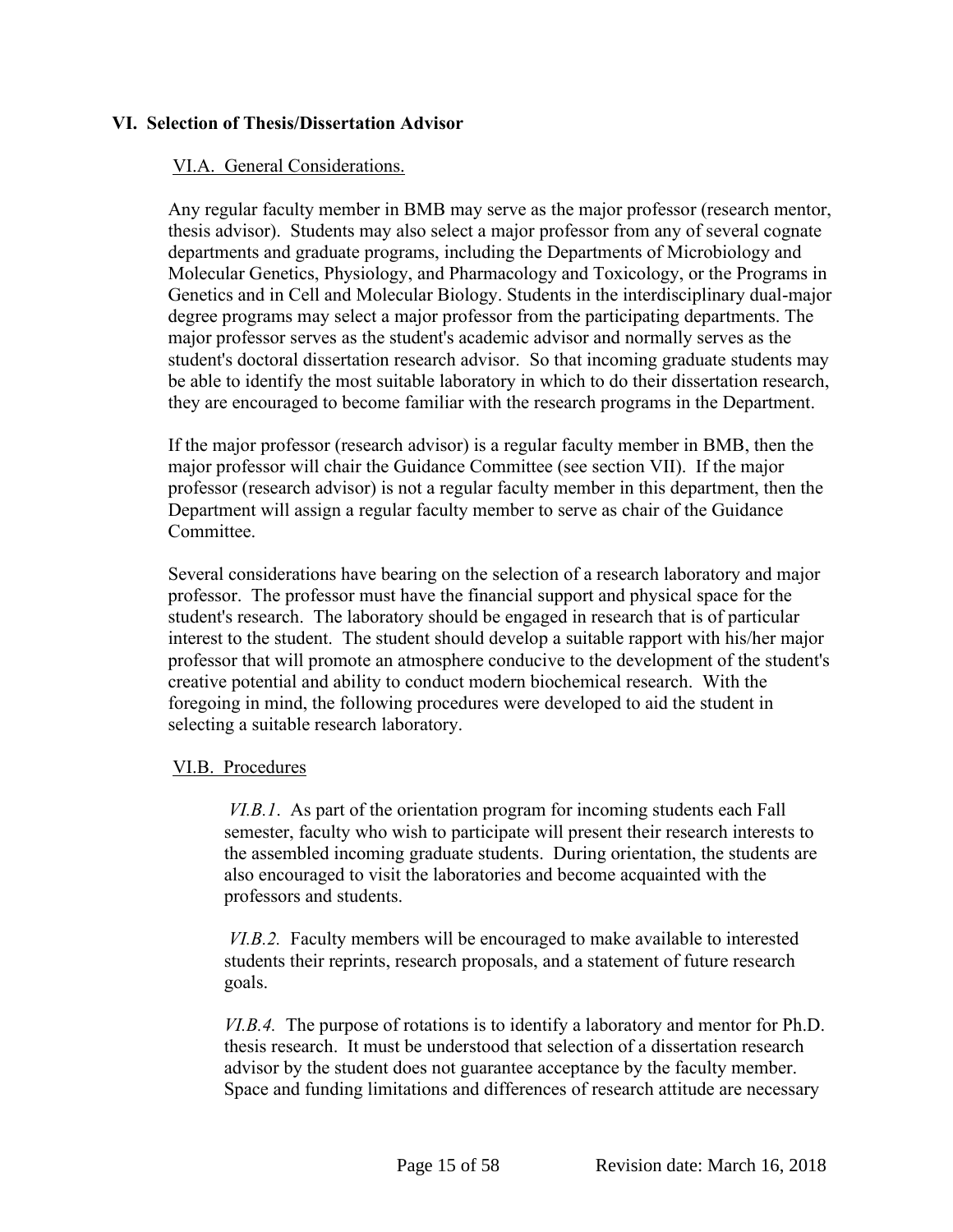## VI. Selection of Thesis/Dissertation Advisor

### VI.A. General Considerations.

Any regular faculty member in BMB may serve as the major professor (research mentor, thesis advisor). Students may also select a major professor from any of several cognate departments and graduate programs, including the Departments of Microbiology and Molecular Genetics, Physiology, and Pharmacology and Toxicology, or the Programs in Genetics and in Cell and Molecular Biology. Students in the interdisciplinary dual-major degree programs may select a major professor from the participating departments. The major professor serves as the student's academic advisor and normally serves as the student's doctoral dissertation research advisor. So that incoming graduate students may be able to identify the most suitable laboratory in which to do their dissertation research, they are encouraged to become familiar with the research programs in the Department.

If the major professor (research advisor) is a regular faculty member in BMB, then the major professor will chair the Guidance Committee (see section VII). If the major professor (research advisor) is not a regular faculty member in this department, then the Department will assign a regular faculty member to serve as chair of the Guidance Committee.

Several considerations have bearing on the selection of a research laboratory and major professor. The professor must have the financial support and physical space for the student's research. The laboratory should be engaged in research that is of particular interest to the student. The student should develop a suitable rapport with his/her major professor that will promote an atmosphere conducive to the development of the student's creative potential and ability to conduct modern biochemical research. With the foregoing in mind, the following procedures were developed to aid the student in selecting a suitable research laboratory.

### VI.B. Procedures

*VI.B.1*. As part of the orientation program for incoming students each Fall semester, faculty who wish to participate will present their research interests to the assembled incoming graduate students. During orientation, the students are also encouraged to visit the laboratories and become acquainted with the professors and students.

*VI.B.2.* Faculty members will be encouraged to make available to interested students their reprints, research proposals, and a statement of future research goals.

*VI.B.4.* The purpose of rotations is to identify a laboratory and mentor for Ph.D. thesis research. It must be understood that selection of a dissertation research advisor by the student does not guarantee acceptance by the faculty member. Space and funding limitations and differences of research attitude are necessary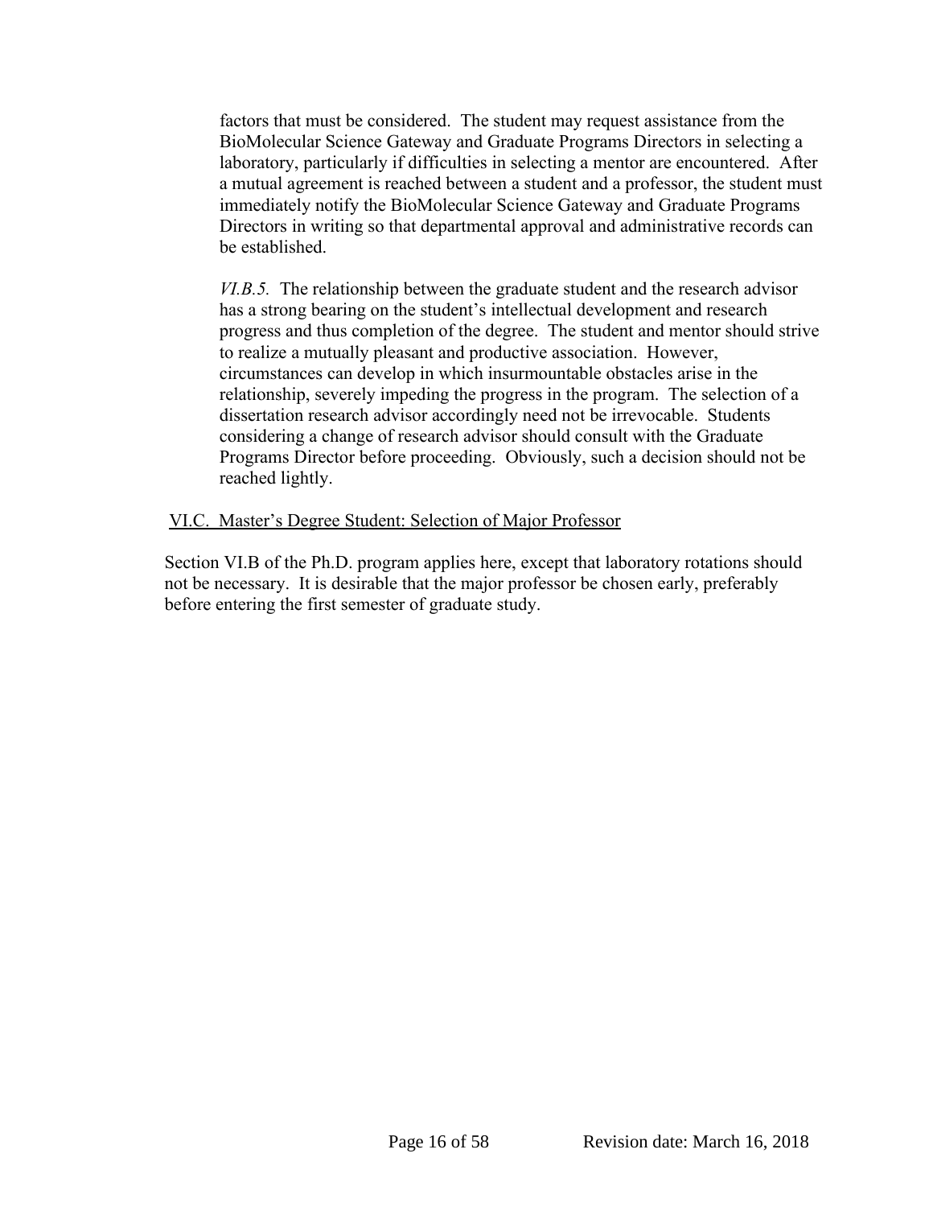factors that must be considered. The student may request assistance from the BioMolecular Science Gateway and Graduate Programs Directors in selecting a laboratory, particularly if difficulties in selecting a mentor are encountered. After a mutual agreement is reached between a student and a professor, the student must immediately notify the BioMolecular Science Gateway and Graduate Programs Directors in writing so that departmental approval and administrative records can be established.

*VI.B.5.* The relationship between the graduate student and the research advisor has a strong bearing on the student's intellectual development and research progress and thus completion of the degree. The student and mentor should strive to realize a mutually pleasant and productive association. However, circumstances can develop in which insurmountable obstacles arise in the relationship, severely impeding the progress in the program. The selection of a dissertation research advisor accordingly need not be irrevocable. Students considering a change of research advisor should consult with the Graduate Programs Director before proceeding. Obviously, such a decision should not be reached lightly.

### VI.C. Master's Degree Student: Selection of Major Professor

Section VI.B of the Ph.D. program applies here, except that laboratory rotations should not be necessary. It is desirable that the major professor be chosen early, preferably before entering the first semester of graduate study.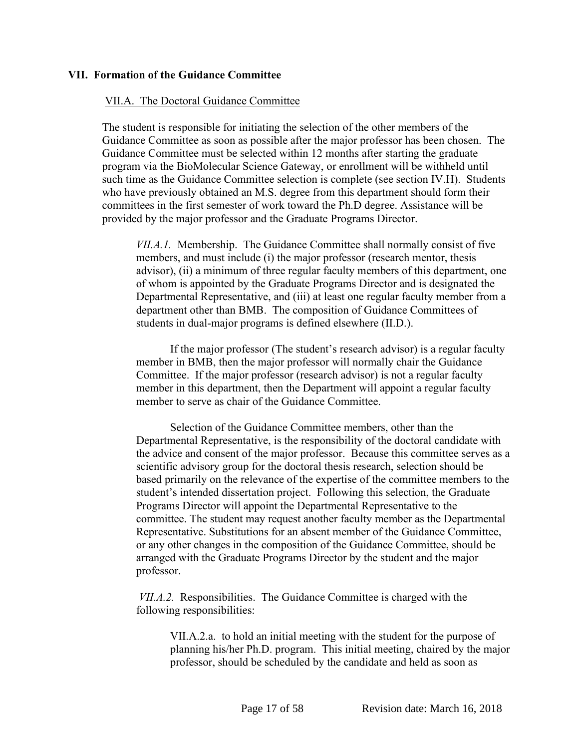## VII. Formation of the Guidance Committee

### VII.A. The Doctoral Guidance Committee

The student is responsible for initiating the selection of the other members of the Guidance Committee as soon as possible after the major professor has been chosen. The Guidance Committee must be selected within 12 months after starting the graduate program via the BioMolecular Science Gateway, or enrollment will be withheld until such time as the Guidance Committee selection is complete (see section IV.H). Students who have previously obtained an M.S. degree from this department should form their committees in the first semester of work toward the Ph.D degree. Assistance will be provided by the major professor and the Graduate Programs Director.

*VII.A.1.* Membership. The Guidance Committee shall normally consist of five members, and must include (i) the major professor (research mentor, thesis advisor), (ii) a minimum of three regular faculty members of this department, one of whom is appointed by the Graduate Programs Director and is designated the Departmental Representative, and (iii) at least one regular faculty member from a department other than BMB. The composition of Guidance Committees of students in dual-major programs is defined elsewhere (II.D.).

If the major professor (The student's research advisor) is a regular faculty member in BMB, then the major professor will normally chair the Guidance Committee. If the major professor (research advisor) is not a regular faculty member in this department, then the Department will appoint a regular faculty member to serve as chair of the Guidance Committee.

Selection of the Guidance Committee members, other than the Departmental Representative, is the responsibility of the doctoral candidate with the advice and consent of the major professor. Because this committee serves as a scientific advisory group for the doctoral thesis research, selection should be based primarily on the relevance of the expertise of the committee members to the student's intended dissertation project. Following this selection, the Graduate Programs Director will appoint the Departmental Representative to the committee. The student may request another faculty member as the Departmental Representative. Substitutions for an absent member of the Guidance Committee, or any other changes in the composition of the Guidance Committee, should be arranged with the Graduate Programs Director by the student and the major professor.

*VII.A.2.* Responsibilities. The Guidance Committee is charged with the following responsibilities:

VII.A.2.a. to hold an initial meeting with the student for the purpose of planning his/her Ph.D. program. This initial meeting, chaired by the major professor, should be scheduled by the candidate and held as soon as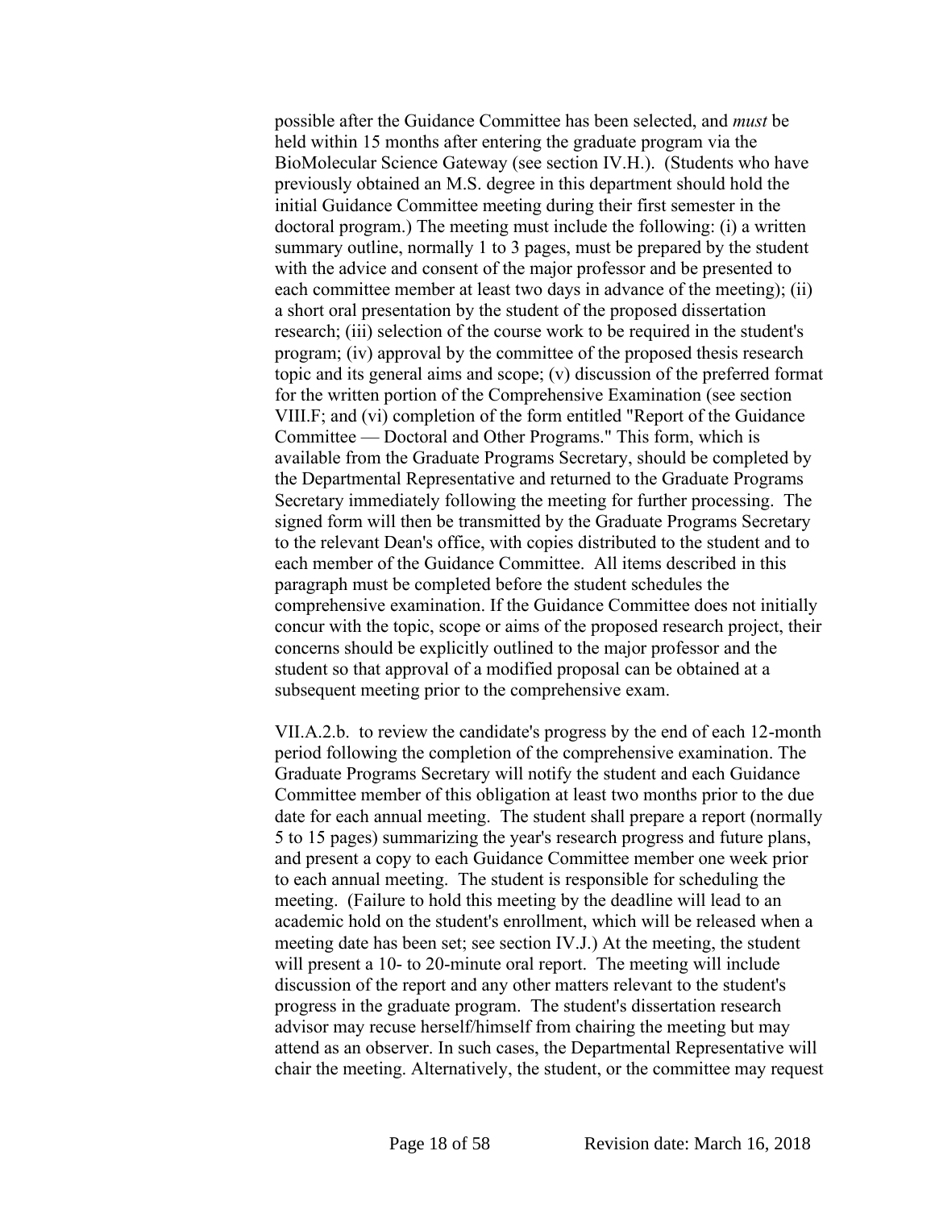possible after the Guidance Committee has been selected, and *must* be held within 15 months after entering the graduate program via the BioMolecular Science Gateway (see section IV.H.). (Students who have previously obtained an M.S. degree in this department should hold the initial Guidance Committee meeting during their first semester in the doctoral program.) The meeting must include the following: (i) a written summary outline, normally 1 to 3 pages, must be prepared by the student with the advice and consent of the major professor and be presented to each committee member at least two days in advance of the meeting); (ii) a short oral presentation by the student of the proposed dissertation research; (iii) selection of the course work to be required in the student's program; (iv) approval by the committee of the proposed thesis research topic and its general aims and scope; (v) discussion of the preferred format for the written portion of the Comprehensive Examination (see section VIII.F; and (vi) completion of the form entitled "Report of the Guidance Committee — Doctoral and Other Programs." This form, which is available from the Graduate Programs Secretary, should be completed by the Departmental Representative and returned to the Graduate Programs Secretary immediately following the meeting for further processing. The signed form will then be transmitted by the Graduate Programs Secretary to the relevant Dean's office, with copies distributed to the student and to each member of the Guidance Committee. All items described in this paragraph must be completed before the student schedules the comprehensive examination. If the Guidance Committee does not initially concur with the topic, scope or aims of the proposed research project, their concerns should be explicitly outlined to the major professor and the student so that approval of a modified proposal can be obtained at a subsequent meeting prior to the comprehensive exam.

VII.A.2.b. to review the candidate's progress by the end of each 12-month period following the completion of the comprehensive examination. The Graduate Programs Secretary will notify the student and each Guidance Committee member of this obligation at least two months prior to the due date for each annual meeting. The student shall prepare a report (normally 5 to 15 pages) summarizing the year's research progress and future plans, and present a copy to each Guidance Committee member one week prior to each annual meeting. The student is responsible for scheduling the meeting. (Failure to hold this meeting by the deadline will lead to an academic hold on the student's enrollment, which will be released when a meeting date has been set; see section IV.J.) At the meeting, the student will present a 10- to 20-minute oral report. The meeting will include discussion of the report and any other matters relevant to the student's progress in the graduate program. The student's dissertation research advisor may recuse herself/himself from chairing the meeting but may attend as an observer. In such cases, the Departmental Representative will chair the meeting. Alternatively, the student, or the committee may request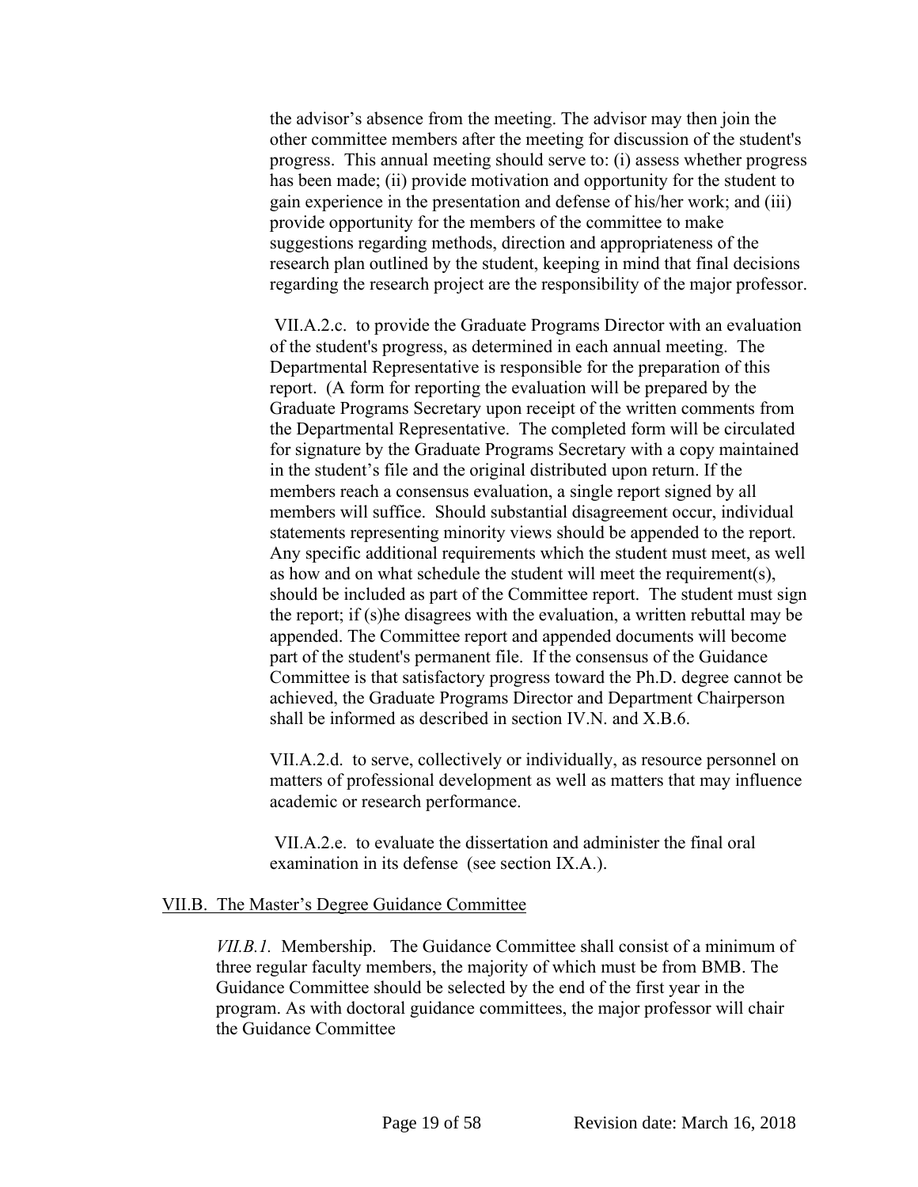the advisor's absence from the meeting. The advisor may then join the other committee members after the meeting for discussion of the student's progress. This annual meeting should serve to: (i) assess whether progress has been made; (ii) provide motivation and opportunity for the student to gain experience in the presentation and defense of his/her work; and (iii) provide opportunity for the members of the committee to make suggestions regarding methods, direction and appropriateness of the research plan outlined by the student, keeping in mind that final decisions regarding the research project are the responsibility of the major professor.

VII.A.2.c. to provide the Graduate Programs Director with an evaluation of the student's progress, as determined in each annual meeting. The Departmental Representative is responsible for the preparation of this report. (A form for reporting the evaluation will be prepared by the Graduate Programs Secretary upon receipt of the written comments from the Departmental Representative. The completed form will be circulated for signature by the Graduate Programs Secretary with a copy maintained in the student's file and the original distributed upon return. If the members reach a consensus evaluation, a single report signed by all members will suffice. Should substantial disagreement occur, individual statements representing minority views should be appended to the report. Any specific additional requirements which the student must meet, as well as how and on what schedule the student will meet the requirement(s), should be included as part of the Committee report. The student must sign the report; if (s)he disagrees with the evaluation, a written rebuttal may be appended. The Committee report and appended documents will become part of the student's permanent file. If the consensus of the Guidance Committee is that satisfactory progress toward the Ph.D. degree cannot be achieved, the Graduate Programs Director and Department Chairperson shall be informed as described in section IV.N. and X.B.6.

VII.A.2.d. to serve, collectively or individually, as resource personnel on matters of professional development as well as matters that may influence academic or research performance.

VII.A.2.e. to evaluate the dissertation and administer the final oral examination in its defense (see section IX.A.).

## VII.B. The Master's Degree Guidance Committee

*VII.B.1.* Membership. The Guidance Committee shall consist of a minimum of three regular faculty members, the majority of which must be from BMB. The Guidance Committee should be selected by the end of the first year in the program. As with doctoral guidance committees, the major professor will chair the Guidance Committee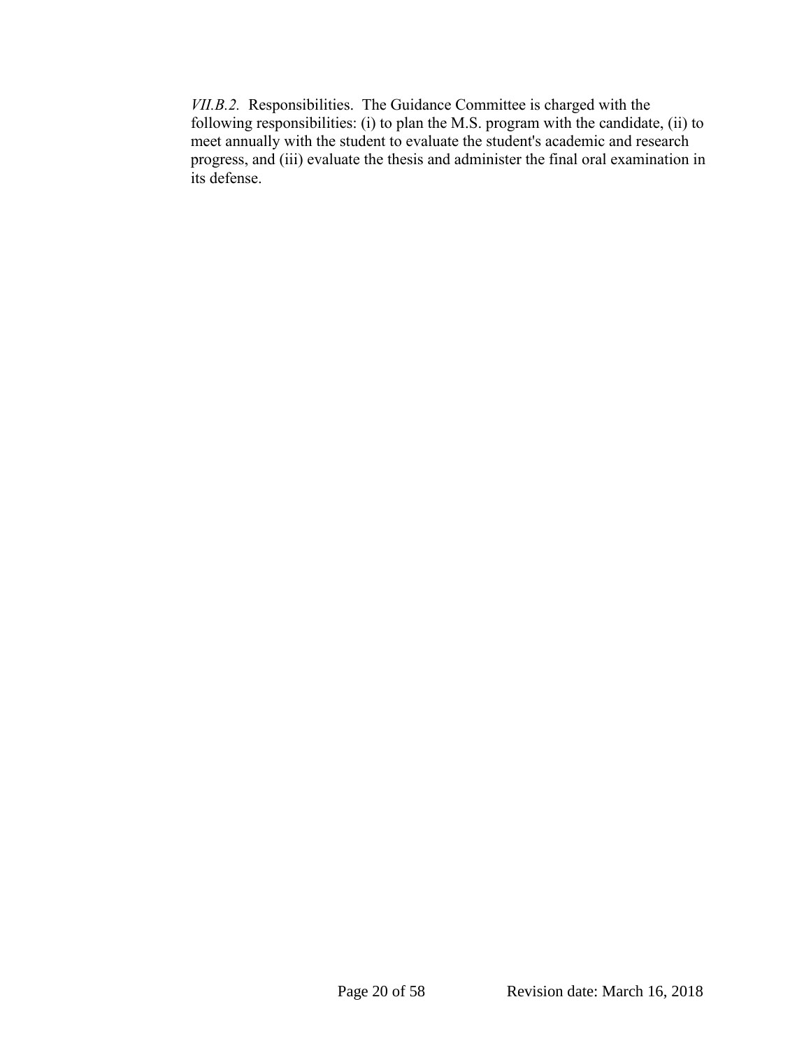*VII.B.2.* Responsibilities. The Guidance Committee is charged with the following responsibilities: (i) to plan the M.S. program with the candidate, (ii) to meet annually with the student to evaluate the student's academic and research progress, and (iii) evaluate the thesis and administer the final oral examination in its defense.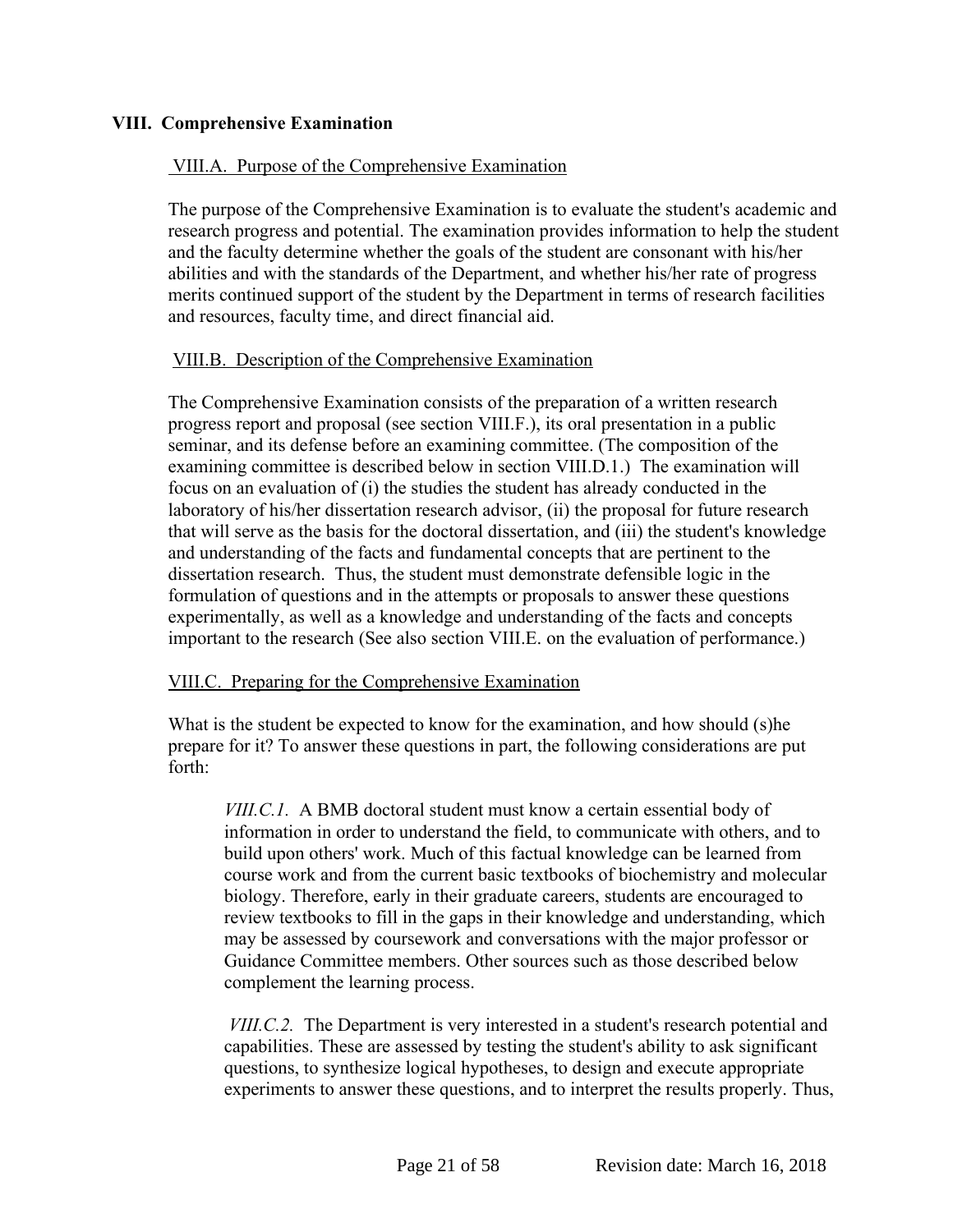## VIII. Comprehensive Examination

### VIII.A. Purpose of the Comprehensive Examination

The purpose of the Comprehensive Examination is to evaluate the student's academic and research progress and potential. The examination provides information to help the student and the faculty determine whether the goals of the student are consonant with his/her abilities and with the standards of the Department, and whether his/her rate of progress merits continued support of the student by the Department in terms of research facilities and resources, faculty time, and direct financial aid.

### VIII.B. Description of the Comprehensive Examination

The Comprehensive Examination consists of the preparation of a written research progress report and proposal (see section VIII.F.), its oral presentation in a public seminar, and its defense before an examining committee. (The composition of the examining committee is described below in section VIII.D.1.) The examination will focus on an evaluation of (i) the studies the student has already conducted in the laboratory of his/her dissertation research advisor, (ii) the proposal for future research that will serve as the basis for the doctoral dissertation, and (iii) the student's knowledge and understanding of the facts and fundamental concepts that are pertinent to the dissertation research. Thus, the student must demonstrate defensible logic in the formulation of questions and in the attempts or proposals to answer these questions experimentally, as well as a knowledge and understanding of the facts and concepts important to the research (See also section VIII.E. on the evaluation of performance.)

### VIII.C. Preparing for the Comprehensive Examination

What is the student be expected to know for the examination, and how should (s)he prepare for it? To answer these questions in part, the following considerations are put forth:

*VIII.C.1.* A BMB doctoral student must know a certain essential body of information in order to understand the field, to communicate with others, and to build upon others' work. Much of this factual knowledge can be learned from course work and from the current basic textbooks of biochemistry and molecular biology. Therefore, early in their graduate careers, students are encouraged to review textbooks to fill in the gaps in their knowledge and understanding, which may be assessed by coursework and conversations with the major professor or Guidance Committee members. Other sources such as those described below complement the learning process.

*VIII.C.2.* The Department is very interested in a student's research potential and capabilities. These are assessed by testing the student's ability to ask significant questions, to synthesize logical hypotheses, to design and execute appropriate experiments to answer these questions, and to interpret the results properly. Thus,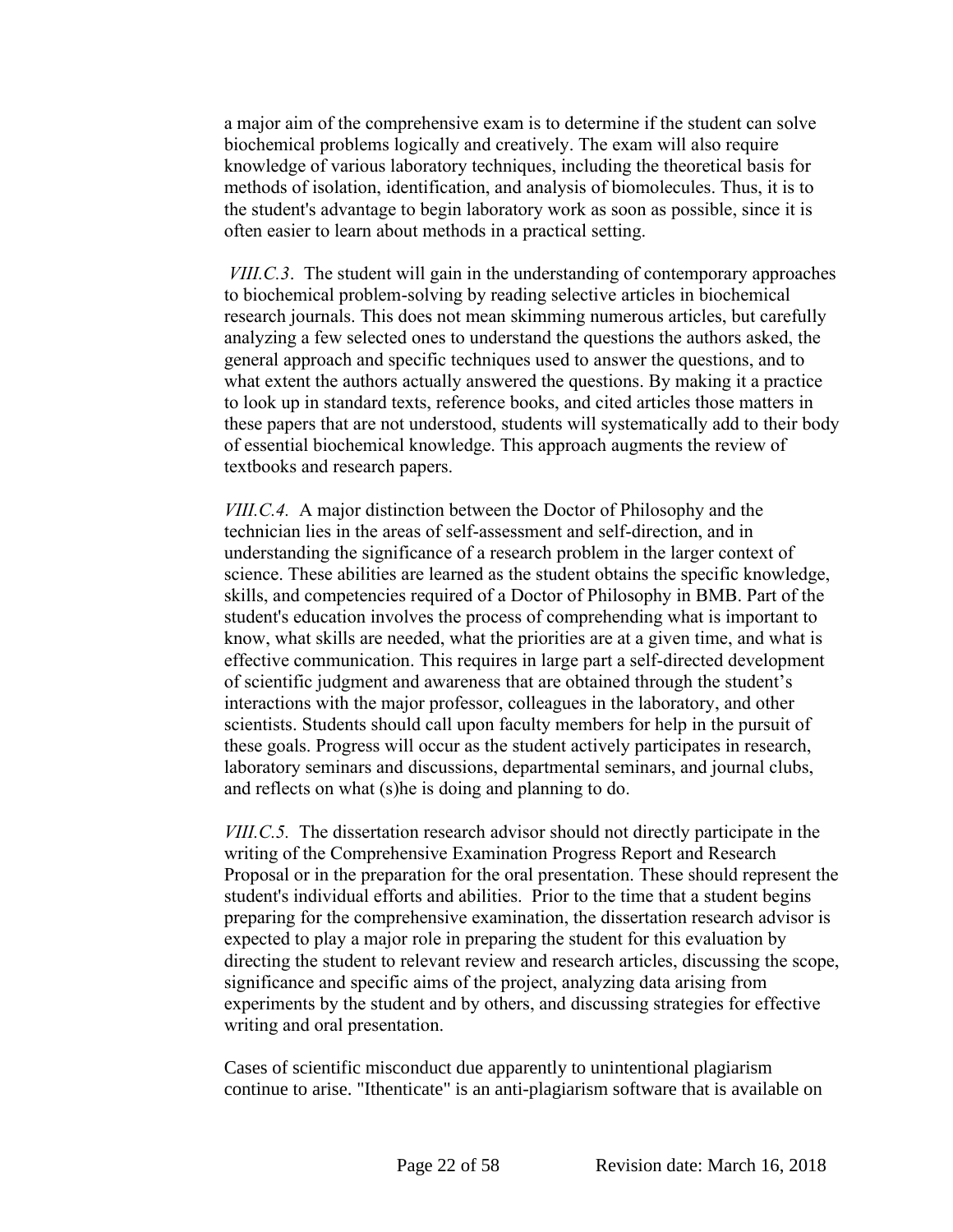a major aim of the comprehensive exam is to determine if the student can solve biochemical problems logically and creatively. The exam will also require knowledge of various laboratory techniques, including the theoretical basis for methods of isolation, identification, and analysis of biomolecules. Thus, it is to the student's advantage to begin laboratory work as soon as possible, since it is often easier to learn about methods in a practical setting.

*VIII.C.3*. The student will gain in the understanding of contemporary approaches to biochemical problem-solving by reading selective articles in biochemical research journals. This does not mean skimming numerous articles, but carefully analyzing a few selected ones to understand the questions the authors asked, the general approach and specific techniques used to answer the questions, and to what extent the authors actually answered the questions. By making it a practice to look up in standard texts, reference books, and cited articles those matters in these papers that are not understood, students will systematically add to their body of essential biochemical knowledge. This approach augments the review of textbooks and research papers.

*VIII.C.4.* A major distinction between the Doctor of Philosophy and the technician lies in the areas of self-assessment and self-direction, and in understanding the significance of a research problem in the larger context of science. These abilities are learned as the student obtains the specific knowledge, skills, and competencies required of a Doctor of Philosophy in BMB. Part of the student's education involves the process of comprehending what is important to know, what skills are needed, what the priorities are at a given time, and what is effective communication. This requires in large part a self-directed development of scientific judgment and awareness that are obtained through the student's interactions with the major professor, colleagues in the laboratory, and other scientists. Students should call upon faculty members for help in the pursuit of these goals. Progress will occur as the student actively participates in research, laboratory seminars and discussions, departmental seminars, and journal clubs, and reflects on what (s)he is doing and planning to do.

*VIII.C.5.* The dissertation research advisor should not directly participate in the writing of the Comprehensive Examination Progress Report and Research Proposal or in the preparation for the oral presentation. These should represent the student's individual efforts and abilities. Prior to the time that a student begins preparing for the comprehensive examination, the dissertation research advisor is expected to play a major role in preparing the student for this evaluation by directing the student to relevant review and research articles, discussing the scope, significance and specific aims of the project, analyzing data arising from experiments by the student and by others, and discussing strategies for effective writing and oral presentation.

Cases of scientific misconduct due apparently to unintentional plagiarism continue to arise. "Ithenticate" is an anti-plagiarism software that is available on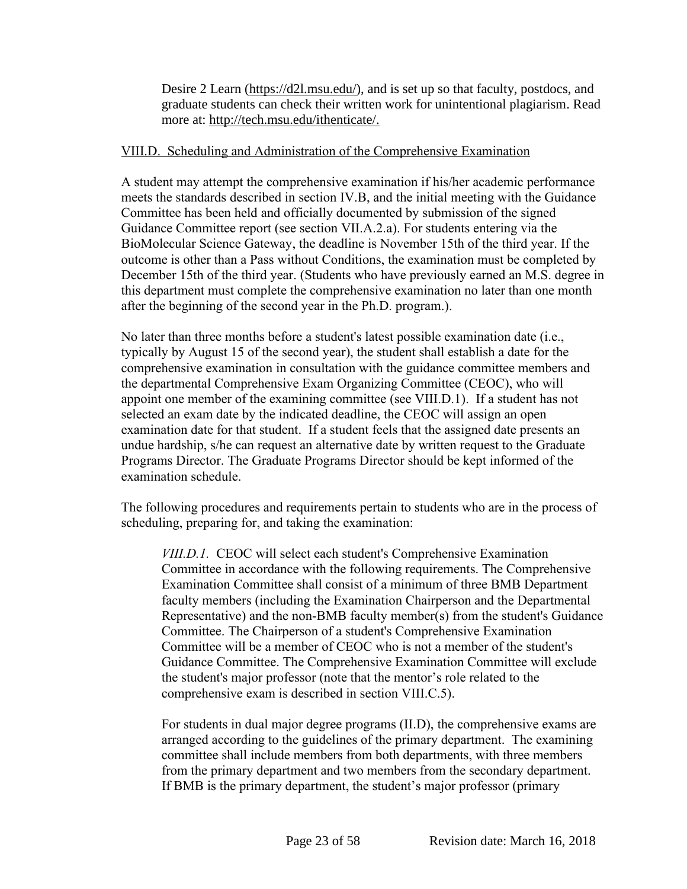Desire 2 Learn (https://d2l.msu.edu/), and is set up so that faculty, postdocs, and graduate students can check their written work for unintentional plagiarism. Read more at: http://tech.msu.edu/ithenticate/.

VIII.D. Scheduling and Administration of the Comprehensive Examination

A student may attempt the comprehensive examination if his/her academic performance meets the standards described in section IV.B, and the initial meeting with the Guidance Committee has been held and officially documented by submission of the signed Guidance Committee report (see section VII.A.2.a). For students entering via the BioMolecular Science Gateway, the deadline is November 15th of the third year. If the outcome is other than a Pass without Conditions, the examination must be completed by December 15th of the third year. (Students who have previously earned an M.S. degree in this department must complete the comprehensive examination no later than one month after the beginning of the second year in the Ph.D. program.).

No later than three months before a student's latest possible examination date (i.e., typically by August 15 of the second year), the student shall establish a date for the comprehensive examination in consultation with the guidance committee members and the departmental Comprehensive Exam Organizing Committee (CEOC), who will appoint one member of the examining committee (see VIII.D.1). If a student has not selected an exam date by the indicated deadline, the CEOC will assign an open examination date for that student. If a student feels that the assigned date presents an undue hardship, s/he can request an alternative date by written request to the Graduate Programs Director. The Graduate Programs Director should be kept informed of the examination schedule.

The following procedures and requirements pertain to students who are in the process of scheduling, preparing for, and taking the examination:

*VIII.D.1.* CEOC will select each student's Comprehensive Examination Committee in accordance with the following requirements. The Comprehensive Examination Committee shall consist of a minimum of three BMB Department faculty members (including the Examination Chairperson and the Departmental Representative) and the non-BMB faculty member(s) from the student's Guidance Committee. The Chairperson of a student's Comprehensive Examination Committee will be a member of CEOC who is not a member of the student's Guidance Committee. The Comprehensive Examination Committee will exclude the student's major professor (note that the mentor's role related to the comprehensive exam is described in section VIII.C.5).

For students in dual major degree programs (II.D), the comprehensive exams are arranged according to the guidelines of the primary department. The examining committee shall include members from both departments, with three members from the primary department and two members from the secondary department. If BMB is the primary department, the student's major professor (primary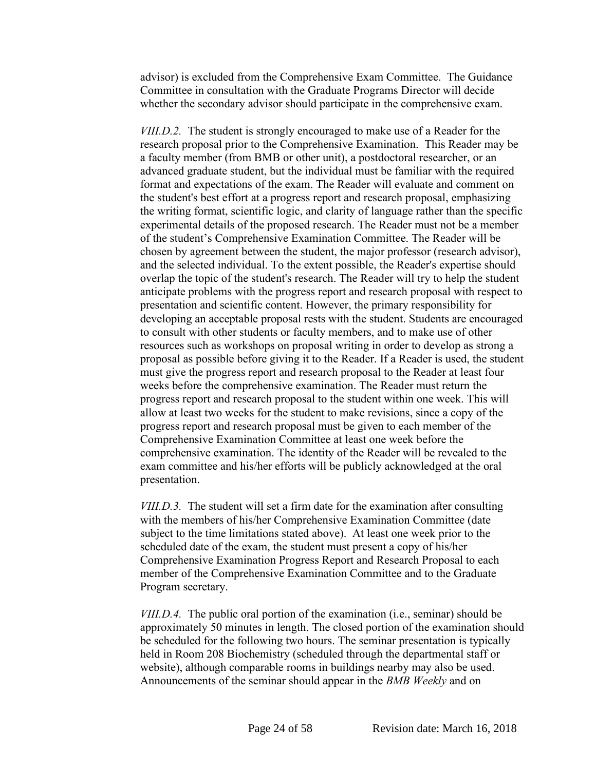advisor) is excluded from the Comprehensive Exam Committee. The Guidance Committee in consultation with the Graduate Programs Director will decide whether the secondary advisor should participate in the comprehensive exam.

*VIII.D.2.* The student is strongly encouraged to make use of a Reader for the research proposal prior to the Comprehensive Examination. This Reader may be a faculty member (from BMB or other unit), a postdoctoral researcher, or an advanced graduate student, but the individual must be familiar with the required format and expectations of the exam. The Reader will evaluate and comment on the student's best effort at a progress report and research proposal, emphasizing the writing format, scientific logic, and clarity of language rather than the specific experimental details of the proposed research. The Reader must not be a member of the student's Comprehensive Examination Committee. The Reader will be chosen by agreement between the student, the major professor (research advisor), and the selected individual. To the extent possible, the Reader's expertise should overlap the topic of the student's research. The Reader will try to help the student anticipate problems with the progress report and research proposal with respect to presentation and scientific content. However, the primary responsibility for developing an acceptable proposal rests with the student. Students are encouraged to consult with other students or faculty members, and to make use of other resources such as workshops on proposal writing in order to develop as strong a proposal as possible before giving it to the Reader. If a Reader is used, the student must give the progress report and research proposal to the Reader at least four weeks before the comprehensive examination. The Reader must return the progress report and research proposal to the student within one week. This will allow at least two weeks for the student to make revisions, since a copy of the progress report and research proposal must be given to each member of the Comprehensive Examination Committee at least one week before the comprehensive examination. The identity of the Reader will be revealed to the exam committee and his/her efforts will be publicly acknowledged at the oral presentation.

*VIII.D.3.* The student will set a firm date for the examination after consulting with the members of his/her Comprehensive Examination Committee (date subject to the time limitations stated above). At least one week prior to the scheduled date of the exam, the student must present a copy of his/her Comprehensive Examination Progress Report and Research Proposal to each member of the Comprehensive Examination Committee and to the Graduate Program secretary.

*VIII.D.4.* The public oral portion of the examination (i.e., seminar) should be approximately 50 minutes in length. The closed portion of the examination should be scheduled for the following two hours. The seminar presentation is typically held in Room 208 Biochemistry (scheduled through the departmental staff or website), although comparable rooms in buildings nearby may also be used. Announcements of the seminar should appear in the *BMB Weekly* and on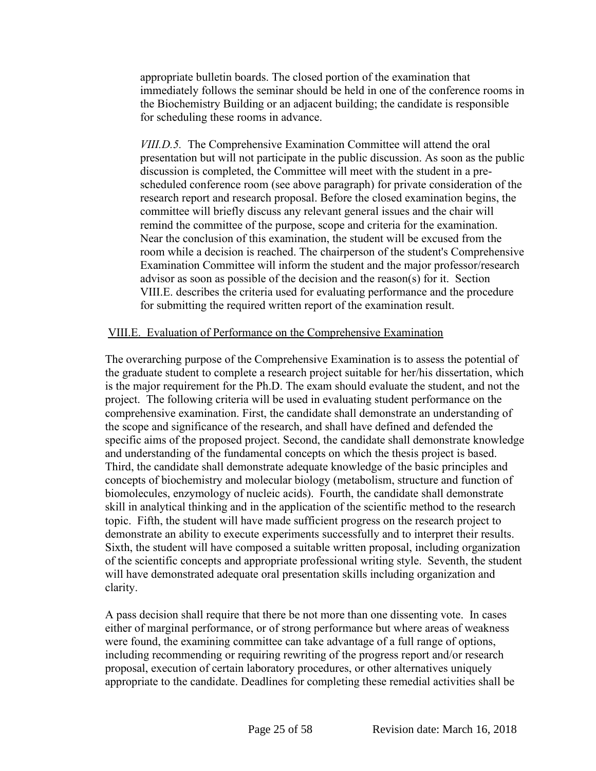appropriate bulletin boards. The closed portion of the examination that immediately follows the seminar should be held in one of the conference rooms in the Biochemistry Building or an adjacent building; the candidate is responsible for scheduling these rooms in advance.

*VIII.D.5.* The Comprehensive Examination Committee will attend the oral presentation but will not participate in the public discussion. As soon as the public discussion is completed, the Committee will meet with the student in a pre-scheduled conference room (see above paragraph) for private consideration of the research report and research proposal. Before the closed examination begins, the committee will briefly discuss any relevant general issues and the chair will remind the committee of the purpose, scope and criteria for the examination. Near the conclusion of this examination, the student will be excused from the room while a decision is reached. The chairperson of the student's Comprehensive Examination Committee will inform the student and the major professor/research advisor as soon as possible of the decision and the reason(s) for it. Section VIII.E. describes the criteria used for evaluating performance and the procedure for submitting the required written report of the examination result.

## VIII.E. Evaluation of Performance on the Comprehensive Examination

The overarching purpose of the Comprehensive Examination is to assess the potential of the graduate student to complete a research project suitable for her/his dissertation, which is the major requirement for the Ph.D. The exam should evaluate the student, and not the project. The following criteria will be used in evaluating student performance on the comprehensive examination. First, the candidate shall demonstrate an understanding of the scope and significance of the research, and shall have defined and defended the specific aims of the proposed project. Second, the candidate shall demonstrate knowledge and understanding of the fundamental concepts on which the thesis project is based. Third, the candidate shall demonstrate adequate knowledge of the basic principles and concepts of biochemistry and molecular biology (metabolism, structure and function of biomolecules, enzymology of nucleic acids). Fourth, the candidate shall demonstrate skill in analytical thinking and in the application of the scientific method to the research topic. Fifth, the student will have made sufficient progress on the research project to demonstrate an ability to execute experiments successfully and to interpret their results. Sixth, the student will have composed a suitable written proposal, including organization of the scientific concepts and appropriate professional writing style. Seventh, the student will have demonstrated adequate oral presentation skills including organization and clarity.

A pass decision shall require that there be not more than one dissenting vote. In cases either of marginal performance, or of strong performance but where areas of weakness were found, the examining committee can take advantage of a full range of options, including recommending or requiring rewriting of the progress report and/or research proposal, execution of certain laboratory procedures, or other alternatives uniquely appropriate to the candidate. Deadlines for completing these remedial activities shall be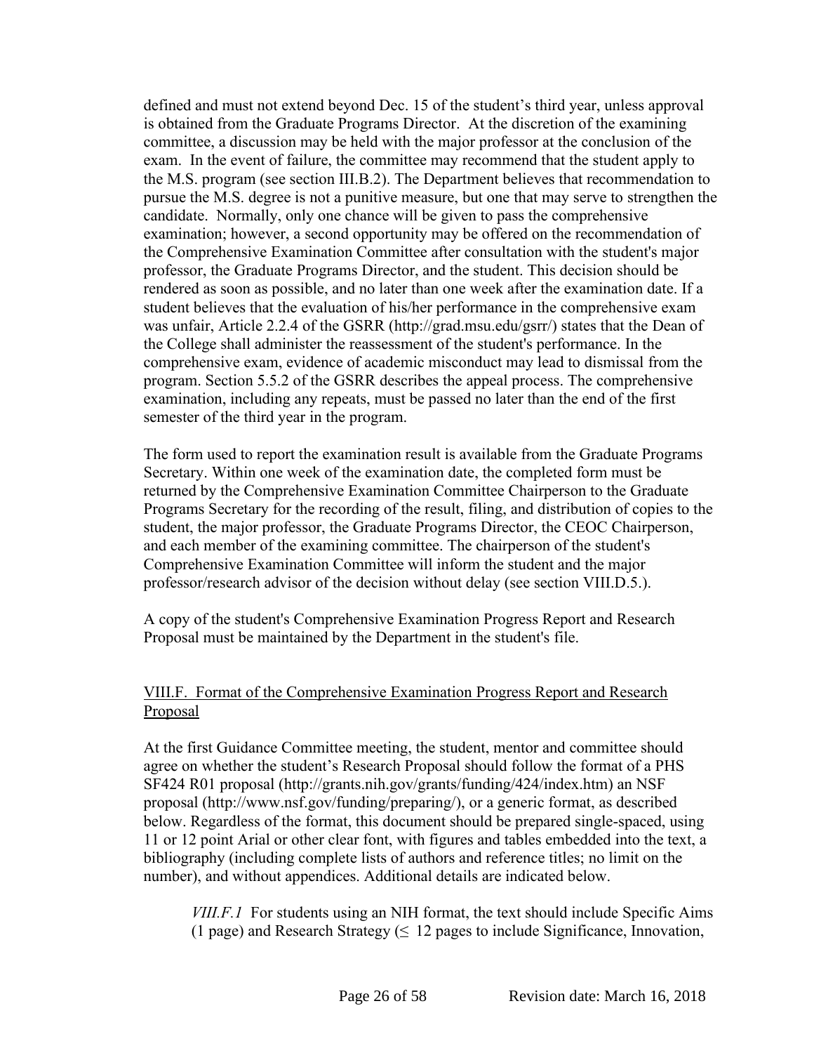defined and must not extend beyond Dec. 15 of the student's third year, unless approval is obtained from the Graduate Programs Director. At the discretion of the examining committee, a discussion may be held with the major professor at the conclusion of the exam. In the event of failure, the committee may recommend that the student apply to the M.S. program (see section III.B.2). The Department believes that recommendation to pursue the M.S. degree is not a punitive measure, but one that may serve to strengthen the candidate. Normally, only one chance will be given to pass the comprehensive examination; however, a second opportunity may be offered on the recommendation of the Comprehensive Examination Committee after consultation with the student's major professor, the Graduate Programs Director, and the student. This decision should be rendered as soon as possible, and no later than one week after the examination date. If a student believes that the evaluation of his/her performance in the comprehensive exam was unfair, Article 2.2.4 of the GSRR (http://grad.msu.edu/gsrr/) states that the Dean of the College shall administer the reassessment of the student's performance. In the comprehensive exam, evidence of academic misconduct may lead to dismissal from the program. Section 5.5.2 of the GSRR describes the appeal process. The comprehensive examination, including any repeats, must be passed no later than the end of the first semester of the third year in the program.

The form used to report the examination result is available from the Graduate Programs Secretary. Within one week of the examination date, the completed form must be returned by the Comprehensive Examination Committee Chairperson to the Graduate Programs Secretary for the recording of the result, filing, and distribution of copies to the student, the major professor, the Graduate Programs Director, the CEOC Chairperson, and each member of the examining committee. The chairperson of the student's Comprehensive Examination Committee will inform the student and the major professor/research advisor of the decision without delay (see section VIII.D.5.).

A copy of the student's Comprehensive Examination Progress Report and Research Proposal must be maintained by the Department in the student's file.

## VIII.F. Format of the Comprehensive Examination Progress Report and Research Proposal

At the first Guidance Committee meeting, the student, mentor and committee should agree on whether the student's Research Proposal should follow the format of a PHS SF424 R01 proposal (http://grants.nih.gov/grants/funding/424/index.htm) an NSF proposal (http://www.nsf.gov/funding/preparing/), or a generic format, as described below. Regardless of the format, this document should be prepared single-spaced, using 11 or 12 point Arial or other clear font, with figures and tables embedded into the text, a bibliography (including complete lists of authors and reference titles; no limit on the number), and without appendices. Additional details are indicated below.

*VIII.F.1* For students using an NIH format, the text should include Specific Aims (1 page) and Research Strategy ($\leq$ 12 pages to include Significance, Innovation,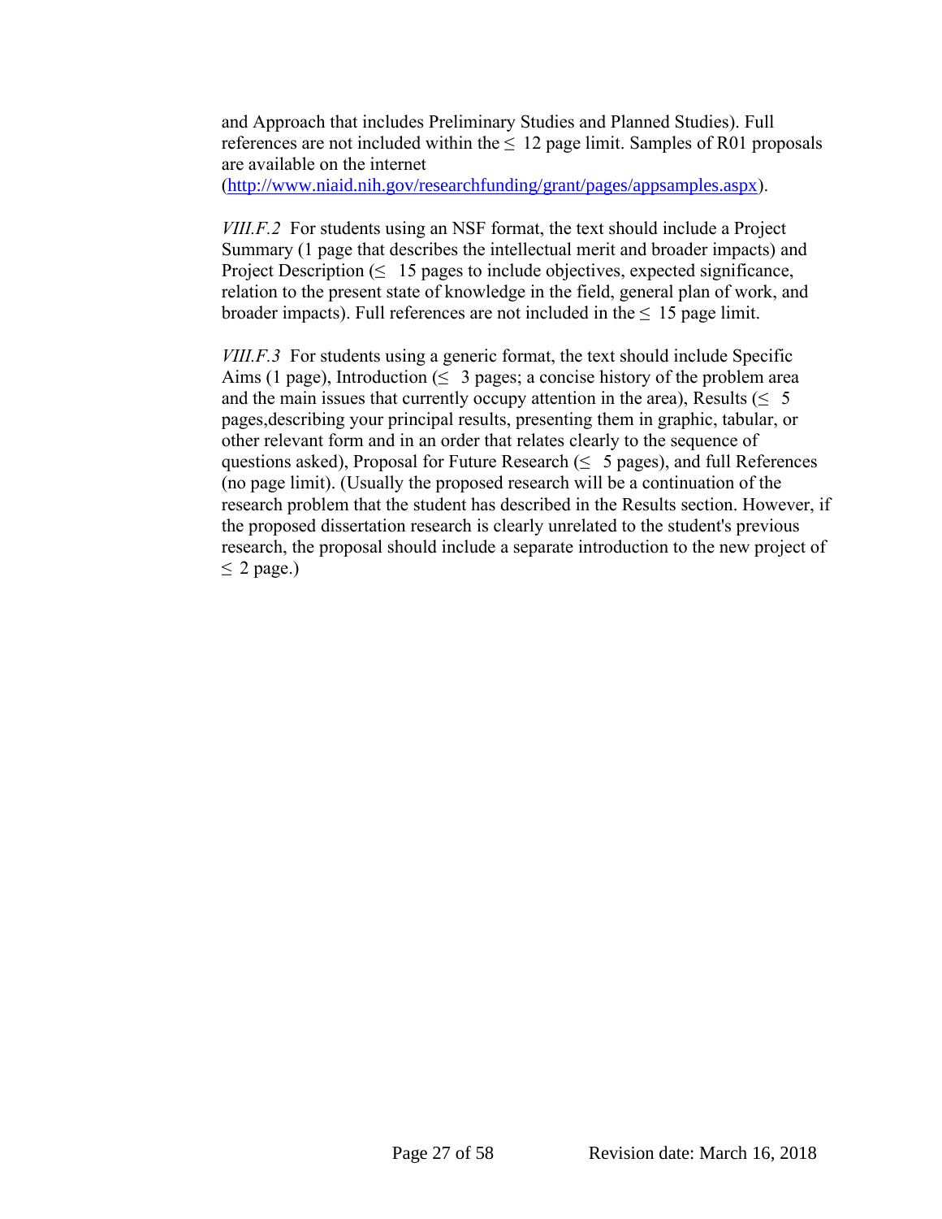and Approach that includes Preliminary Studies and Planned Studies). Full references are not included within the ≤ 12 page limit. Samples of R01 proposals are available on the internet (http://www.niaid.nih.gov/researchfunding/grant/pages/appsamples.aspx).

*VIII.F.2* For students using an NSF format, the text should include a Project Summary (1 page that describes the intellectual merit and broader impacts) and Project Description (≤ 15 pages to include objectives, expected significance, relation to the present state of knowledge in the field, general plan of work, and broader impacts). Full references are not included in the ≤ 15 page limit.

*VIII.F.3* For students using a generic format, the text should include Specific Aims (1 page), Introduction (≤ 3 pages; a concise history of the problem area and the main issues that currently occupy attention in the area), Results (≤ 5 pages,describing your principal results, presenting them in graphic, tabular, or other relevant form and in an order that relates clearly to the sequence of questions asked), Proposal for Future Research (≤ 5 pages), and full References (no page limit). (Usually the proposed research will be a continuation of the research problem that the student has described in the Results section. However, if the proposed dissertation research is clearly unrelated to the student's previous research, the proposal should include a separate introduction to the new project of ≤ 2 page.)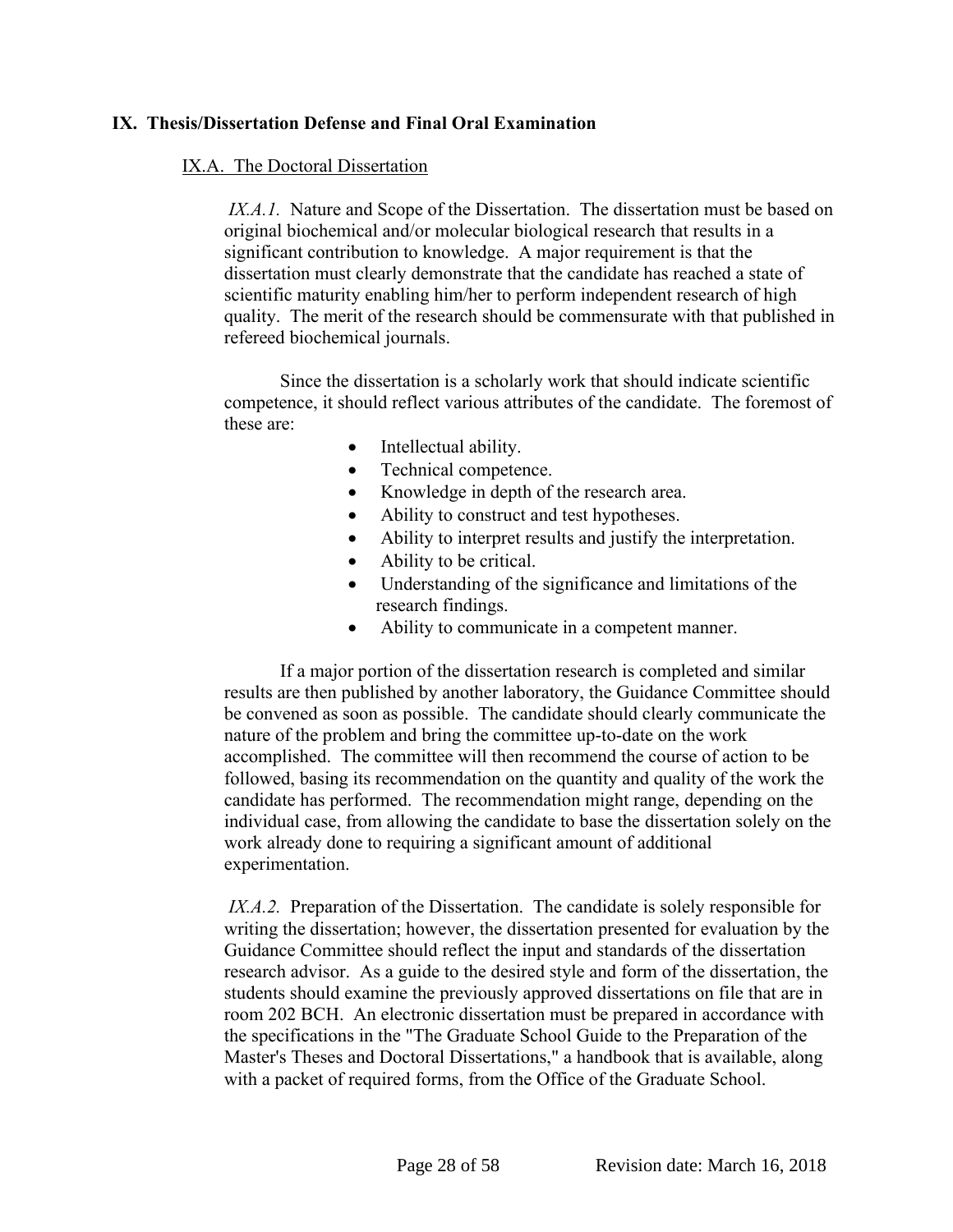## IX. Thesis/Dissertation Defense and Final Oral Examination

### IX.A. The Doctoral Dissertation

*IX.A.1.* Nature and Scope of the Dissertation. The dissertation must be based on original biochemical and/or molecular biological research that results in a significant contribution to knowledge. A major requirement is that the dissertation must clearly demonstrate that the candidate has reached a state of scientific maturity enabling him/her to perform independent research of high quality. The merit of the research should be commensurate with that published in refereed biochemical journals.

Since the dissertation is a scholarly work that should indicate scientific competence, it should reflect various attributes of the candidate. The foremost of these are:

- Intellectual ability.
- Technical competence.
- Knowledge in depth of the research area.
- Ability to construct and test hypotheses.
- Ability to interpret results and justify the interpretation.
- Ability to be critical.
- Understanding of the significance and limitations of the research findings.
- Ability to communicate in a competent manner.

If a major portion of the dissertation research is completed and similar results are then published by another laboratory, the Guidance Committee should be convened as soon as possible. The candidate should clearly communicate the nature of the problem and bring the committee up-to-date on the work accomplished. The committee will then recommend the course of action to be followed, basing its recommendation on the quantity and quality of the work the candidate has performed. The recommendation might range, depending on the individual case, from allowing the candidate to base the dissertation solely on the work already done to requiring a significant amount of additional experimentation.

*IX.A.2.* Preparation of the Dissertation. The candidate is solely responsible for writing the dissertation; however, the dissertation presented for evaluation by the Guidance Committee should reflect the input and standards of the dissertation research advisor. As a guide to the desired style and form of the dissertation, the students should examine the previously approved dissertations on file that are in room 202 BCH. An electronic dissertation must be prepared in accordance with the specifications in the "The Graduate School Guide to the Preparation of the Master's Theses and Doctoral Dissertations," a handbook that is available, along with a packet of required forms, from the Office of the Graduate School.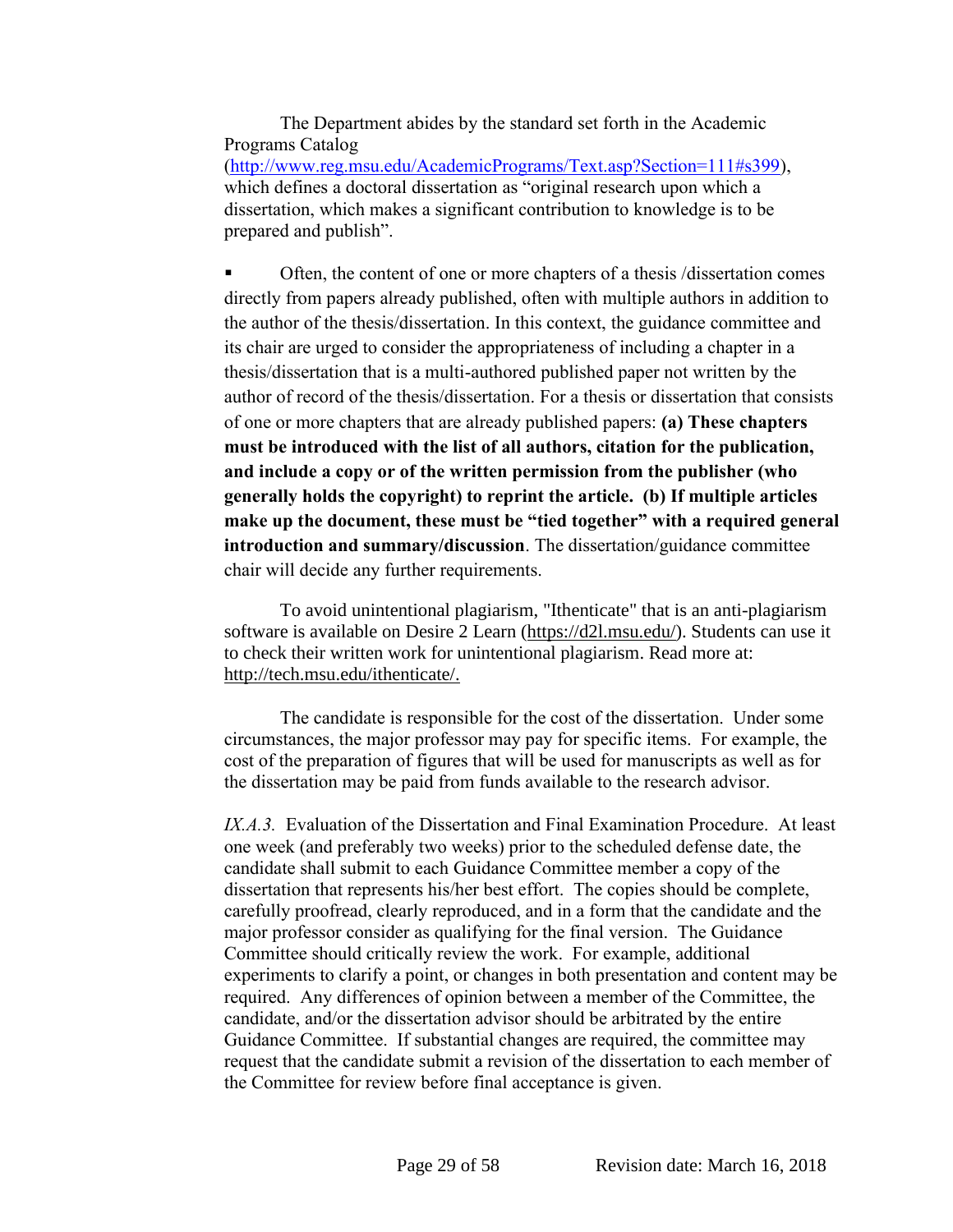The Department abides by the standard set forth in the Academic Programs Catalog (http://www.reg.msu.edu/AcademicPrograms/Text.asp?Section=111#s399), which defines a doctoral dissertation as "original research upon which a dissertation, which makes a significant contribution to knowledge is to be prepared and publish".

- Often, the content of one or more chapters of a thesis /dissertation comes directly from papers already published, often with multiple authors in addition to the author of the thesis/dissertation. In this context, the guidance committee and its chair are urged to consider the appropriateness of including a chapter in a thesis/dissertation that is a multi-authored published paper not written by the author of record of the thesis/dissertation. For a thesis or dissertation that consists of one or more chapters that are already published papers: **(a) These chapters must be introduced with the list of all authors, citation for the publication, and include a copy or of the written permission from the publisher (who generally holds the copyright) to reprint the article. (b) If multiple articles make up the document, these must be "tied together" with a required general introduction and summary/discussion**. The dissertation/guidance committee chair will decide any further requirements.

To avoid unintentional plagiarism, "Ithenticate" that is an anti-plagiarism software is available on Desire 2 Learn (https://d2l.msu.edu/). Students can use it to check their written work for unintentional plagiarism. Read more at: http://tech.msu.edu/ithenticate/.

The candidate is responsible for the cost of the dissertation. Under some circumstances, the major professor may pay for specific items. For example, the cost of the preparation of figures that will be used for manuscripts as well as for the dissertation may be paid from funds available to the research advisor.

*IX.A.3.* Evaluation of the Dissertation and Final Examination Procedure. At least one week (and preferably two weeks) prior to the scheduled defense date, the candidate shall submit to each Guidance Committee member a copy of the dissertation that represents his/her best effort. The copies should be complete, carefully proofread, clearly reproduced, and in a form that the candidate and the major professor consider as qualifying for the final version. The Guidance Committee should critically review the work. For example, additional experiments to clarify a point, or changes in both presentation and content may be required. Any differences of opinion between a member of the Committee, the candidate, and/or the dissertation advisor should be arbitrated by the entire Guidance Committee. If substantial changes are required, the committee may request that the candidate submit a revision of the dissertation to each member of the Committee for review before final acceptance is given.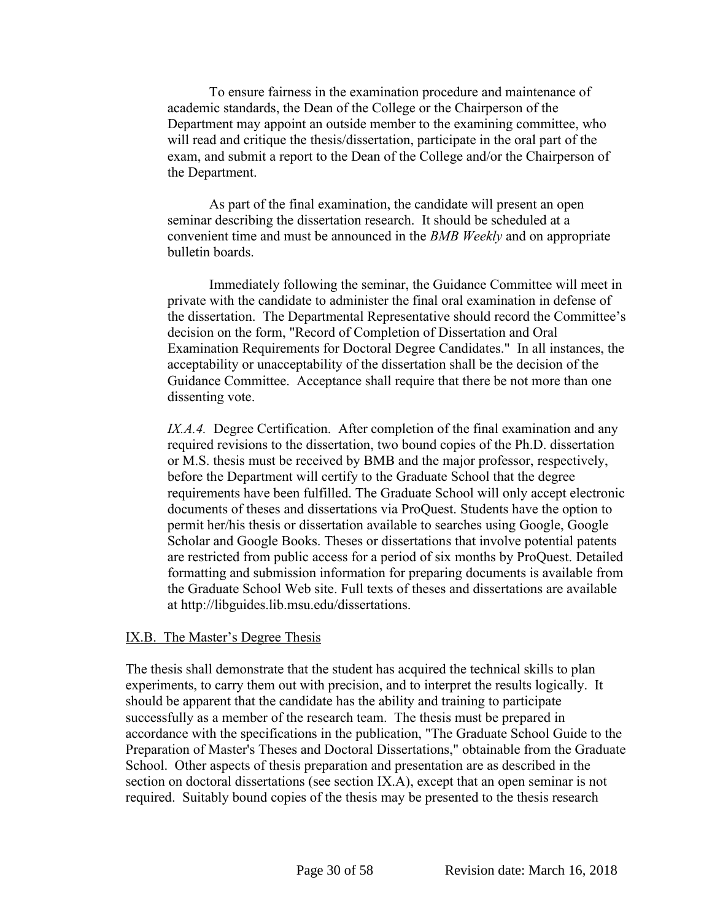To ensure fairness in the examination procedure and maintenance of academic standards, the Dean of the College or the Chairperson of the Department may appoint an outside member to the examining committee, who will read and critique the thesis/dissertation, participate in the oral part of the exam, and submit a report to the Dean of the College and/or the Chairperson of the Department.

As part of the final examination, the candidate will present an open seminar describing the dissertation research. It should be scheduled at a convenient time and must be announced in the *BMB Weekly* and on appropriate bulletin boards.

Immediately following the seminar, the Guidance Committee will meet in private with the candidate to administer the final oral examination in defense of the dissertation. The Departmental Representative should record the Committee's decision on the form, "Record of Completion of Dissertation and Oral Examination Requirements for Doctoral Degree Candidates." In all instances, the acceptability or unacceptability of the dissertation shall be the decision of the Guidance Committee. Acceptance shall require that there be not more than one dissenting vote.

*IX.A.4.* Degree Certification. After completion of the final examination and any required revisions to the dissertation, two bound copies of the Ph.D. dissertation or M.S. thesis must be received by BMB and the major professor, respectively, before the Department will certify to the Graduate School that the degree requirements have been fulfilled. The Graduate School will only accept electronic documents of theses and dissertations via ProQuest. Students have the option to permit her/his thesis or dissertation available to searches using Google, Google Scholar and Google Books. Theses or dissertations that involve potential patents are restricted from public access for a period of six months by ProQuest. Detailed formatting and submission information for preparing documents is available from the Graduate School Web site. Full texts of theses and dissertations are available at http://libguides.lib.msu.edu/dissertations.

## IX.B. The Master's Degree Thesis

The thesis shall demonstrate that the student has acquired the technical skills to plan experiments, to carry them out with precision, and to interpret the results logically. It should be apparent that the candidate has the ability and training to participate successfully as a member of the research team. The thesis must be prepared in accordance with the specifications in the publication, "The Graduate School Guide to the Preparation of Master's Theses and Doctoral Dissertations," obtainable from the Graduate School. Other aspects of thesis preparation and presentation are as described in the section on doctoral dissertations (see section IX.A), except that an open seminar is not required. Suitably bound copies of the thesis may be presented to the thesis research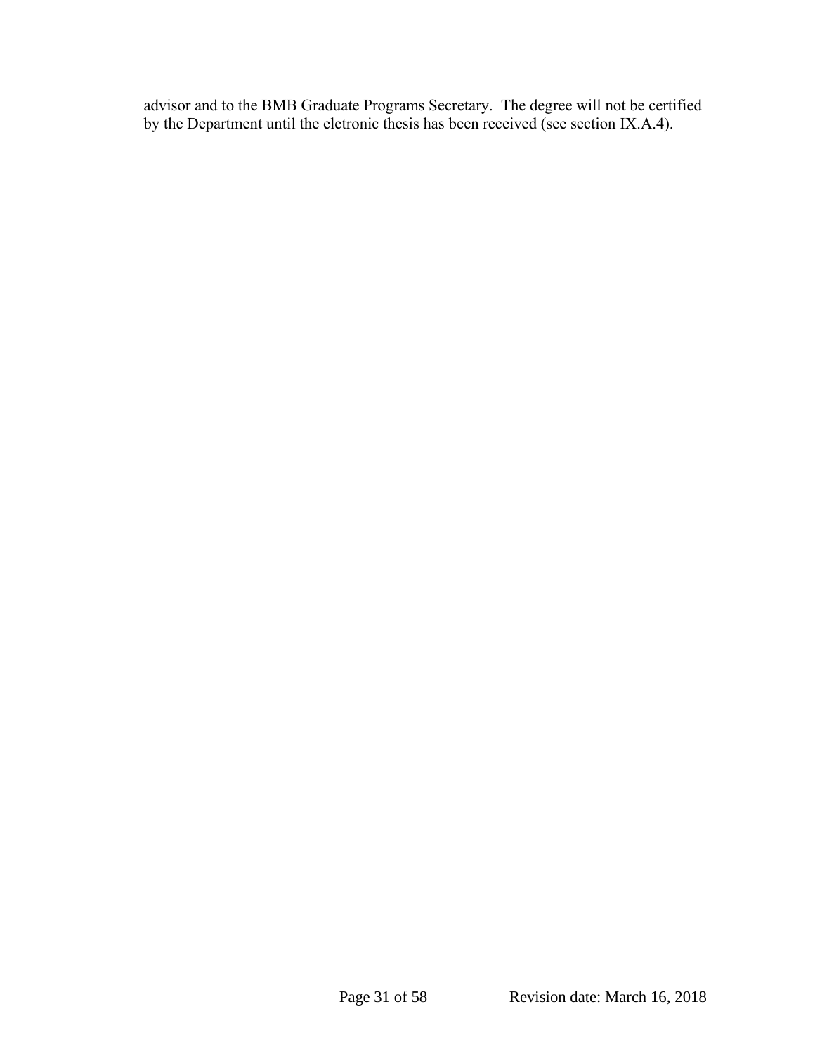advisor and to the BMB Graduate Programs Secretary. The degree will not be certified by the Department until the eletronic thesis has been received (see section IX.A.4).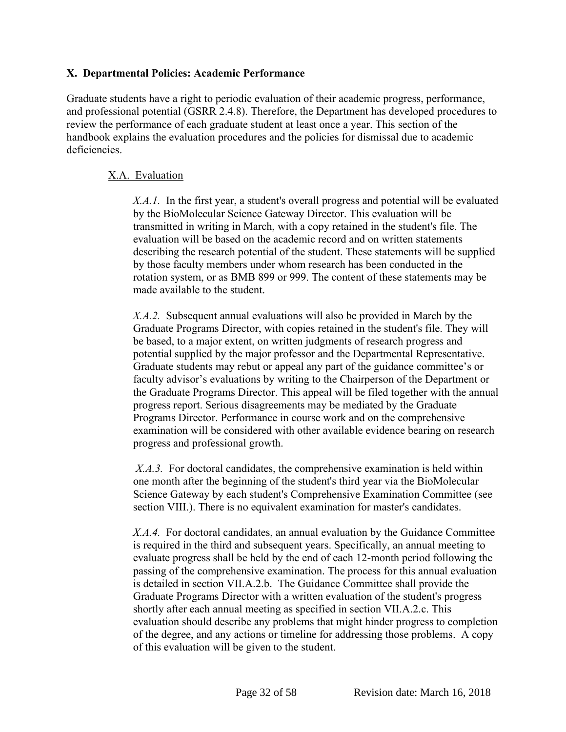## X. Departmental Policies: Academic Performance

Graduate students have a right to periodic evaluation of their academic progress, performance, and professional potential (GSRR 2.4.8). Therefore, the Department has developed procedures to review the performance of each graduate student at least once a year. This section of the handbook explains the evaluation procedures and the policies for dismissal due to academic deficiencies.

### X.A. Evaluation

*X.A.1.* In the first year, a student's overall progress and potential will be evaluated by the BioMolecular Science Gateway Director. This evaluation will be transmitted in writing in March, with a copy retained in the student's file. The evaluation will be based on the academic record and on written statements describing the research potential of the student. These statements will be supplied by those faculty members under whom research has been conducted in the rotation system, or as BMB 899 or 999. The content of these statements may be made available to the student.

*X.A.2.* Subsequent annual evaluations will also be provided in March by the Graduate Programs Director, with copies retained in the student's file. They will be based, to a major extent, on written judgments of research progress and potential supplied by the major professor and the Departmental Representative. Graduate students may rebut or appeal any part of the guidance committee's or faculty advisor's evaluations by writing to the Chairperson of the Department or the Graduate Programs Director. This appeal will be filed together with the annual progress report. Serious disagreements may be mediated by the Graduate Programs Director. Performance in course work and on the comprehensive examination will be considered with other available evidence bearing on research progress and professional growth.

*X.A.3.* For doctoral candidates, the comprehensive examination is held within one month after the beginning of the student's third year via the BioMolecular Science Gateway by each student's Comprehensive Examination Committee (see section VIII.). There is no equivalent examination for master's candidates.

*X.A.4.* For doctoral candidates, an annual evaluation by the Guidance Committee is required in the third and subsequent years. Specifically, an annual meeting to evaluate progress shall be held by the end of each 12-month period following the passing of the comprehensive examination. The process for this annual evaluation is detailed in section VII.A.2.b. The Guidance Committee shall provide the Graduate Programs Director with a written evaluation of the student's progress shortly after each annual meeting as specified in section VII.A.2.c. This evaluation should describe any problems that might hinder progress to completion of the degree, and any actions or timeline for addressing those problems. A copy of this evaluation will be given to the student.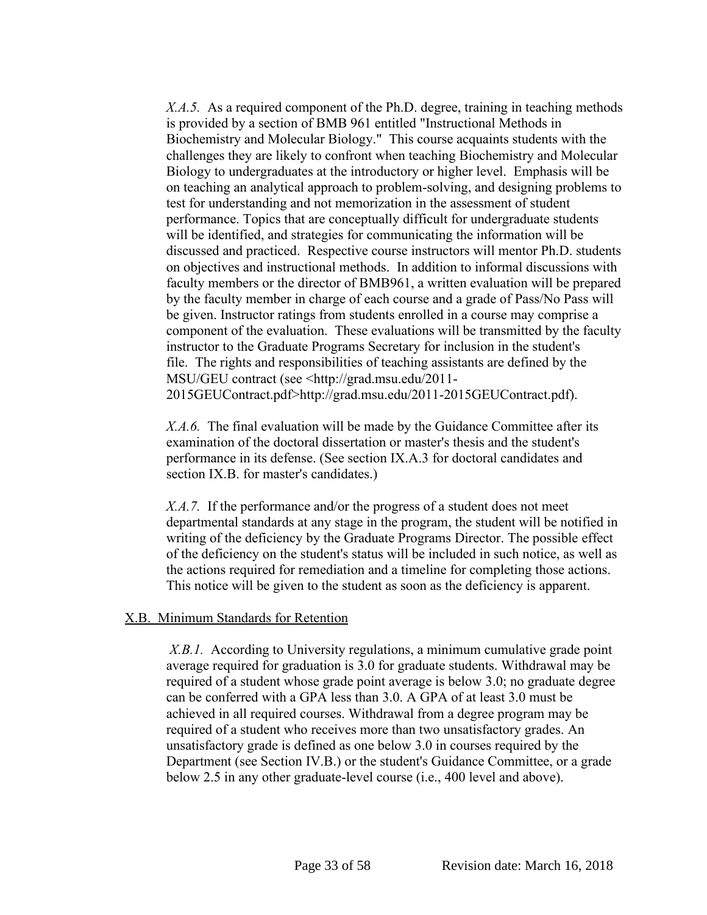*X.A.5.* As a required component of the Ph.D. degree, training in teaching methods is provided by a section of BMB 961 entitled "Instructional Methods in Biochemistry and Molecular Biology." This course acquaints students with the challenges they are likely to confront when teaching Biochemistry and Molecular Biology to undergraduates at the introductory or higher level. Emphasis will be on teaching an analytical approach to problem-solving, and designing problems to test for understanding and not memorization in the assessment of student performance. Topics that are conceptually difficult for undergraduate students will be identified, and strategies for communicating the information will be discussed and practiced. Respective course instructors will mentor Ph.D. students on objectives and instructional methods. In addition to informal discussions with faculty members or the director of BMB961, a written evaluation will be prepared by the faculty member in charge of each course and a grade of Pass/No Pass will be given. Instructor ratings from students enrolled in a course may comprise a component of the evaluation. These evaluations will be transmitted by the faculty instructor to the Graduate Programs Secretary for inclusion in the student's file. The rights and responsibilities of teaching assistants are defined by the MSU/GEU contract (see <http://grad.msu.edu/2011-2015GEUContract.pdf>http://grad.msu.edu/2011-2015GEUContract.pdf).

*X.A.6.* The final evaluation will be made by the Guidance Committee after its examination of the doctoral dissertation or master's thesis and the student's performance in its defense. (See section IX.A.3 for doctoral candidates and section IX.B. for master's candidates.)

*X.A.7.* If the performance and/or the progress of a student does not meet departmental standards at any stage in the program, the student will be notified in writing of the deficiency by the Graduate Programs Director. The possible effect of the deficiency on the student's status will be included in such notice, as well as the actions required for remediation and a timeline for completing those actions. This notice will be given to the student as soon as the deficiency is apparent.

## X.B. Minimum Standards for Retention

*X.B.1.* According to University regulations, a minimum cumulative grade point average required for graduation is 3.0 for graduate students. Withdrawal may be required of a student whose grade point average is below 3.0; no graduate degree can be conferred with a GPA less than 3.0. A GPA of at least 3.0 must be achieved in all required courses. Withdrawal from a degree program may be required of a student who receives more than two unsatisfactory grades. An unsatisfactory grade is defined as one below 3.0 in courses required by the Department (see Section IV.B.) or the student's Guidance Committee, or a grade below 2.5 in any other graduate-level course (i.e., 400 level and above).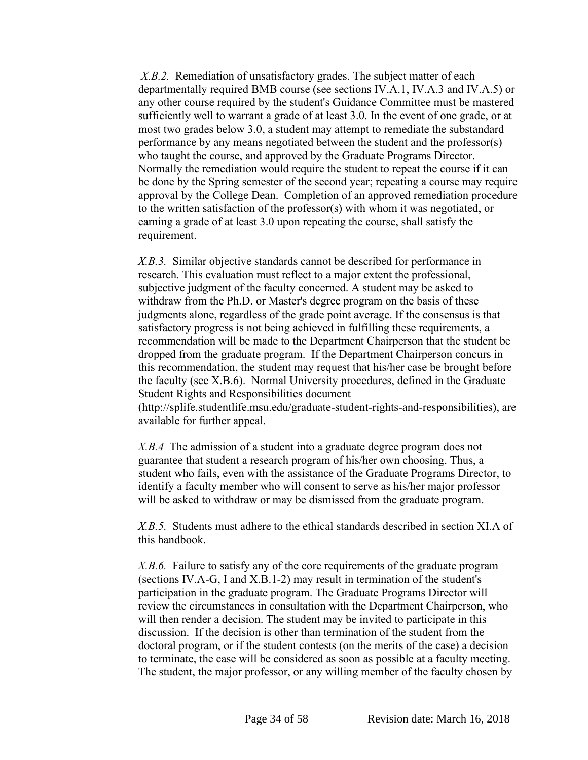*X.B.2.* Remediation of unsatisfactory grades. The subject matter of each departmentally required BMB course (see sections IV.A.1, IV.A.3 and IV.A.5) or any other course required by the student's Guidance Committee must be mastered sufficiently well to warrant a grade of at least 3.0. In the event of one grade, or at most two grades below 3.0, a student may attempt to remediate the substandard performance by any means negotiated between the student and the professor(s) who taught the course, and approved by the Graduate Programs Director. Normally the remediation would require the student to repeat the course if it can be done by the Spring semester of the second year; repeating a course may require approval by the College Dean. Completion of an approved remediation procedure to the written satisfaction of the professor(s) with whom it was negotiated, or earning a grade of at least 3.0 upon repeating the course, shall satisfy the requirement.

*X.B.3.* Similar objective standards cannot be described for performance in research. This evaluation must reflect to a major extent the professional, subjective judgment of the faculty concerned. A student may be asked to withdraw from the Ph.D. or Master's degree program on the basis of these judgments alone, regardless of the grade point average. If the consensus is that satisfactory progress is not being achieved in fulfilling these requirements, a recommendation will be made to the Department Chairperson that the student be dropped from the graduate program. If the Department Chairperson concurs in this recommendation, the student may request that his/her case be brought before the faculty (see X.B.6). Normal University procedures, defined in the Graduate Student Rights and Responsibilities document (http://splife.studentlife.msu.edu/graduate-student-rights-and-responsibilities), are available for further appeal.

*X.B.4* The admission of a student into a graduate degree program does not guarantee that student a research program of his/her own choosing. Thus, a student who fails, even with the assistance of the Graduate Programs Director, to identify a faculty member who will consent to serve as his/her major professor will be asked to withdraw or may be dismissed from the graduate program.

*X.B.5.* Students must adhere to the ethical standards described in section XI.A of this handbook.

*X.B.6.* Failure to satisfy any of the core requirements of the graduate program (sections IV.A-G, I and X.B.1-2) may result in termination of the student's participation in the graduate program. The Graduate Programs Director will review the circumstances in consultation with the Department Chairperson, who will then render a decision. The student may be invited to participate in this discussion. If the decision is other than termination of the student from the doctoral program, or if the student contests (on the merits of the case) a decision to terminate, the case will be considered as soon as possible at a faculty meeting. The student, the major professor, or any willing member of the faculty chosen by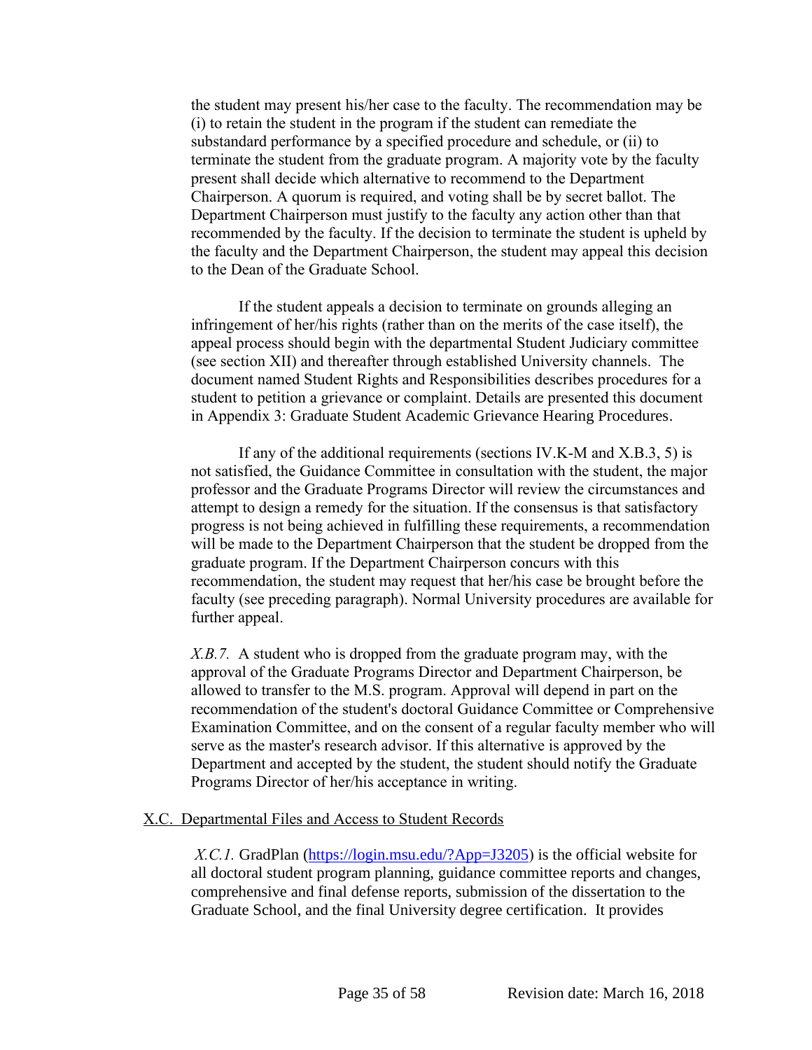the student may present his/her case to the faculty. The recommendation may be (i) to retain the student in the program if the student can remediate the substandard performance by a specified procedure and schedule, or (ii) to terminate the student from the graduate program. A majority vote by the faculty present shall decide which alternative to recommend to the Department Chairperson. A quorum is required, and voting shall be by secret ballot. The Department Chairperson must justify to the faculty any action other than that recommended by the faculty. If the decision to terminate the student is upheld by the faculty and the Department Chairperson, the student may appeal this decision to the Dean of the Graduate School.

If the student appeals a decision to terminate on grounds alleging an infringement of her/his rights (rather than on the merits of the case itself), the appeal process should begin with the departmental Student Judiciary committee (see section XII) and thereafter through established University channels. The document named Student Rights and Responsibilities describes procedures for a student to petition a grievance or complaint. Details are presented this document in Appendix 3: Graduate Student Academic Grievance Hearing Procedures.

If any of the additional requirements (sections IV.K-M and X.B.3, 5) is not satisfied, the Guidance Committee in consultation with the student, the major professor and the Graduate Programs Director will review the circumstances and attempt to design a remedy for the situation. If the consensus is that satisfactory progress is not being achieved in fulfilling these requirements, a recommendation will be made to the Department Chairperson that the student be dropped from the graduate program. If the Department Chairperson concurs with this recommendation, the student may request that her/his case be brought before the faculty (see preceding paragraph). Normal University procedures are available for further appeal.

*X.B.7.* A student who is dropped from the graduate program may, with the approval of the Graduate Programs Director and Department Chairperson, be allowed to transfer to the M.S. program. Approval will depend in part on the recommendation of the student's doctoral Guidance Committee or Comprehensive Examination Committee, and on the consent of a regular faculty member who will serve as the master's research advisor. If this alternative is approved by the Department and accepted by the student, the student should notify the Graduate Programs Director of her/his acceptance in writing.

## X.C. Departmental Files and Access to Student Records

*X.C.1.* GradPlan (https://login.msu.edu/?App=J3205) is the official website for all doctoral student program planning, guidance committee reports and changes, comprehensive and final defense reports, submission of the dissertation to the Graduate School, and the final University degree certification. It provides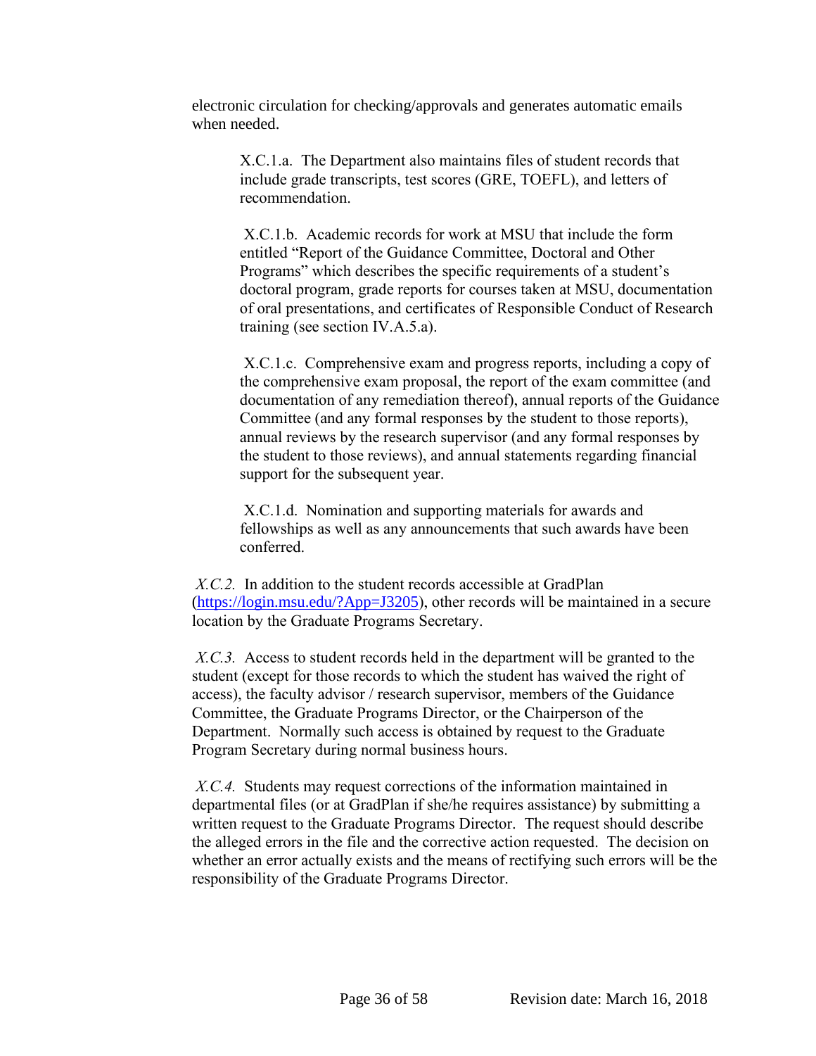electronic circulation for checking/approvals and generates automatic emails when needed.

> X.C.1.a. The Department also maintains files of student records that include grade transcripts, test scores (GRE, TOEFL), and letters of recommendation.
>
> X.C.1.b. Academic records for work at MSU that include the form entitled "Report of the Guidance Committee, Doctoral and Other Programs" which describes the specific requirements of a student's doctoral program, grade reports for courses taken at MSU, documentation of oral presentations, and certificates of Responsible Conduct of Research training (see section IV.A.5.a).
>
> X.C.1.c. Comprehensive exam and progress reports, including a copy of the comprehensive exam proposal, the report of the exam committee (and documentation of any remediation thereof), annual reports of the Guidance Committee (and any formal responses by the student to those reports), annual reviews by the research supervisor (and any formal responses by the student to those reviews), and annual statements regarding financial support for the subsequent year.
>
> X.C.1.d. Nomination and supporting materials for awards and fellowships as well as any announcements that such awards have been conferred.

*X.C.2.* In addition to the student records accessible at GradPlan (https://login.msu.edu/?App=J3205), other records will be maintained in a secure location by the Graduate Programs Secretary.

*X.C.3.* Access to student records held in the department will be granted to the student (except for those records to which the student has waived the right of access), the faculty advisor / research supervisor, members of the Guidance Committee, the Graduate Programs Director, or the Chairperson of the Department. Normally such access is obtained by request to the Graduate Program Secretary during normal business hours.

*X.C.4.* Students may request corrections of the information maintained in departmental files (or at GradPlan if she/he requires assistance) by submitting a written request to the Graduate Programs Director. The request should describe the alleged errors in the file and the corrective action requested. The decision on whether an error actually exists and the means of rectifying such errors will be the responsibility of the Graduate Programs Director.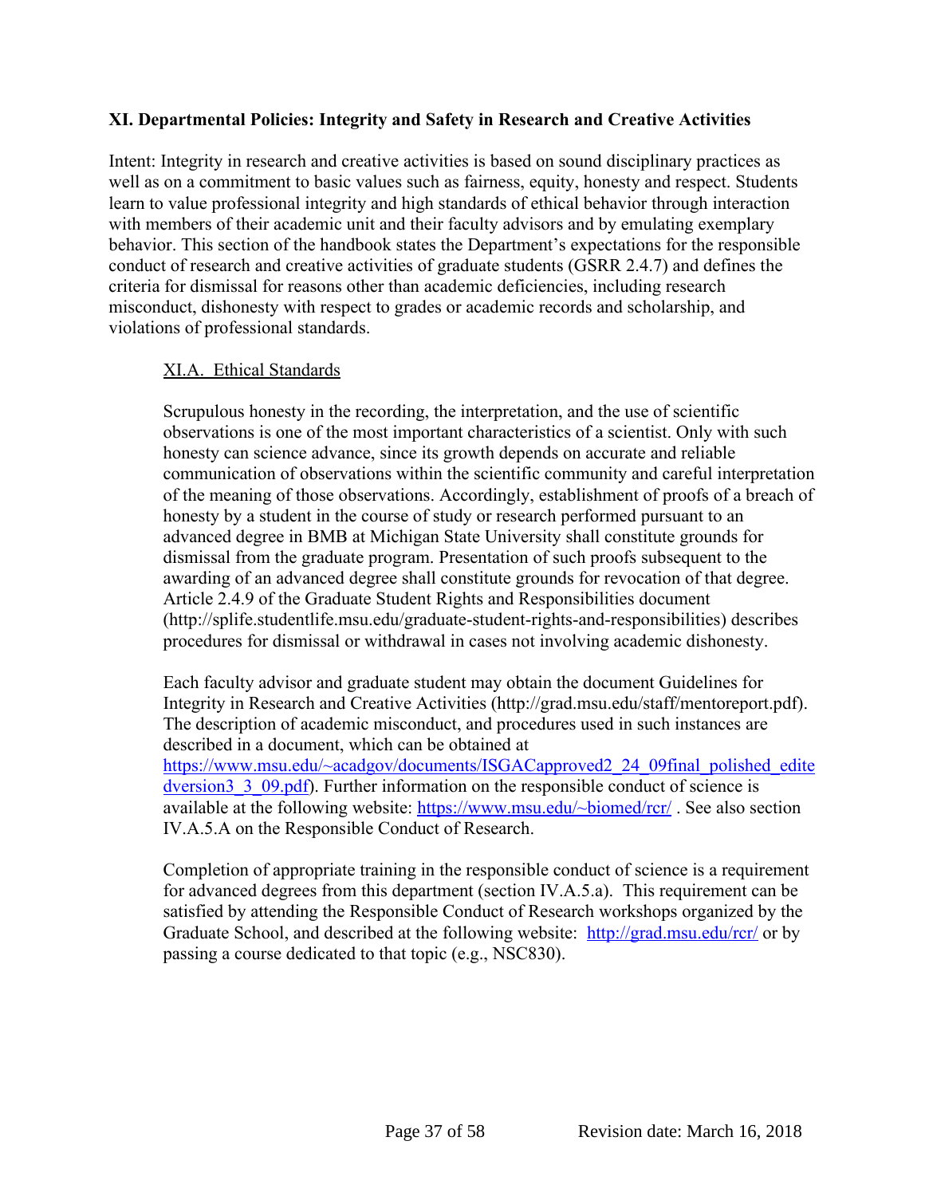## XI. Departmental Policies: Integrity and Safety in Research and Creative Activities

Intent: Integrity in research and creative activities is based on sound disciplinary practices as well as on a commitment to basic values such as fairness, equity, honesty and respect. Students learn to value professional integrity and high standards of ethical behavior through interaction with members of their academic unit and their faculty advisors and by emulating exemplary behavior. This section of the handbook states the Department's expectations for the responsible conduct of research and creative activities of graduate students (GSRR 2.4.7) and defines the criteria for dismissal for reasons other than academic deficiencies, including research misconduct, dishonesty with respect to grades or academic records and scholarship, and violations of professional standards.

### XI.A. Ethical Standards

Scrupulous honesty in the recording, the interpretation, and the use of scientific observations is one of the most important characteristics of a scientist. Only with such honesty can science advance, since its growth depends on accurate and reliable communication of observations within the scientific community and careful interpretation of the meaning of those observations. Accordingly, establishment of proofs of a breach of honesty by a student in the course of study or research performed pursuant to an advanced degree in BMB at Michigan State University shall constitute grounds for dismissal from the graduate program. Presentation of such proofs subsequent to the awarding of an advanced degree shall constitute grounds for revocation of that degree. Article 2.4.9 of the Graduate Student Rights and Responsibilities document (http://splife.studentlife.msu.edu/graduate-student-rights-and-responsibilities) describes procedures for dismissal or withdrawal in cases not involving academic dishonesty.

Each faculty advisor and graduate student may obtain the document Guidelines for Integrity in Research and Creative Activities (http://grad.msu.edu/staff/mentoreport.pdf). The description of academic misconduct, and procedures used in such instances are described in a document, which can be obtained at https://www.msu.edu/~acadgov/documents/ISGACapproved2_24_09final_polished_editedversion3_3_09.pdf). Further information on the responsible conduct of science is available at the following website: https://www.msu.edu/~biomed/rcr/ . See also section IV.A.5.A on the Responsible Conduct of Research.

Completion of appropriate training in the responsible conduct of science is a requirement for advanced degrees from this department (section IV.A.5.a). This requirement can be satisfied by attending the Responsible Conduct of Research workshops organized by the Graduate School, and described at the following website: http://grad.msu.edu/rcr/ or by passing a course dedicated to that topic (e.g., NSC830).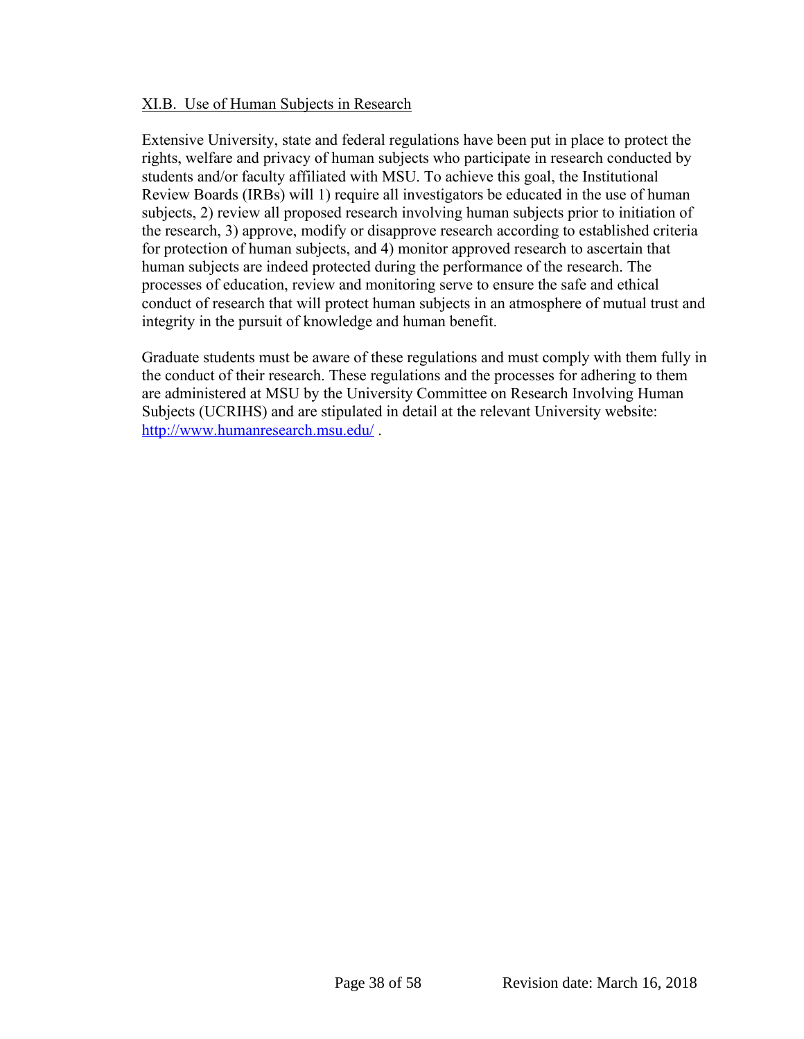### XI.B. Use of Human Subjects in Research

Extensive University, state and federal regulations have been put in place to protect the rights, welfare and privacy of human subjects who participate in research conducted by students and/or faculty affiliated with MSU. To achieve this goal, the Institutional Review Boards (IRBs) will 1) require all investigators be educated in the use of human subjects, 2) review all proposed research involving human subjects prior to initiation of the research, 3) approve, modify or disapprove research according to established criteria for protection of human subjects, and 4) monitor approved research to ascertain that human subjects are indeed protected during the performance of the research. The processes of education, review and monitoring serve to ensure the safe and ethical conduct of research that will protect human subjects in an atmosphere of mutual trust and integrity in the pursuit of knowledge and human benefit.

Graduate students must be aware of these regulations and must comply with them fully in the conduct of their research. These regulations and the processes for adhering to them are administered at MSU by the University Committee on Research Involving Human Subjects (UCRIHS) and are stipulated in detail at the relevant University website: [http://www.humanresearch.msu.edu/](http://www.humanresearch.msu.edu/) .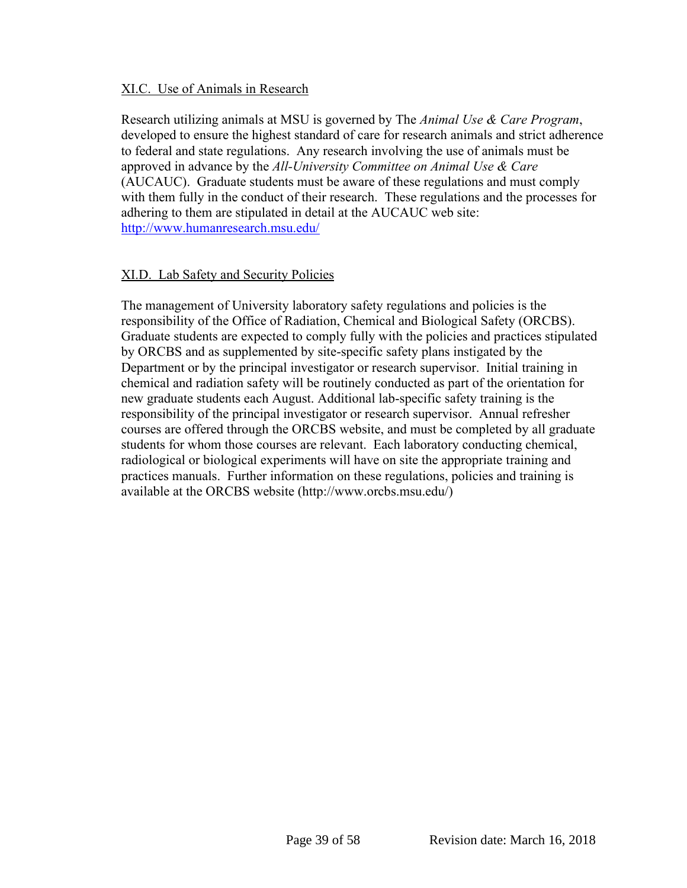### XI.C. Use of Animals in Research

Research utilizing animals at MSU is governed by The *Animal Use & Care Program*, developed to ensure the highest standard of care for research animals and strict adherence to federal and state regulations. Any research involving the use of animals must be approved in advance by the *All-University Committee on Animal Use & Care* (AUCAUC). Graduate students must be aware of these regulations and must comply with them fully in the conduct of their research. These regulations and the processes for adhering to them are stipulated in detail at the AUCAUC web site: http://www.humanresearch.msu.edu/

### XI.D. Lab Safety and Security Policies

The management of University laboratory safety regulations and policies is the responsibility of the Office of Radiation, Chemical and Biological Safety (ORCBS). Graduate students are expected to comply fully with the policies and practices stipulated by ORCBS and as supplemented by site-specific safety plans instigated by the Department or by the principal investigator or research supervisor. Initial training in chemical and radiation safety will be routinely conducted as part of the orientation for new graduate students each August. Additional lab-specific safety training is the responsibility of the principal investigator or research supervisor. Annual refresher courses are offered through the ORCBS website, and must be completed by all graduate students for whom those courses are relevant. Each laboratory conducting chemical, radiological or biological experiments will have on site the appropriate training and practices manuals. Further information on these regulations, policies and training is available at the ORCBS website (http://www.orcbs.msu.edu/)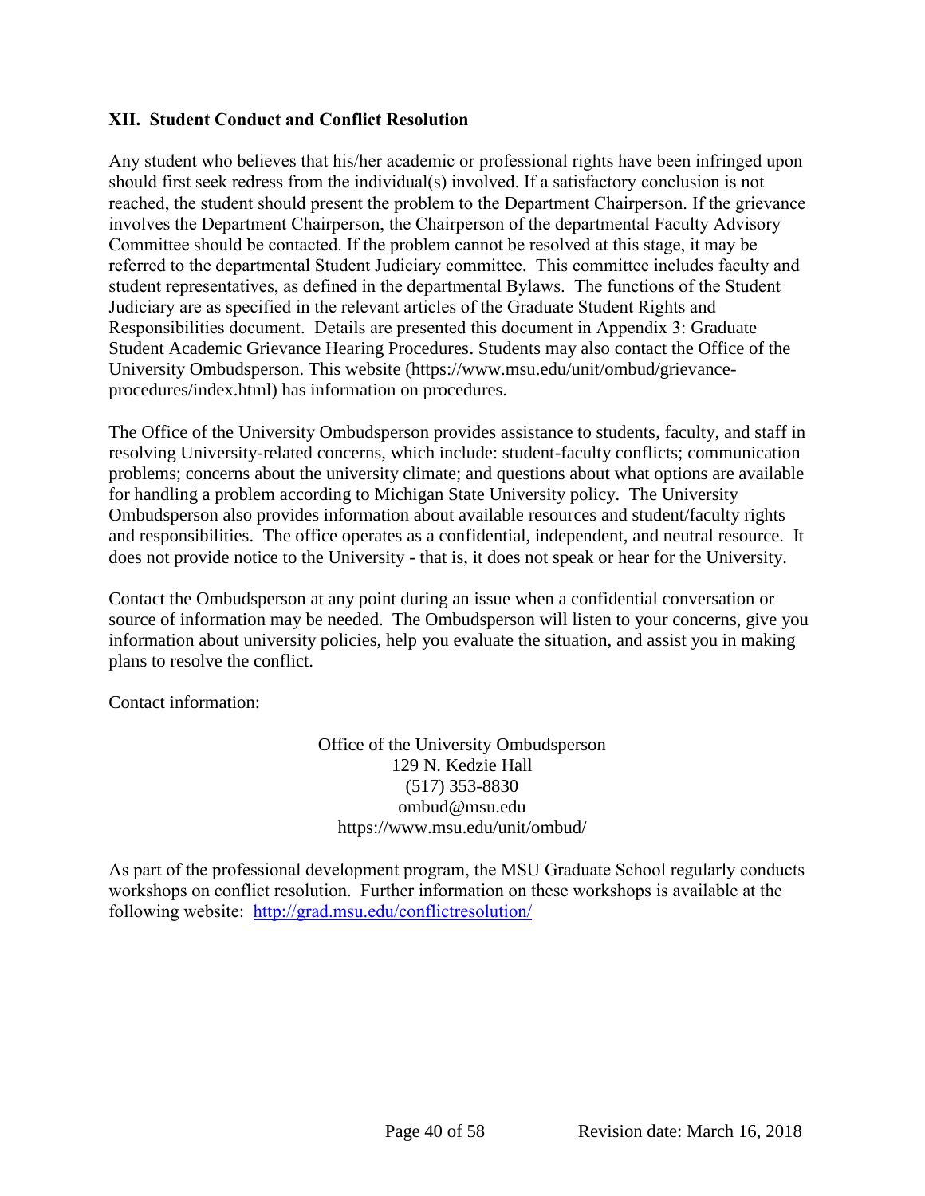## XII. Student Conduct and Conflict Resolution

Any student who believes that his/her academic or professional rights have been infringed upon should first seek redress from the individual(s) involved. If a satisfactory conclusion is not reached, the student should present the problem to the Department Chairperson. If the grievance involves the Department Chairperson, the Chairperson of the departmental Faculty Advisory Committee should be contacted. If the problem cannot be resolved at this stage, it may be referred to the departmental Student Judiciary committee. This committee includes faculty and student representatives, as defined in the departmental Bylaws. The functions of the Student Judiciary are as specified in the relevant articles of the Graduate Student Rights and Responsibilities document. Details are presented this document in Appendix 3: Graduate Student Academic Grievance Hearing Procedures. Students may also contact the Office of the University Ombudsperson. This website (https://www.msu.edu/unit/ombud/grievance-procedures/index.html) has information on procedures.

The Office of the University Ombudsperson provides assistance to students, faculty, and staff in resolving University-related concerns, which include: student-faculty conflicts; communication problems; concerns about the university climate; and questions about what options are available for handling a problem according to Michigan State University policy. The University Ombudsperson also provides information about available resources and student/faculty rights and responsibilities. The office operates as a confidential, independent, and neutral resource. It does not provide notice to the University - that is, it does not speak or hear for the University.

Contact the Ombudsperson at any point during an issue when a confidential conversation or source of information may be needed. The Ombudsperson will listen to your concerns, give you information about university policies, help you evaluate the situation, and assist you in making plans to resolve the conflict.

Contact information:

Office of the University Ombudsperson
129 N. Kedzie Hall
(517) 353-8830
ombud@msu.edu
https://www.msu.edu/unit/ombud/

As part of the professional development program, the MSU Graduate School regularly conducts workshops on conflict resolution. Further information on these workshops is available at the following website: [http://grad.msu.edu/conflictresolution/](http://grad.msu.edu/conflictresolution/)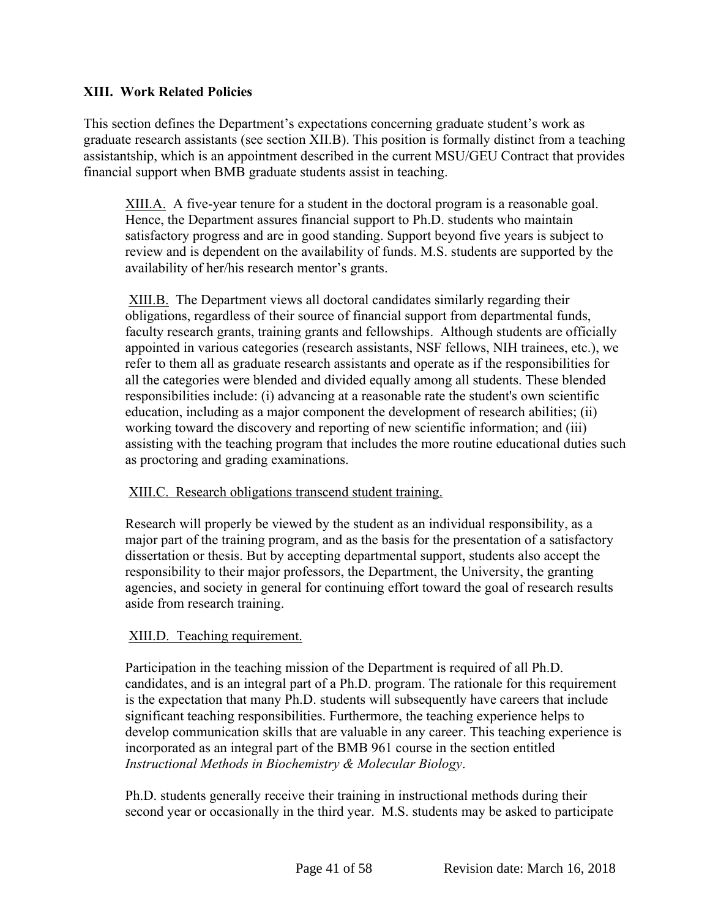## XIII. Work Related Policies

This section defines the Department's expectations concerning graduate student's work as graduate research assistants (see section XII.B). This position is formally distinct from a teaching assistantship, which is an appointment described in the current MSU/GEU Contract that provides financial support when BMB graduate students assist in teaching.

XIII.A. A five-year tenure for a student in the doctoral program is a reasonable goal. Hence, the Department assures financial support to Ph.D. students who maintain satisfactory progress and are in good standing. Support beyond five years is subject to review and is dependent on the availability of funds. M.S. students are supported by the availability of her/his research mentor's grants.

XIII.B. The Department views all doctoral candidates similarly regarding their obligations, regardless of their source of financial support from departmental funds, faculty research grants, training grants and fellowships. Although students are officially appointed in various categories (research assistants, NSF fellows, NIH trainees, etc.), we refer to them all as graduate research assistants and operate as if the responsibilities for all the categories were blended and divided equally among all students. These blended responsibilities include: (i) advancing at a reasonable rate the student's own scientific education, including as a major component the development of research abilities; (ii) working toward the discovery and reporting of new scientific information; and (iii) assisting with the teaching program that includes the more routine educational duties such as proctoring and grading examinations.

XIII.C. Research obligations transcend student training.

Research will properly be viewed by the student as an individual responsibility, as a major part of the training program, and as the basis for the presentation of a satisfactory dissertation or thesis. But by accepting departmental support, students also accept the responsibility to their major professors, the Department, the University, the granting agencies, and society in general for continuing effort toward the goal of research results aside from research training.

XIII.D. Teaching requirement.

Participation in the teaching mission of the Department is required of all Ph.D. candidates, and is an integral part of a Ph.D. program. The rationale for this requirement is the expectation that many Ph.D. students will subsequently have careers that include significant teaching responsibilities. Furthermore, the teaching experience helps to develop communication skills that are valuable in any career. This teaching experience is incorporated as an integral part of the BMB 961 course in the section entitled *Instructional Methods in Biochemistry & Molecular Biology*.

Ph.D. students generally receive their training in instructional methods during their second year or occasionally in the third year. M.S. students may be asked to participate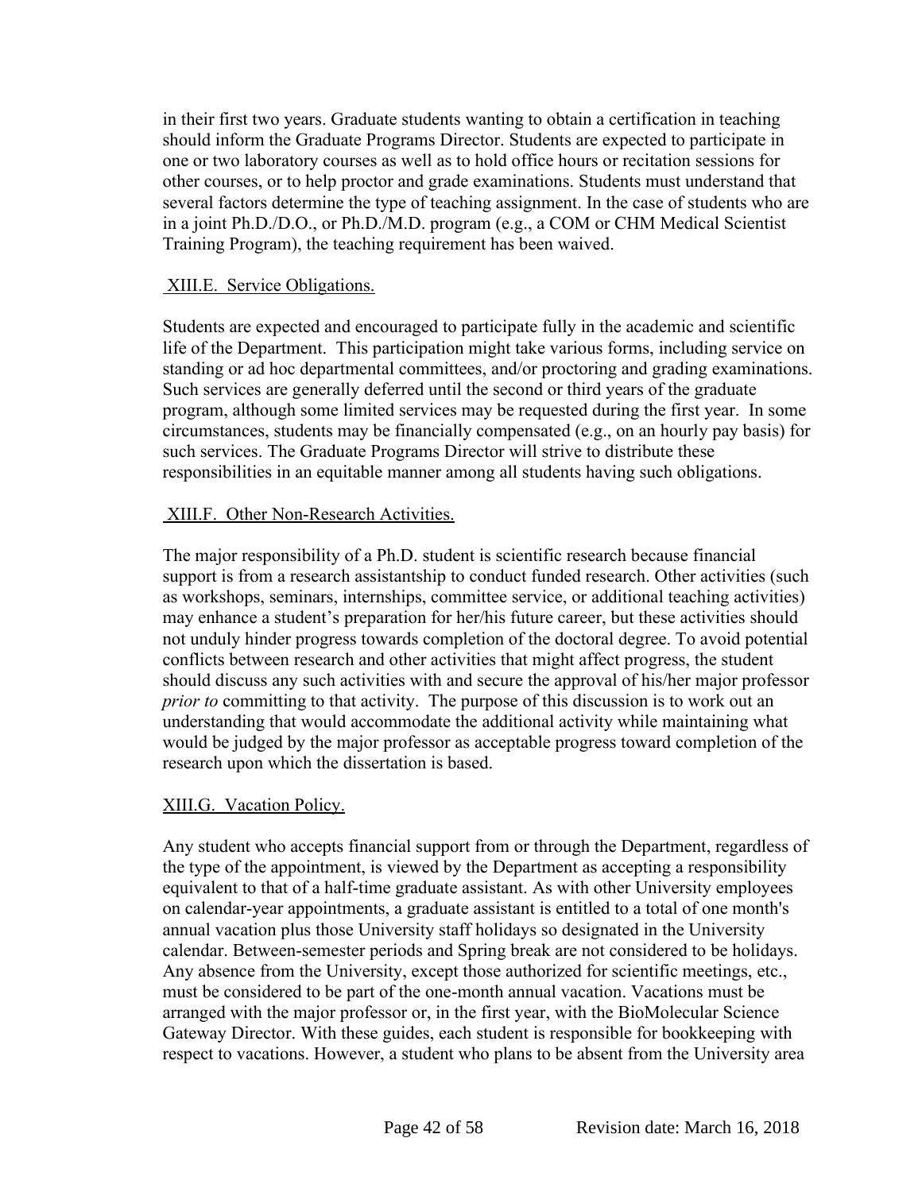in their first two years. Graduate students wanting to obtain a certification in teaching should inform the Graduate Programs Director. Students are expected to participate in one or two laboratory courses as well as to hold office hours or recitation sessions for other courses, or to help proctor and grade examinations. Students must understand that several factors determine the type of teaching assignment. In the case of students who are in a joint Ph.D./D.O., or Ph.D./M.D. program (e.g., a COM or CHM Medical Scientist Training Program), the teaching requirement has been waived.

### XIII.E. Service Obligations.

Students are expected and encouraged to participate fully in the academic and scientific life of the Department. This participation might take various forms, including service on standing or ad hoc departmental committees, and/or proctoring and grading examinations. Such services are generally deferred until the second or third years of the graduate program, although some limited services may be requested during the first year. In some circumstances, students may be financially compensated (e.g., on an hourly pay basis) for such services. The Graduate Programs Director will strive to distribute these responsibilities in an equitable manner among all students having such obligations.

### XIII.F. Other Non-Research Activities.

The major responsibility of a Ph.D. student is scientific research because financial support is from a research assistantship to conduct funded research. Other activities (such as workshops, seminars, internships, committee service, or additional teaching activities) may enhance a student's preparation for her/his future career, but these activities should not unduly hinder progress towards completion of the doctoral degree. To avoid potential conflicts between research and other activities that might affect progress, the student should discuss any such activities with and secure the approval of his/her major professor *prior to* committing to that activity. The purpose of this discussion is to work out an understanding that would accommodate the additional activity while maintaining what would be judged by the major professor as acceptable progress toward completion of the research upon which the dissertation is based.

### XIII.G. Vacation Policy.

Any student who accepts financial support from or through the Department, regardless of the type of the appointment, is viewed by the Department as accepting a responsibility equivalent to that of a half-time graduate assistant. As with other University employees on calendar-year appointments, a graduate assistant is entitled to a total of one month's annual vacation plus those University staff holidays so designated in the University calendar. Between-semester periods and Spring break are not considered to be holidays. Any absence from the University, except those authorized for scientific meetings, etc., must be considered to be part of the one-month annual vacation. Vacations must be arranged with the major professor or, in the first year, with the BioMolecular Science Gateway Director. With these guides, each student is responsible for bookkeeping with respect to vacations. However, a student who plans to be absent from the University area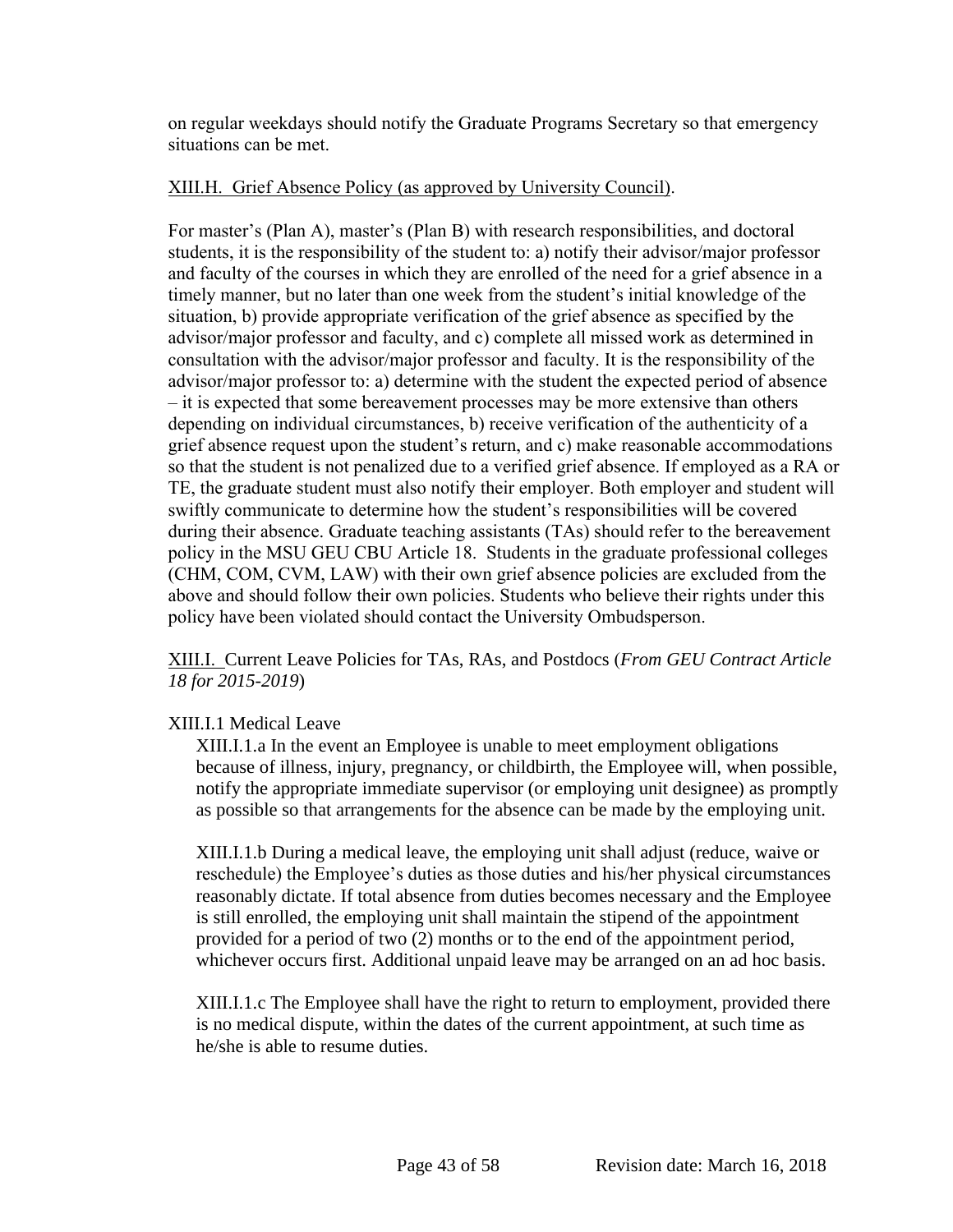on regular weekdays should notify the Graduate Programs Secretary so that emergency situations can be met.

XIII.H. Grief Absence Policy (as approved by University Council).

For master's (Plan A), master's (Plan B) with research responsibilities, and doctoral students, it is the responsibility of the student to: a) notify their advisor/major professor and faculty of the courses in which they are enrolled of the need for a grief absence in a timely manner, but no later than one week from the student's initial knowledge of the situation, b) provide appropriate verification of the grief absence as specified by the advisor/major professor and faculty, and c) complete all missed work as determined in consultation with the advisor/major professor and faculty. It is the responsibility of the advisor/major professor to: a) determine with the student the expected period of absence – it is expected that some bereavement processes may be more extensive than others depending on individual circumstances, b) receive verification of the authenticity of a grief absence request upon the student's return, and c) make reasonable accommodations so that the student is not penalized due to a verified grief absence. If employed as a RA or TE, the graduate student must also notify their employer. Both employer and student will swiftly communicate to determine how the student's responsibilities will be covered during their absence. Graduate teaching assistants (TAs) should refer to the bereavement policy in the MSU GEU CBU Article 18. Students in the graduate professional colleges (CHM, COM, CVM, LAW) with their own grief absence policies are excluded from the above and should follow their own policies. Students who believe their rights under this policy have been violated should contact the University Ombudsperson.

XIII.I. Current Leave Policies for TAs, RAs, and Postdocs (*From GEU Contract Article 18 for 2015-2019*)

XIII.I.1 Medical Leave

XIII.I.1.a In the event an Employee is unable to meet employment obligations because of illness, injury, pregnancy, or childbirth, the Employee will, when possible, notify the appropriate immediate supervisor (or employing unit designee) as promptly as possible so that arrangements for the absence can be made by the employing unit.

XIII.I.1.b During a medical leave, the employing unit shall adjust (reduce, waive or reschedule) the Employee's duties as those duties and his/her physical circumstances reasonably dictate. If total absence from duties becomes necessary and the Employee is still enrolled, the employing unit shall maintain the stipend of the appointment provided for a period of two (2) months or to the end of the appointment period, whichever occurs first. Additional unpaid leave may be arranged on an ad hoc basis.

XIII.I.1.c The Employee shall have the right to return to employment, provided there is no medical dispute, within the dates of the current appointment, at such time as he/she is able to resume duties.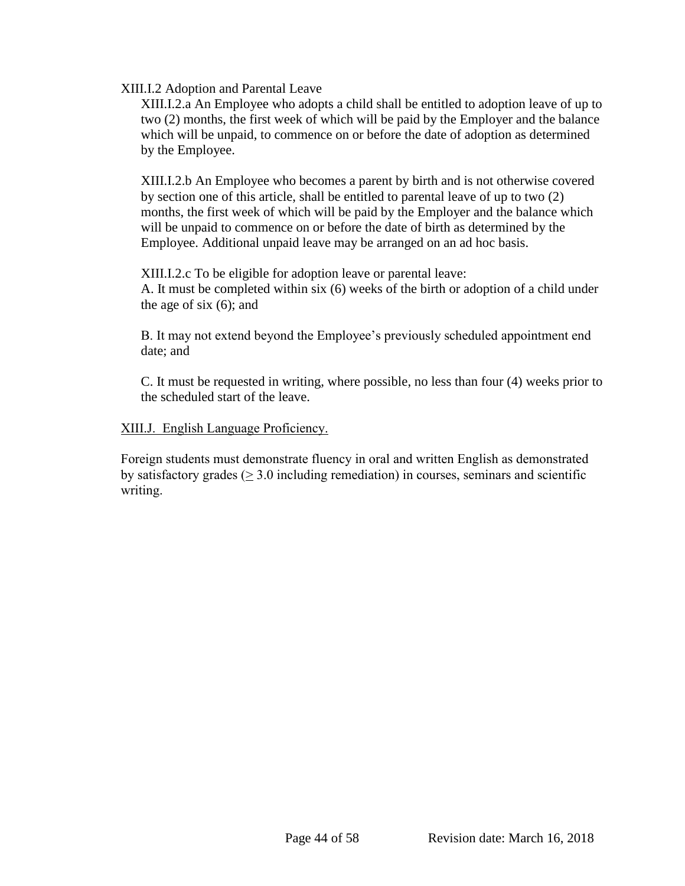XIII.I.2 Adoption and Parental Leave

XIII.I.2.a An Employee who adopts a child shall be entitled to adoption leave of up to two (2) months, the first week of which will be paid by the Employer and the balance which will be unpaid, to commence on or before the date of adoption as determined by the Employee.

XIII.I.2.b An Employee who becomes a parent by birth and is not otherwise covered by section one of this article, shall be entitled to parental leave of up to two (2) months, the first week of which will be paid by the Employer and the balance which will be unpaid to commence on or before the date of birth as determined by the Employee. Additional unpaid leave may be arranged on an ad hoc basis.

XIII.I.2.c To be eligible for adoption leave or parental leave:

A. It must be completed within six (6) weeks of the birth or adoption of a child under the age of six (6); and

B. It may not extend beyond the Employee's previously scheduled appointment end date; and

C. It must be requested in writing, where possible, no less than four (4) weeks prior to the scheduled start of the leave.

XIII.J. English Language Proficiency.

Foreign students must demonstrate fluency in oral and written English as demonstrated by satisfactory grades ($\geq$ 3.0 including remediation) in courses, seminars and scientific writing.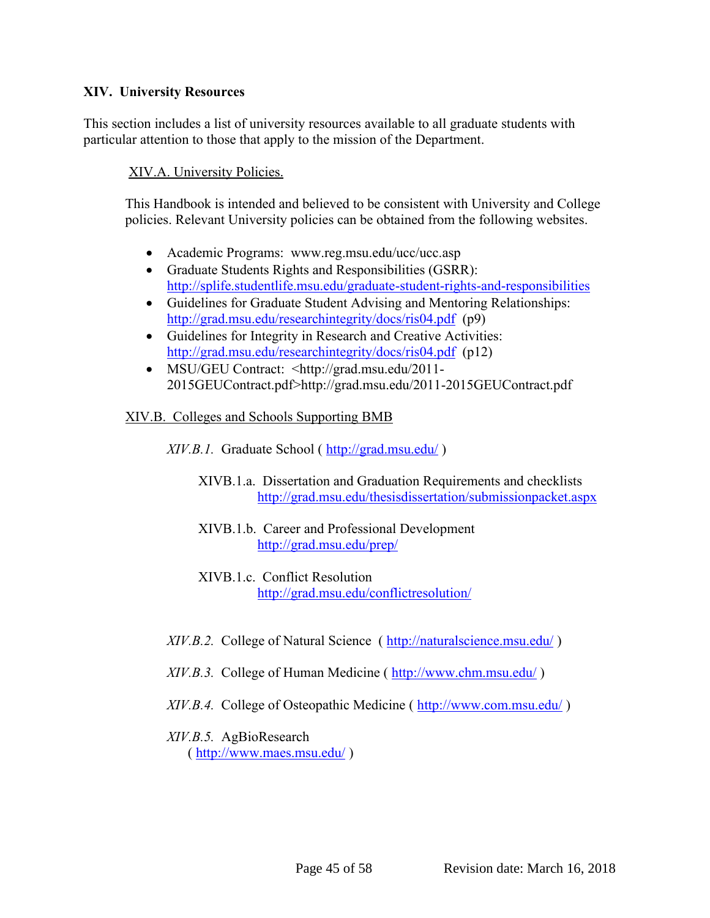## XIV. University Resources

This section includes a list of university resources available to all graduate students with particular attention to those that apply to the mission of the Department.

### XIV.A. University Policies.

This Handbook is intended and believed to be consistent with University and College policies. Relevant University policies can be obtained from the following websites.

- Academic Programs: www.reg.msu.edu/ucc/ucc.asp
- Graduate Students Rights and Responsibilities (GSRR): http://splife.studentlife.msu.edu/graduate-student-rights-and-responsibilities
- Guidelines for Graduate Student Advising and Mentoring Relationships: http://grad.msu.edu/researchintegrity/docs/ris04.pdf (p9)
- Guidelines for Integrity in Research and Creative Activities: http://grad.msu.edu/researchintegrity/docs/ris04.pdf (p12)
- MSU/GEU Contract: <http://grad.msu.edu/2011-2015GEUContract.pdf>http://grad.msu.edu/2011-2015GEUContract.pdf

### XIV.B. Colleges and Schools Supporting BMB

*XIV.B.1.* Graduate School ( http://grad.msu.edu/ )

XIVB.1.a. Dissertation and Graduation Requirements and checklists
http://grad.msu.edu/thesisdissertation/submissionpacket.aspx

XIVB.1.b. Career and Professional Development
http://grad.msu.edu/prep/

XIVB.1.c. Conflict Resolution
http://grad.msu.edu/conflictresolution/

*XIV.B.2.* College of Natural Science ( http://naturalscience.msu.edu/ )

*XIV.B.3.* College of Human Medicine ( http://www.chm.msu.edu/ )

*XIV.B.4.* College of Osteopathic Medicine ( http://www.com.msu.edu/ )

*XIV.B.5.* AgBioResearch
( http://www.maes.msu.edu/ )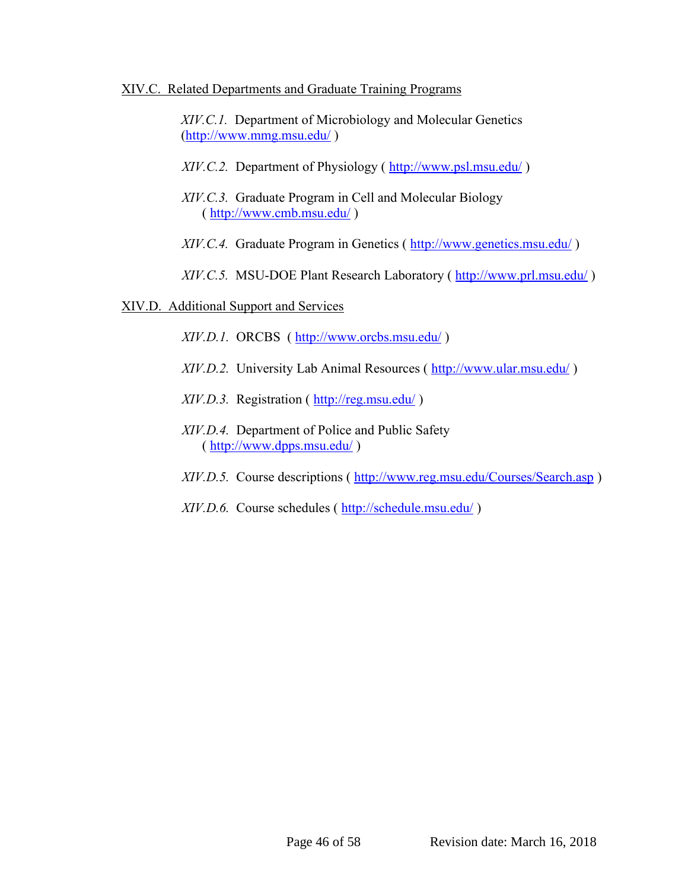## XIV.C. Related Departments and Graduate Training Programs

*XIV.C.1.* Department of Microbiology and Molecular Genetics (http://www.mmg.msu.edu/ )

*XIV.C.2.* Department of Physiology ( http://www.psl.msu.edu/ )

*XIV.C.3.* Graduate Program in Cell and Molecular Biology ( http://www.cmb.msu.edu/ )

*XIV.C.4.* Graduate Program in Genetics ( http://www.genetics.msu.edu/ )

*XIV.C.5.* MSU-DOE Plant Research Laboratory ( http://www.prl.msu.edu/ )

## XIV.D. Additional Support and Services

*XIV.D.1.* ORCBS ( http://www.orcbs.msu.edu/ )

*XIV.D.2.* University Lab Animal Resources ( http://www.ular.msu.edu/ )

*XIV.D.3.* Registration ( http://reg.msu.edu/ )

*XIV.D.4.* Department of Police and Public Safety ( http://www.dpps.msu.edu/ )

*XIV.D.5.* Course descriptions ( http://www.reg.msu.edu/Courses/Search.asp )

*XIV.D.6.* Course schedules ( http://schedule.msu.edu/ )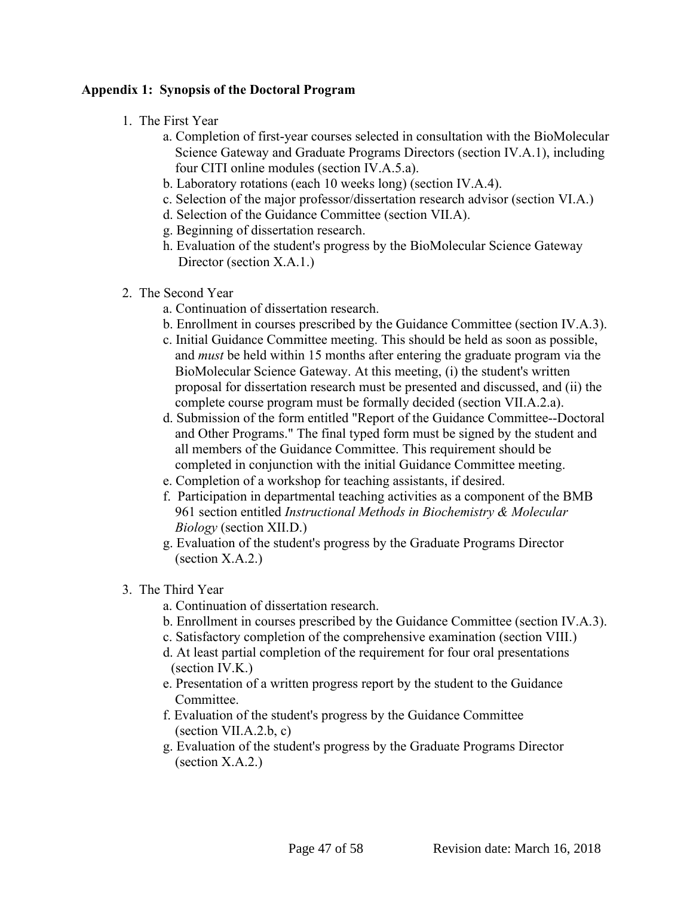**Appendix 1: Synopsis of the Doctoral Program**

1. The First Year
    a. Completion of first-year courses selected in consultation with the BioMolecular Science Gateway and Graduate Programs Directors (section IV.A.1), including four CITI online modules (section IV.A.5.a).
    b. Laboratory rotations (each 10 weeks long) (section IV.A.4).
    c. Selection of the major professor/dissertation research advisor (section VI.A.)
    d. Selection of the Guidance Committee (section VII.A).
    g. Beginning of dissertation research.
    h. Evaluation of the student's progress by the BioMolecular Science Gateway Director (section X.A.1.)

2. The Second Year
    a. Continuation of dissertation research.
    b. Enrollment in courses prescribed by the Guidance Committee (section IV.A.3).
    c. Initial Guidance Committee meeting. This should be held as soon as possible, and *must* be held within 15 months after entering the graduate program via the BioMolecular Science Gateway. At this meeting, (i) the student's written proposal for dissertation research must be presented and discussed, and (ii) the complete course program must be formally decided (section VII.A.2.a).
    d. Submission of the form entitled "Report of the Guidance Committee--Doctoral and Other Programs." The final typed form must be signed by the student and all members of the Guidance Committee. This requirement should be completed in conjunction with the initial Guidance Committee meeting.
    e. Completion of a workshop for teaching assistants, if desired.
    f. Participation in departmental teaching activities as a component of the BMB 961 section entitled *Instructional Methods in Biochemistry & Molecular Biology* (section XII.D.)
    g. Evaluation of the student's progress by the Graduate Programs Director (section X.A.2.)

3. The Third Year
    a. Continuation of dissertation research.
    b. Enrollment in courses prescribed by the Guidance Committee (section IV.A.3).
    c. Satisfactory completion of the comprehensive examination (section VIII.)
    d. At least partial completion of the requirement for four oral presentations (section IV.K.)
    e. Presentation of a written progress report by the student to the Guidance Committee.
    f. Evaluation of the student's progress by the Guidance Committee (section VII.A.2.b, c)
    g. Evaluation of the student's progress by the Graduate Programs Director (section X.A.2.)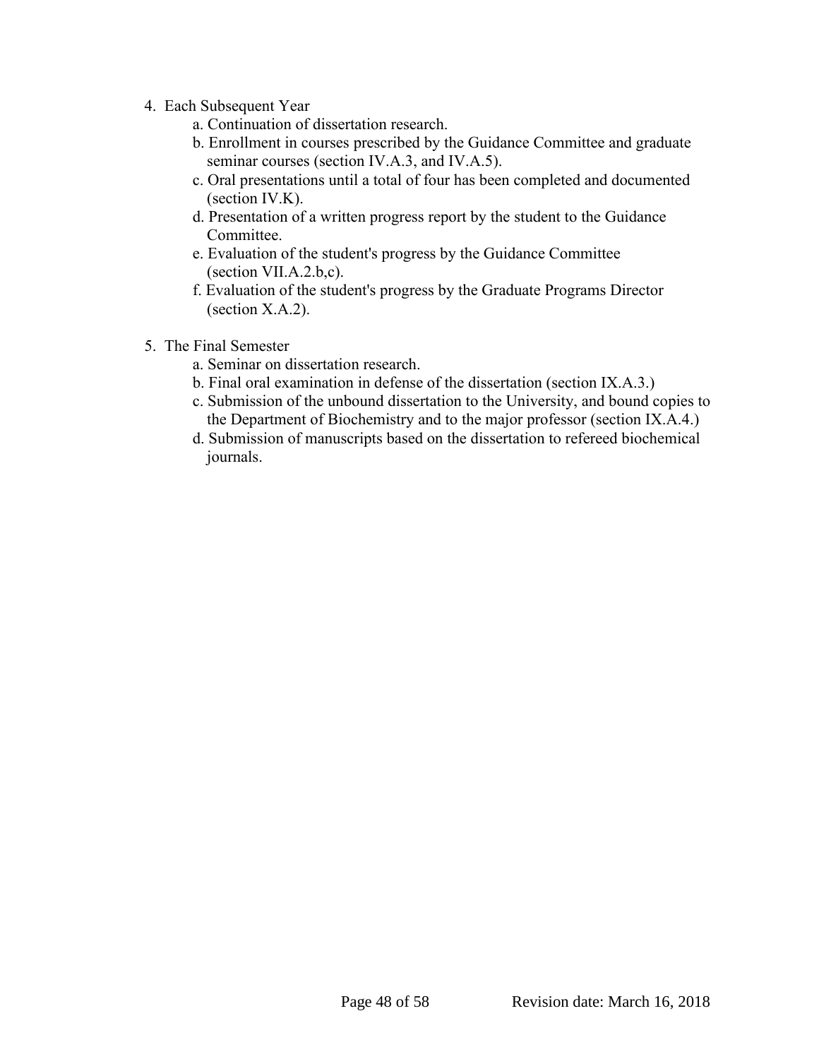4. Each Subsequent Year
    a. Continuation of dissertation research.
    b. Enrollment in courses prescribed by the Guidance Committee and graduate seminar courses (section IV.A.3, and IV.A.5).
    c. Oral presentations until a total of four has been completed and documented (section IV.K).
    d. Presentation of a written progress report by the student to the Guidance Committee.
    e. Evaluation of the student's progress by the Guidance Committee (section VII.A.2.b,c).
    f. Evaluation of the student's progress by the Graduate Programs Director (section X.A.2).

5. The Final Semester
    a. Seminar on dissertation research.
    b. Final oral examination in defense of the dissertation (section IX.A.3.)
    c. Submission of the unbound dissertation to the University, and bound copies to the Department of Biochemistry and to the major professor (section IX.A.4.)
    d. Submission of manuscripts based on the dissertation to refereed biochemical journals.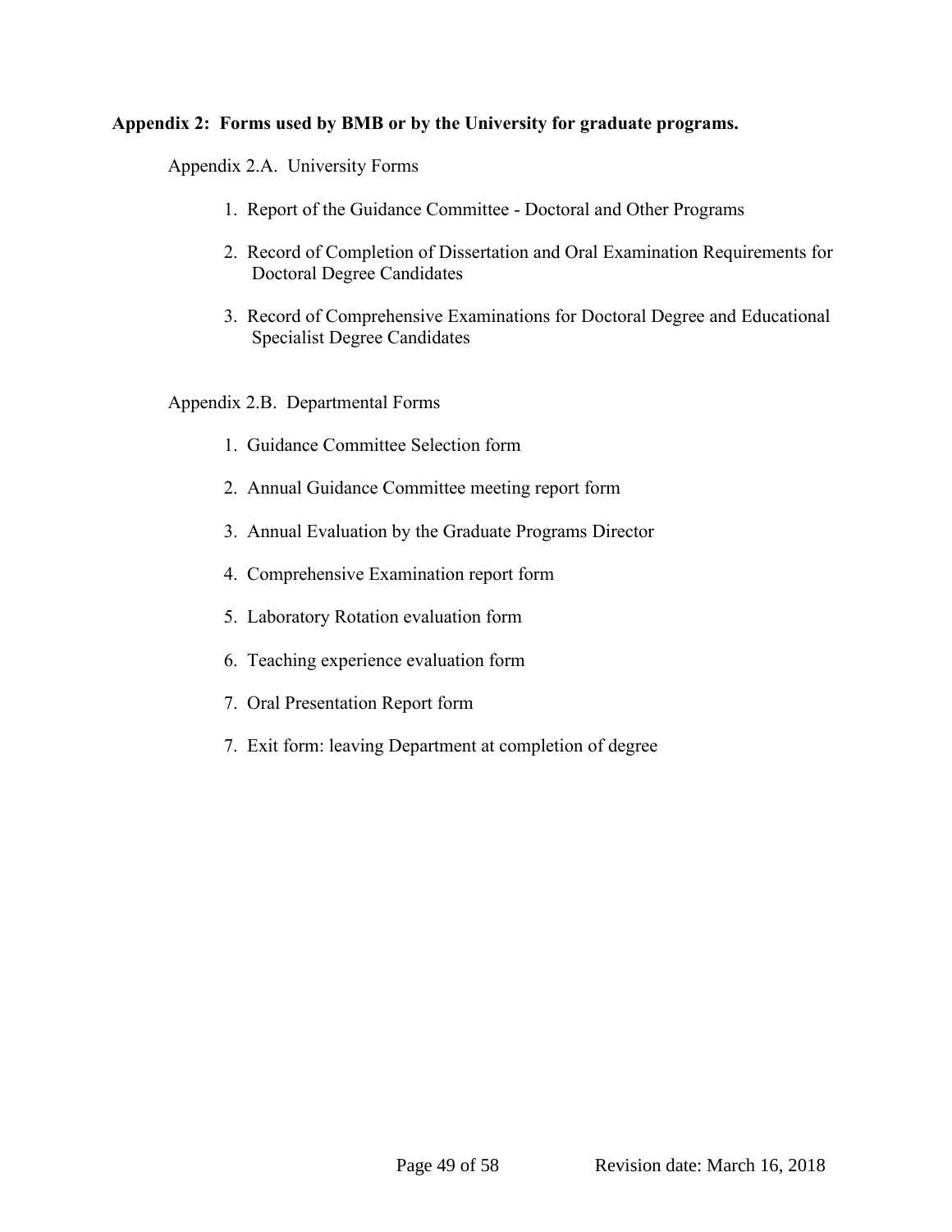**Appendix 2: Forms used by BMB or by the University for graduate programs.**

Appendix 2.A. University Forms

1. Report of the Guidance Committee - Doctoral and Other Programs
2. Record of Completion of Dissertation and Oral Examination Requirements for Doctoral Degree Candidates
3. Record of Comprehensive Examinations for Doctoral Degree and Educational Specialist Degree Candidates

Appendix 2.B. Departmental Forms

1. Guidance Committee Selection form
2. Annual Guidance Committee meeting report form
3. Annual Evaluation by the Graduate Programs Director
4. Comprehensive Examination report form
5. Laboratory Rotation evaluation form
6. Teaching experience evaluation form
7. Oral Presentation Report form

7\. Exit form: leaving Department at completion of degree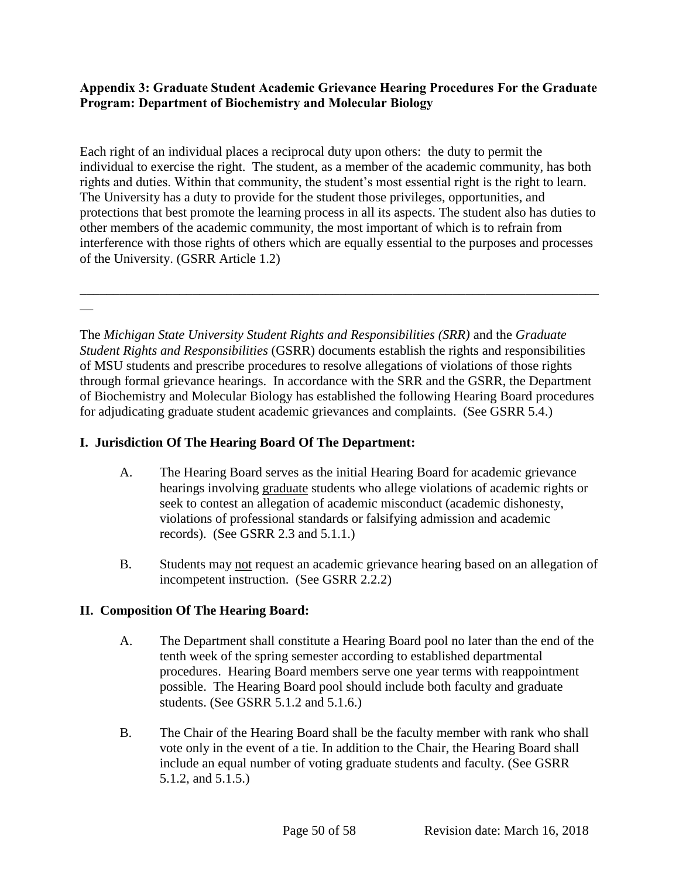**Appendix 3: Graduate Student Academic Grievance Hearing Procedures For the Graduate Program: Department of Biochemistry and Molecular Biology**

Each right of an individual places a reciprocal duty upon others: the duty to permit the individual to exercise the right. The student, as a member of the academic community, has both rights and duties. Within that community, the student's most essential right is the right to learn. The University has a duty to provide for the student those privileges, opportunities, and protections that best promote the learning process in all its aspects. The student also has duties to other members of the academic community, the most important of which is to refrain from interference with those rights of others which are equally essential to the purposes and processes of the University. (GSRR Article 1.2)

---

The *Michigan State University Student Rights and Responsibilities (SRR)* and the *Graduate Student Rights and Responsibilities* (GSRR) documents establish the rights and responsibilities of MSU students and prescribe procedures to resolve allegations of violations of those rights through formal grievance hearings. In accordance with the SRR and the GSRR, the Department of Biochemistry and Molecular Biology has established the following Hearing Board procedures for adjudicating graduate student academic grievances and complaints. (See GSRR 5.4.)

**I. Jurisdiction Of The Hearing Board Of The Department:**

A. The Hearing Board serves as the initial Hearing Board for academic grievance hearings involving graduate students who allege violations of academic rights or seek to contest an allegation of academic misconduct (academic dishonesty, violations of professional standards or falsifying admission and academic records). (See GSRR 2.3 and 5.1.1.)

B. Students may not request an academic grievance hearing based on an allegation of incompetent instruction. (See GSRR 2.2.2)

**II. Composition Of The Hearing Board:**

A. The Department shall constitute a Hearing Board pool no later than the end of the tenth week of the spring semester according to established departmental procedures. Hearing Board members serve one year terms with reappointment possible. The Hearing Board pool should include both faculty and graduate students. (See GSRR 5.1.2 and 5.1.6.)

B. The Chair of the Hearing Board shall be the faculty member with rank who shall vote only in the event of a tie. In addition to the Chair, the Hearing Board shall include an equal number of voting graduate students and faculty. (See GSRR 5.1.2, and 5.1.5.)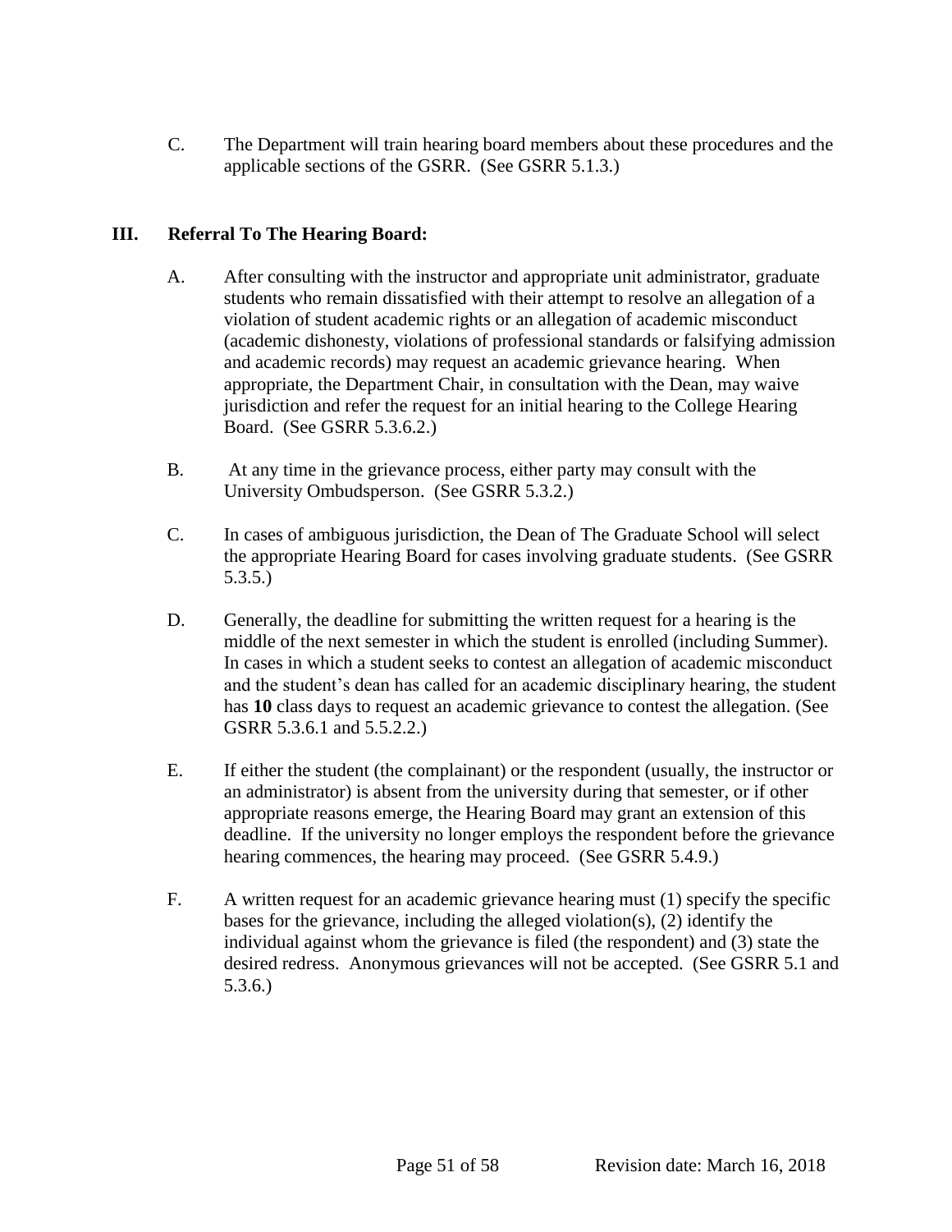C. The Department will train hearing board members about these procedures and the applicable sections of the GSRR. (See GSRR 5.1.3.)

## III. Referral To The Hearing Board:

A. After consulting with the instructor and appropriate unit administrator, graduate students who remain dissatisfied with their attempt to resolve an allegation of a violation of student academic rights or an allegation of academic misconduct (academic dishonesty, violations of professional standards or falsifying admission and academic records) may request an academic grievance hearing. When appropriate, the Department Chair, in consultation with the Dean, may waive jurisdiction and refer the request for an initial hearing to the College Hearing Board. (See GSRR 5.3.6.2.)

B. At any time in the grievance process, either party may consult with the University Ombudsperson. (See GSRR 5.3.2.)

C. In cases of ambiguous jurisdiction, the Dean of The Graduate School will select the appropriate Hearing Board for cases involving graduate students. (See GSRR 5.3.5.)

D. Generally, the deadline for submitting the written request for a hearing is the middle of the next semester in which the student is enrolled (including Summer). In cases in which a student seeks to contest an allegation of academic misconduct and the student's dean has called for an academic disciplinary hearing, the student has **10** class days to request an academic grievance to contest the allegation. (See GSRR 5.3.6.1 and 5.5.2.2.)

E. If either the student (the complainant) or the respondent (usually, the instructor or an administrator) is absent from the university during that semester, or if other appropriate reasons emerge, the Hearing Board may grant an extension of this deadline. If the university no longer employs the respondent before the grievance hearing commences, the hearing may proceed. (See GSRR 5.4.9.)

F. A written request for an academic grievance hearing must (1) specify the specific bases for the grievance, including the alleged violation(s), (2) identify the individual against whom the grievance is filed (the respondent) and (3) state the desired redress. Anonymous grievances will not be accepted. (See GSRR 5.1 and 5.3.6.)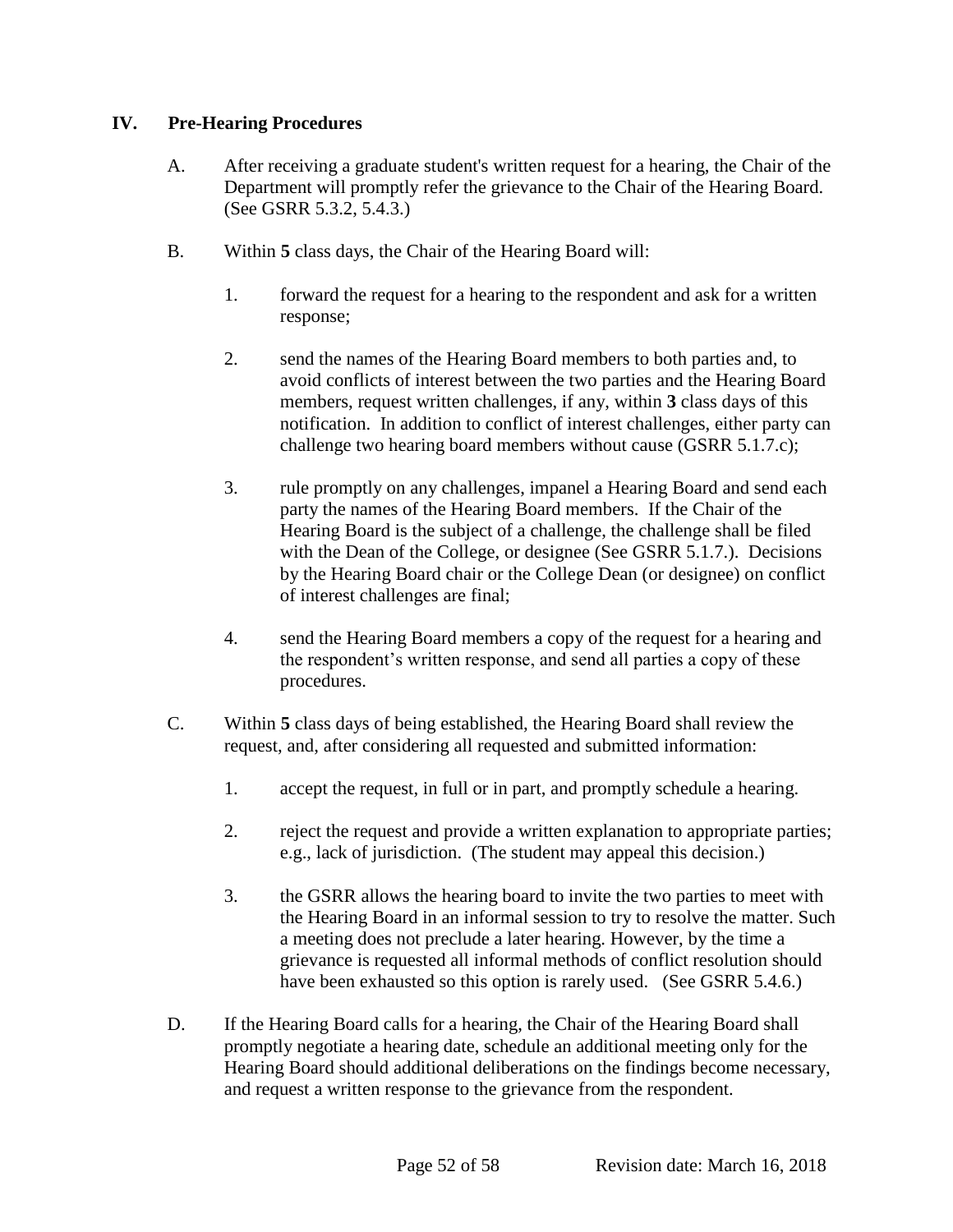## IV. Pre-Hearing Procedures

A. After receiving a graduate student's written request for a hearing, the Chair of the Department will promptly refer the grievance to the Chair of the Hearing Board. (See GSRR 5.3.2, 5.4.3.)

B. Within **5** class days, the Chair of the Hearing Board will:

1. forward the request for a hearing to the respondent and ask for a written response;

2. send the names of the Hearing Board members to both parties and, to avoid conflicts of interest between the two parties and the Hearing Board members, request written challenges, if any, within **3** class days of this notification. In addition to conflict of interest challenges, either party can challenge two hearing board members without cause (GSRR 5.1.7.c);

3. rule promptly on any challenges, impanel a Hearing Board and send each party the names of the Hearing Board members. If the Chair of the Hearing Board is the subject of a challenge, the challenge shall be filed with the Dean of the College, or designee (See GSRR 5.1.7.). Decisions by the Hearing Board chair or the College Dean (or designee) on conflict of interest challenges are final;

4. send the Hearing Board members a copy of the request for a hearing and the respondent's written response, and send all parties a copy of these procedures.

C. Within **5** class days of being established, the Hearing Board shall review the request, and, after considering all requested and submitted information:

1. accept the request, in full or in part, and promptly schedule a hearing.

2. reject the request and provide a written explanation to appropriate parties; e.g., lack of jurisdiction. (The student may appeal this decision.)

3. the GSRR allows the hearing board to invite the two parties to meet with the Hearing Board in an informal session to try to resolve the matter. Such a meeting does not preclude a later hearing. However, by the time a grievance is requested all informal methods of conflict resolution should have been exhausted so this option is rarely used. (See GSRR 5.4.6.)

D. If the Hearing Board calls for a hearing, the Chair of the Hearing Board shall promptly negotiate a hearing date, schedule an additional meeting only for the Hearing Board should additional deliberations on the findings become necessary, and request a written response to the grievance from the respondent.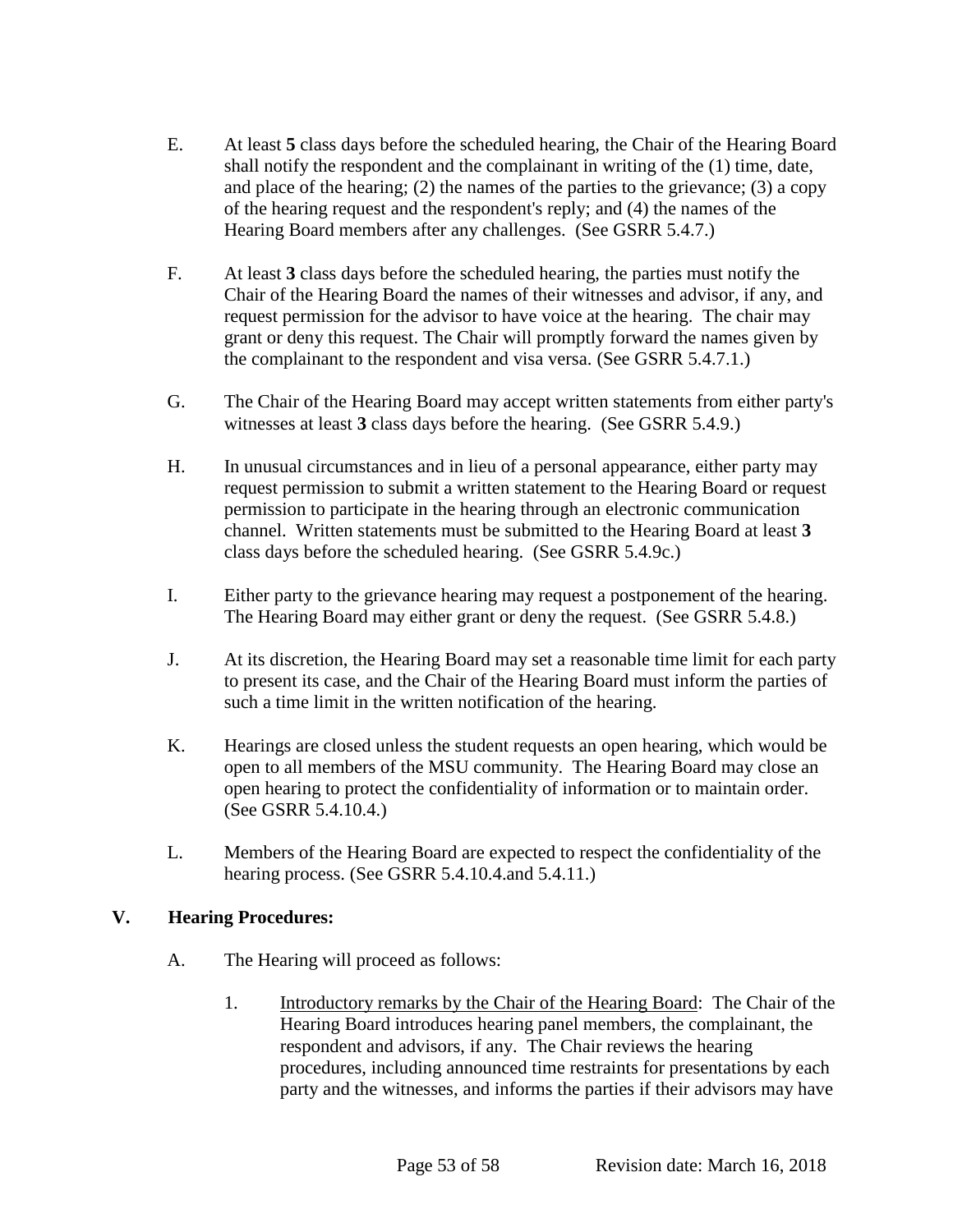E. At least **5** class days before the scheduled hearing, the Chair of the Hearing Board shall notify the respondent and the complainant in writing of the (1) time, date, and place of the hearing; (2) the names of the parties to the grievance; (3) a copy of the hearing request and the respondent's reply; and (4) the names of the Hearing Board members after any challenges. (See GSRR 5.4.7.)

F. At least **3** class days before the scheduled hearing, the parties must notify the Chair of the Hearing Board the names of their witnesses and advisor, if any, and request permission for the advisor to have voice at the hearing. The chair may grant or deny this request. The Chair will promptly forward the names given by the complainant to the respondent and visa versa. (See GSRR 5.4.7.1.)

G. The Chair of the Hearing Board may accept written statements from either party's witnesses at least **3** class days before the hearing. (See GSRR 5.4.9.)

H. In unusual circumstances and in lieu of a personal appearance, either party may request permission to submit a written statement to the Hearing Board or request permission to participate in the hearing through an electronic communication channel. Written statements must be submitted to the Hearing Board at least **3** class days before the scheduled hearing. (See GSRR 5.4.9c.)

I. Either party to the grievance hearing may request a postponement of the hearing. The Hearing Board may either grant or deny the request. (See GSRR 5.4.8.)

J. At its discretion, the Hearing Board may set a reasonable time limit for each party to present its case, and the Chair of the Hearing Board must inform the parties of such a time limit in the written notification of the hearing.

K. Hearings are closed unless the student requests an open hearing, which would be open to all members of the MSU community. The Hearing Board may close an open hearing to protect the confidentiality of information or to maintain order. (See GSRR 5.4.10.4.)

L. Members of the Hearing Board are expected to respect the confidentiality of the hearing process. (See GSRR 5.4.10.4.and 5.4.11.)

## V. Hearing Procedures:

A. The Hearing will proceed as follows:

1. Introductory remarks by the Chair of the Hearing Board: The Chair of the Hearing Board introduces hearing panel members, the complainant, the respondent and advisors, if any. The Chair reviews the hearing procedures, including announced time restraints for presentations by each party and the witnesses, and informs the parties if their advisors may have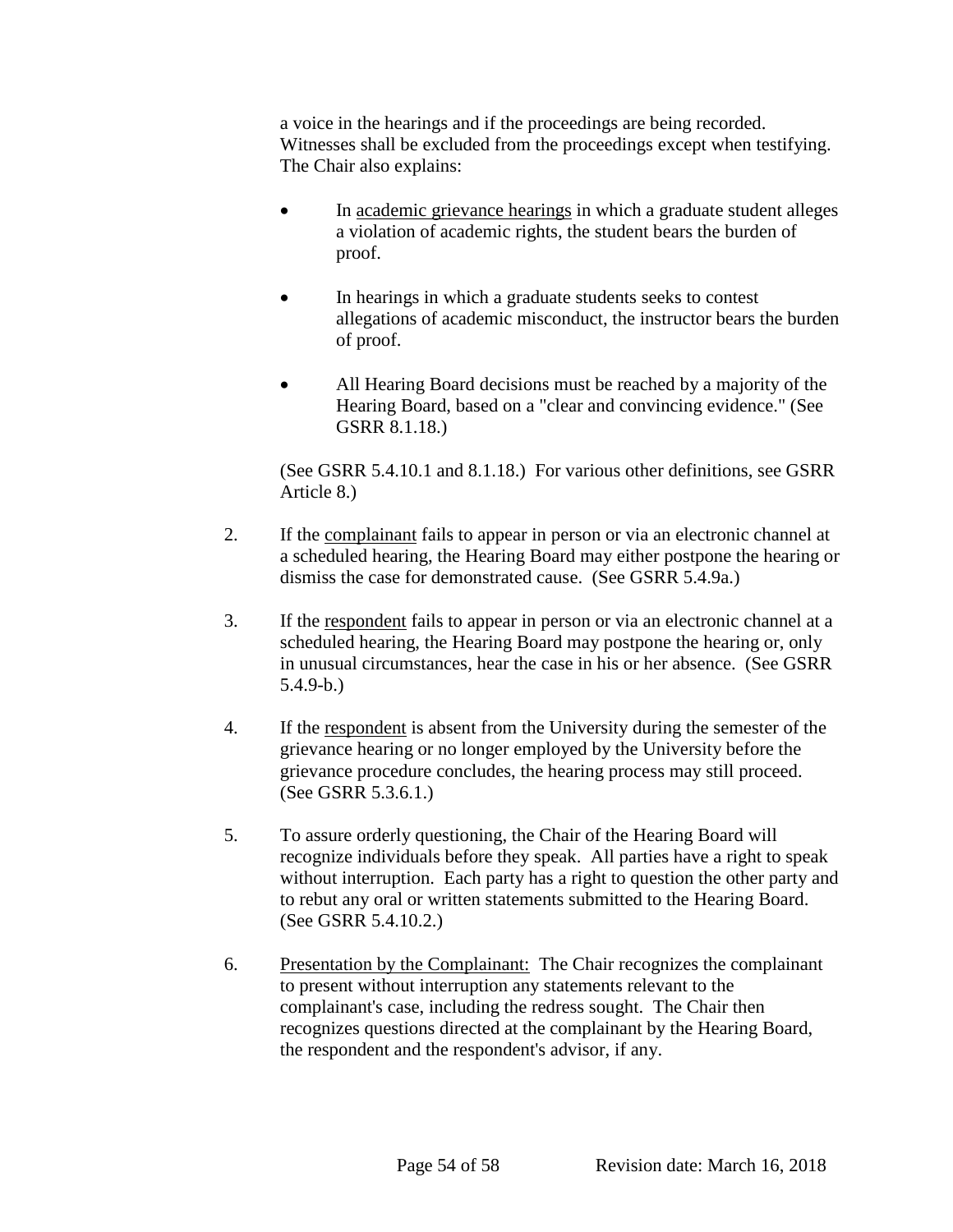a voice in the hearings and if the proceedings are being recorded. Witnesses shall be excluded from the proceedings except when testifying. The Chair also explains:

- In academic grievance hearings in which a graduate student alleges a violation of academic rights, the student bears the burden of proof.

- In hearings in which a graduate students seeks to contest allegations of academic misconduct, the instructor bears the burden of proof.

- All Hearing Board decisions must be reached by a majority of the Hearing Board, based on a "clear and convincing evidence." (See GSRR 8.1.18.)

(See GSRR 5.4.10.1 and 8.1.18.) For various other definitions, see GSRR Article 8.)

2. If the complainant fails to appear in person or via an electronic channel at a scheduled hearing, the Hearing Board may either postpone the hearing or dismiss the case for demonstrated cause. (See GSRR 5.4.9a.)

3. If the respondent fails to appear in person or via an electronic channel at a scheduled hearing, the Hearing Board may postpone the hearing or, only in unusual circumstances, hear the case in his or her absence. (See GSRR 5.4.9-b.)

4. If the respondent is absent from the University during the semester of the grievance hearing or no longer employed by the University before the grievance procedure concludes, the hearing process may still proceed. (See GSRR 5.3.6.1.)

5. To assure orderly questioning, the Chair of the Hearing Board will recognize individuals before they speak. All parties have a right to speak without interruption. Each party has a right to question the other party and to rebut any oral or written statements submitted to the Hearing Board. (See GSRR 5.4.10.2.)

6. Presentation by the Complainant: The Chair recognizes the complainant to present without interruption any statements relevant to the complainant's case, including the redress sought. The Chair then recognizes questions directed at the complainant by the Hearing Board, the respondent and the respondent's advisor, if any.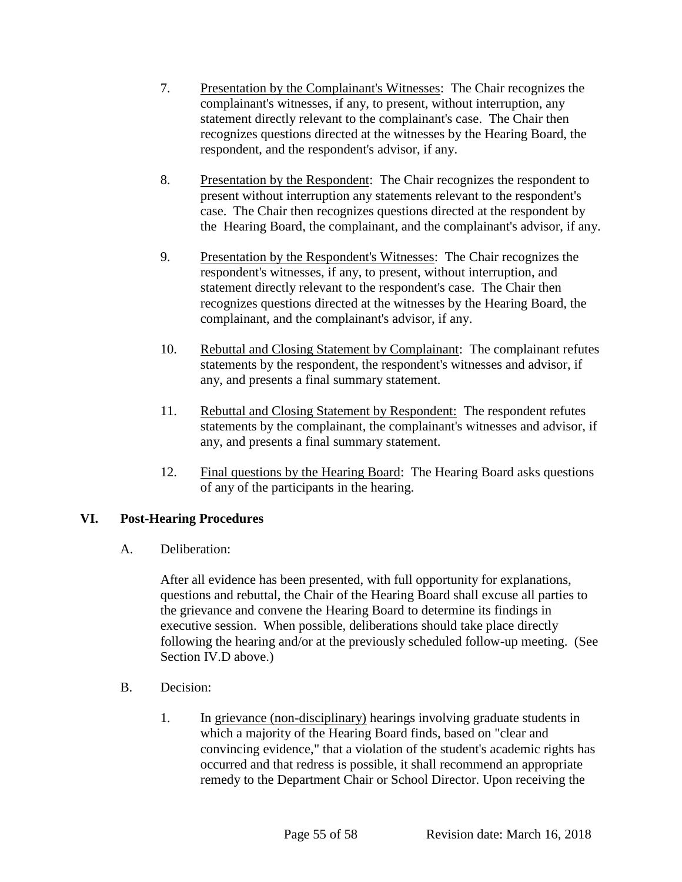7. Presentation by the Complainant's Witnesses: The Chair recognizes the complainant's witnesses, if any, to present, without interruption, any statement directly relevant to the complainant's case. The Chair then recognizes questions directed at the witnesses by the Hearing Board, the respondent, and the respondent's advisor, if any.

8. Presentation by the Respondent: The Chair recognizes the respondent to present without interruption any statements relevant to the respondent's case. The Chair then recognizes questions directed at the respondent by the Hearing Board, the complainant, and the complainant's advisor, if any.

9. Presentation by the Respondent's Witnesses: The Chair recognizes the respondent's witnesses, if any, to present, without interruption, and statement directly relevant to the respondent's case. The Chair then recognizes questions directed at the witnesses by the Hearing Board, the complainant, and the complainant's advisor, if any.

10. Rebuttal and Closing Statement by Complainant: The complainant refutes statements by the respondent, the respondent's witnesses and advisor, if any, and presents a final summary statement.

11. Rebuttal and Closing Statement by Respondent: The respondent refutes statements by the complainant, the complainant's witnesses and advisor, if any, and presents a final summary statement.

12. Final questions by the Hearing Board: The Hearing Board asks questions of any of the participants in the hearing.

## VI. Post-Hearing Procedures

A. Deliberation:

After all evidence has been presented, with full opportunity for explanations, questions and rebuttal, the Chair of the Hearing Board shall excuse all parties to the grievance and convene the Hearing Board to determine its findings in executive session. When possible, deliberations should take place directly following the hearing and/or at the previously scheduled follow-up meeting. (See Section IV.D above.)

B. Decision:

1. In grievance (non-disciplinary) hearings involving graduate students in which a majority of the Hearing Board finds, based on "clear and convincing evidence," that a violation of the student's academic rights has occurred and that redress is possible, it shall recommend an appropriate remedy to the Department Chair or School Director. Upon receiving the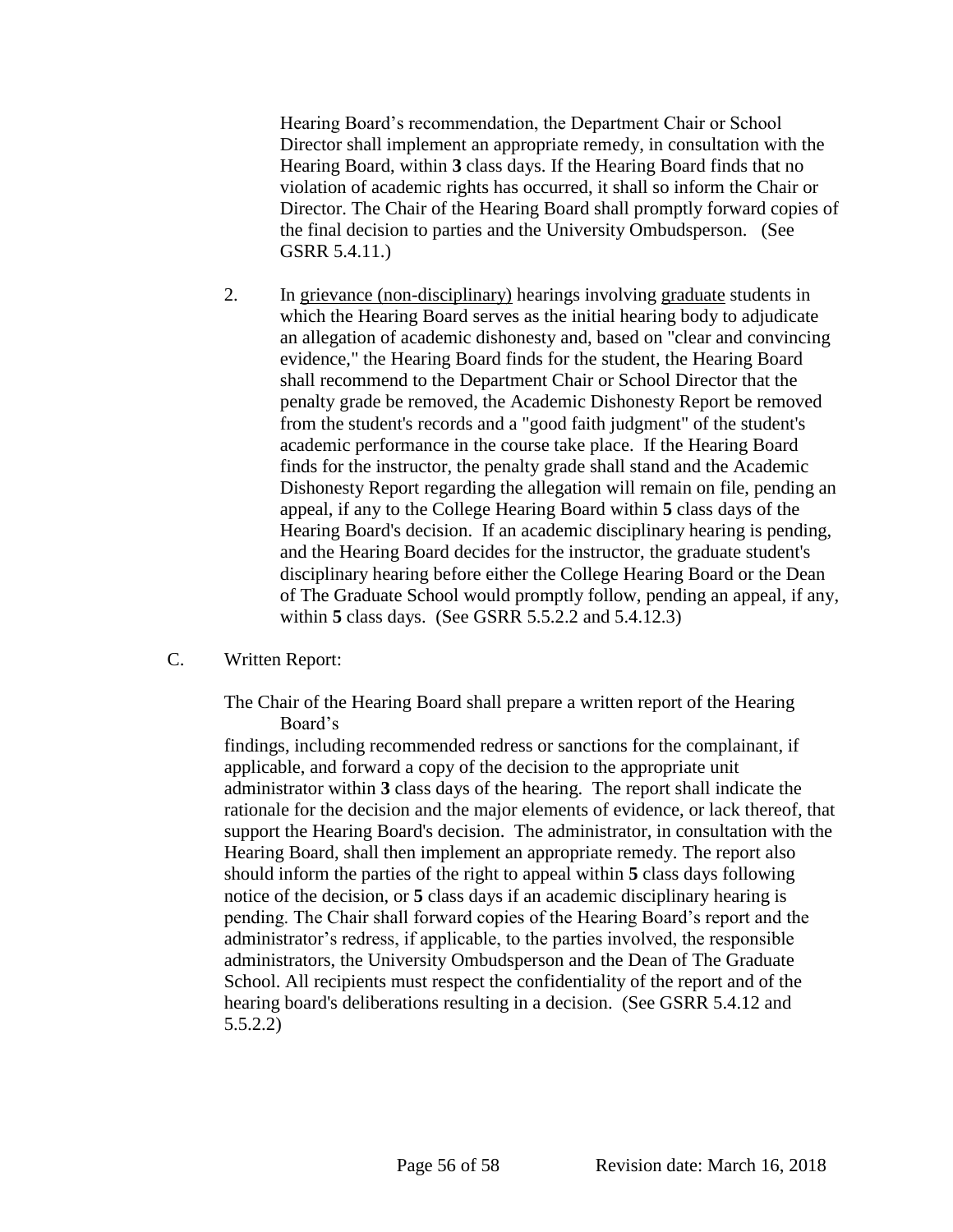Hearing Board's recommendation, the Department Chair or School Director shall implement an appropriate remedy, in consultation with the Hearing Board, within **3** class days. If the Hearing Board finds that no violation of academic rights has occurred, it shall so inform the Chair or Director. The Chair of the Hearing Board shall promptly forward copies of the final decision to parties and the University Ombudsperson. (See GSRR 5.4.11.)

2. In grievance (non-disciplinary) hearings involving graduate students in which the Hearing Board serves as the initial hearing body to adjudicate an allegation of academic dishonesty and, based on "clear and convincing evidence," the Hearing Board finds for the student, the Hearing Board shall recommend to the Department Chair or School Director that the penalty grade be removed, the Academic Dishonesty Report be removed from the student's records and a "good faith judgment" of the student's academic performance in the course take place. If the Hearing Board finds for the instructor, the penalty grade shall stand and the Academic Dishonesty Report regarding the allegation will remain on file, pending an appeal, if any to the College Hearing Board within **5** class days of the Hearing Board's decision. If an academic disciplinary hearing is pending, and the Hearing Board decides for the instructor, the graduate student's disciplinary hearing before either the College Hearing Board or the Dean of The Graduate School would promptly follow, pending an appeal, if any, within **5** class days. (See GSRR 5.5.2.2 and 5.4.12.3)

C. Written Report:

The Chair of the Hearing Board shall prepare a written report of the Hearing Board's findings, including recommended redress or sanctions for the complainant, if applicable, and forward a copy of the decision to the appropriate unit administrator within **3** class days of the hearing. The report shall indicate the rationale for the decision and the major elements of evidence, or lack thereof, that support the Hearing Board's decision. The administrator, in consultation with the Hearing Board, shall then implement an appropriate remedy. The report also should inform the parties of the right to appeal within **5** class days following notice of the decision, or **5** class days if an academic disciplinary hearing is pending. The Chair shall forward copies of the Hearing Board's report and the administrator's redress, if applicable, to the parties involved, the responsible administrators, the University Ombudsperson and the Dean of The Graduate School. All recipients must respect the confidentiality of the report and of the hearing board's deliberations resulting in a decision. (See GSRR 5.4.12 and 5.5.2.2)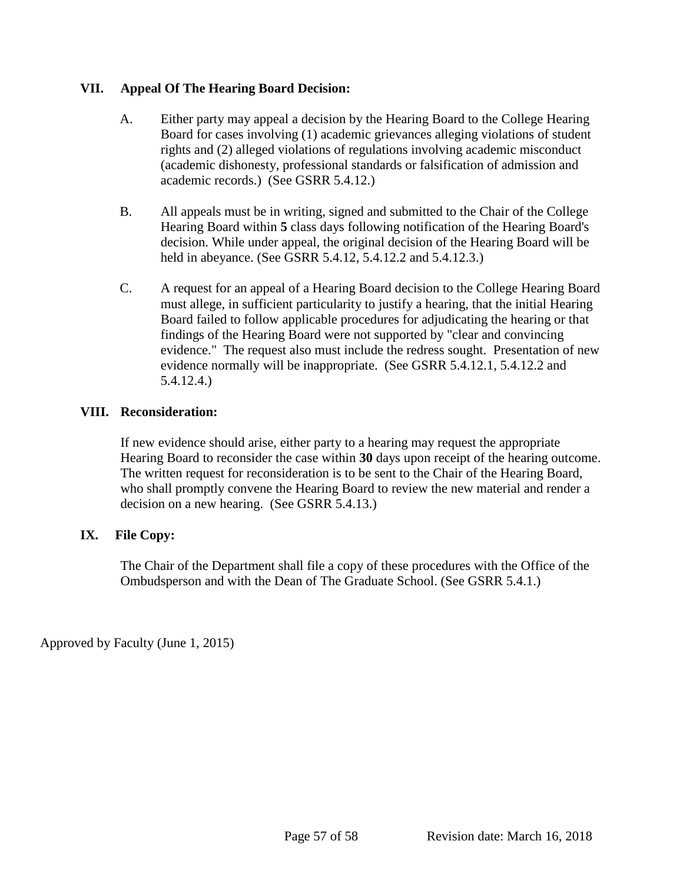## VII. Appeal Of The Hearing Board Decision:

A. Either party may appeal a decision by the Hearing Board to the College Hearing Board for cases involving (1) academic grievances alleging violations of student rights and (2) alleged violations of regulations involving academic misconduct (academic dishonesty, professional standards or falsification of admission and academic records.) (See GSRR 5.4.12.)

B. All appeals must be in writing, signed and submitted to the Chair of the College Hearing Board within **5** class days following notification of the Hearing Board's decision. While under appeal, the original decision of the Hearing Board will be held in abeyance. (See GSRR 5.4.12, 5.4.12.2 and 5.4.12.3.)

C. A request for an appeal of a Hearing Board decision to the College Hearing Board must allege, in sufficient particularity to justify a hearing, that the initial Hearing Board failed to follow applicable procedures for adjudicating the hearing or that findings of the Hearing Board were not supported by "clear and convincing evidence." The request also must include the redress sought. Presentation of new evidence normally will be inappropriate. (See GSRR 5.4.12.1, 5.4.12.2 and 5.4.12.4.)

## VIII. Reconsideration:

If new evidence should arise, either party to a hearing may request the appropriate Hearing Board to reconsider the case within **30** days upon receipt of the hearing outcome. The written request for reconsideration is to be sent to the Chair of the Hearing Board, who shall promptly convene the Hearing Board to review the new material and render a decision on a new hearing. (See GSRR 5.4.13.)

## IX. File Copy:

The Chair of the Department shall file a copy of these procedures with the Office of the Ombudsperson and with the Dean of The Graduate School. (See GSRR 5.4.1.)

Approved by Faculty (June 1, 2015)